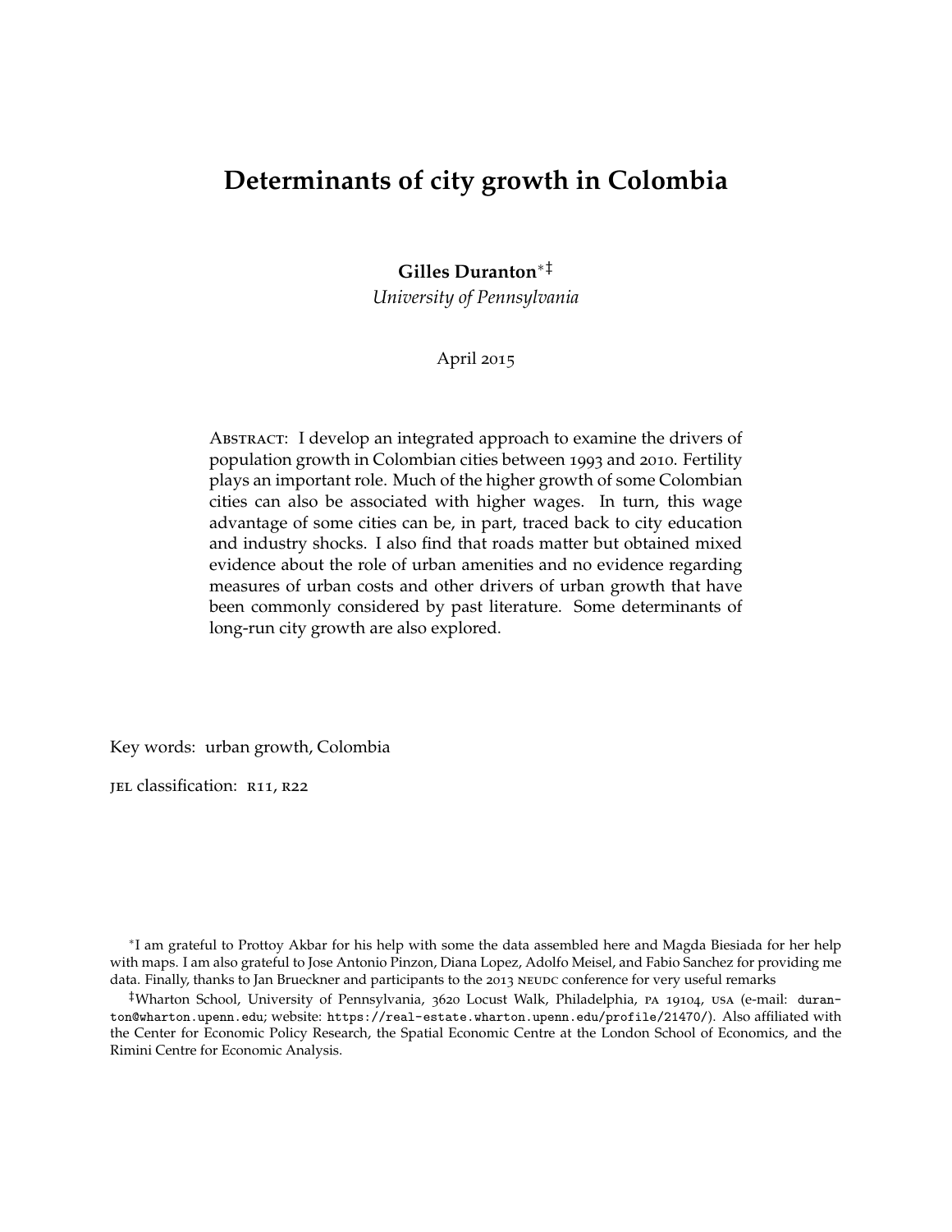# Determinants of city growth in Colombia

**Gilles Duranton**[*‡]

*University of Pennsylvania*

April 2015

Abstract: I develop an integrated approach to examine the drivers of population growth in Colombian cities between 1993 and 2010. Fertility plays an important role. Much of the higher growth of some Colombian cities can also be associated with higher wages. In turn, this wage advantage of some cities can be, in part, traced back to city education and industry shocks. I also find that roads matter but obtained mixed evidence about the role of urban amenities and no evidence regarding measures of urban costs and other drivers of urban growth that have been commonly considered by past literature. Some determinants of long-run city growth are also explored.

Key words: urban growth, Colombia

jel classification: r11, r22

[*] I am grateful to Prottoy Akbar for his help with some the data assembled here and Magda Biesiada for her help with maps. I am also grateful to Jose Antonio Pinzon, Diana Lopez, Adolfo Meisel, and Fabio Sanchez for providing me data. Finally, thanks to Jan Brueckner and participants to the 2013 neudc conference for very useful remarks

[‡] Wharton School, University of Pennsylvania, 3620 Locust Walk, Philadelphia, pa 19104, usa (e-mail: `duranton@wharton.upenn.edu`; website: `https://real-estate.wharton.upenn.edu/profile/21470/`). Also affiliated with the Center for Economic Policy Research, the Spatial Economic Centre at the London School of Economics, and the Rimini Centre for Economic Analysis.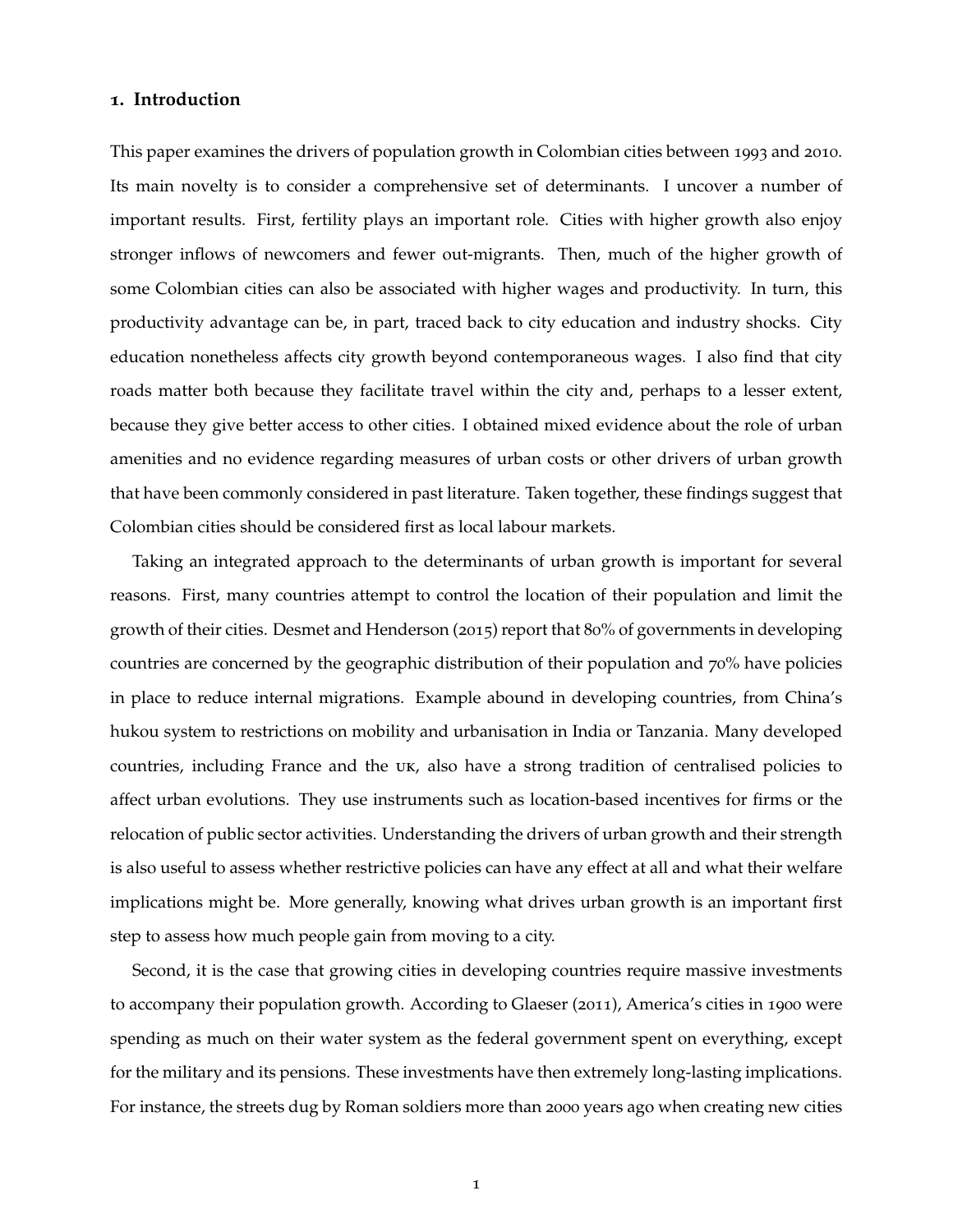## 1. Introduction

This paper examines the drivers of population growth in Colombian cities between 1993 and 2010. Its main novelty is to consider a comprehensive set of determinants. I uncover a number of important results. First, fertility plays an important role. Cities with higher growth also enjoy stronger inflows of newcomers and fewer out-migrants. Then, much of the higher growth of some Colombian cities can also be associated with higher wages and productivity. In turn, this productivity advantage can be, in part, traced back to city education and industry shocks. City education nonetheless affects city growth beyond contemporaneous wages. I also find that city roads matter both because they facilitate travel within the city and, perhaps to a lesser extent, because they give better access to other cities. I obtained mixed evidence about the role of urban amenities and no evidence regarding measures of urban costs or other drivers of urban growth that have been commonly considered in past literature. Taken together, these findings suggest that Colombian cities should be considered first as local labour markets.

Taking an integrated approach to the determinants of urban growth is important for several reasons. First, many countries attempt to control the location of their population and limit the growth of their cities. Desmet and Henderson (2015) report that 80% of governments in developing countries are concerned by the geographic distribution of their population and 70% have policies in place to reduce internal migrations. Example abound in developing countries, from China's hukou system to restrictions on mobility and urbanisation in India or Tanzania. Many developed countries, including France and the UK, also have a strong tradition of centralised policies to affect urban evolutions. They use instruments such as location-based incentives for firms or the relocation of public sector activities. Understanding the drivers of urban growth and their strength is also useful to assess whether restrictive policies can have any effect at all and what their welfare implications might be. More generally, knowing what drives urban growth is an important first step to assess how much people gain from moving to a city.

Second, it is the case that growing cities in developing countries require massive investments to accompany their population growth. According to Glaeser (2011), America's cities in 1900 were spending as much on their water system as the federal government spent on everything, except for the military and its pensions. These investments have then extremely long-lasting implications. For instance, the streets dug by Roman soldiers more than 2000 years ago when creating new cities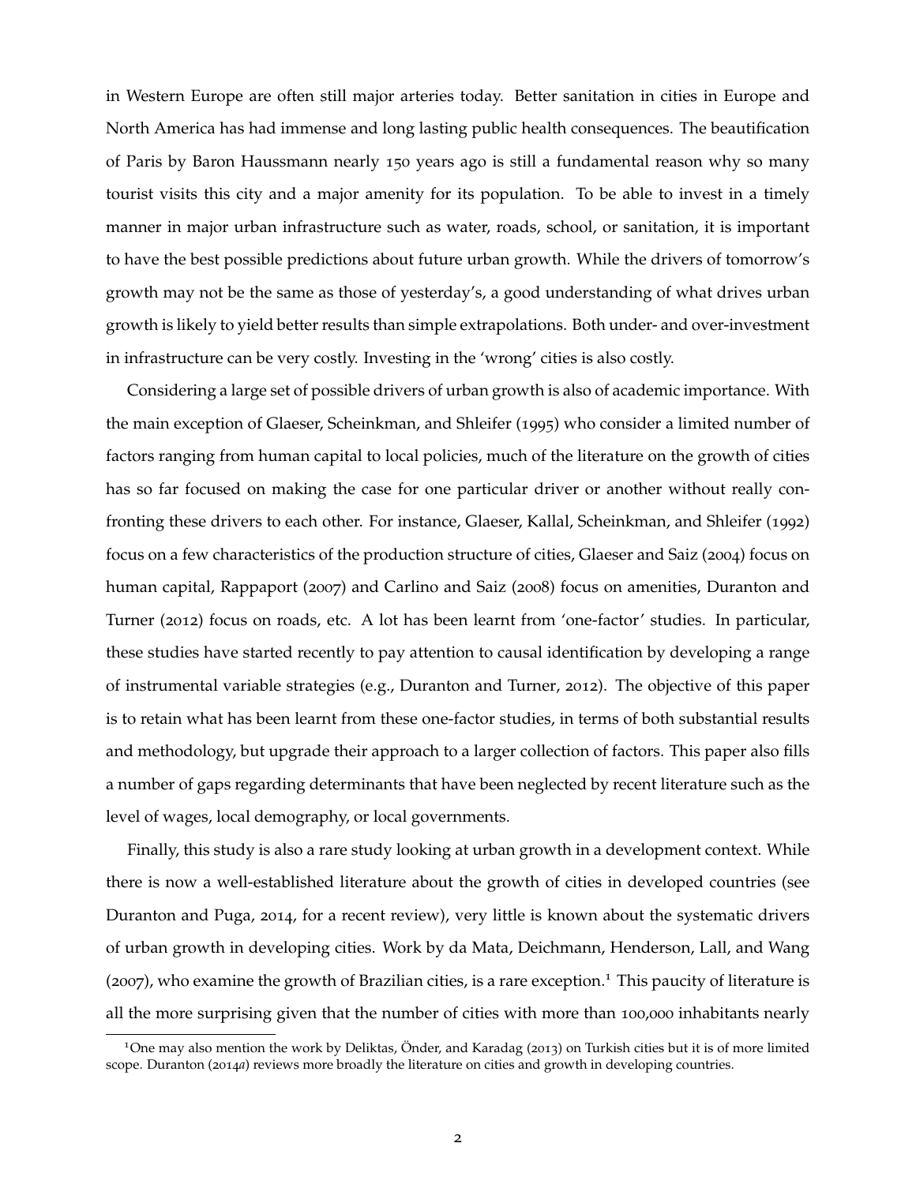in Western Europe are often still major arteries today. Better sanitation in cities in Europe and North America has had immense and long lasting public health consequences. The beautification of Paris by Baron Haussmann nearly 150 years ago is still a fundamental reason why so many tourist visits this city and a major amenity for its population. To be able to invest in a timely manner in major urban infrastructure such as water, roads, school, or sanitation, it is important to have the best possible predictions about future urban growth. While the drivers of tomorrow's growth may not be the same as those of yesterday's, a good understanding of what drives urban growth is likely to yield better results than simple extrapolations. Both under- and over-investment in infrastructure can be very costly. Investing in the 'wrong' cities is also costly.

Considering a large set of possible drivers of urban growth is also of academic importance. With the main exception of Glaeser, Scheinkman, and Shleifer (1995) who consider a limited number of factors ranging from human capital to local policies, much of the literature on the growth of cities has so far focused on making the case for one particular driver or another without really confronting these drivers to each other. For instance, Glaeser, Kallal, Scheinkman, and Shleifer (1992) focus on a few characteristics of the production structure of cities, Glaeser and Saiz (2004) focus on human capital, Rappaport (2007) and Carlino and Saiz (2008) focus on amenities, Duranton and Turner (2012) focus on roads, etc. A lot has been learnt from 'one-factor' studies. In particular, these studies have started recently to pay attention to causal identification by developing a range of instrumental variable strategies (e.g., Duranton and Turner, 2012). The objective of this paper is to retain what has been learnt from these one-factor studies, in terms of both substantial results and methodology, but upgrade their approach to a larger collection of factors. This paper also fills a number of gaps regarding determinants that have been neglected by recent literature such as the level of wages, local demography, or local governments.

Finally, this study is also a rare study looking at urban growth in a development context. While there is now a well-established literature about the growth of cities in developed countries (see Duranton and Puga, 2014, for a recent review), very little is known about the systematic drivers of urban growth in developing cities. Work by da Mata, Deichmann, Henderson, Lall, and Wang (2007), who examine the growth of Brazilian cities, is a rare exception.[1] This paucity of literature is all the more surprising given that the number of cities with more than 100,000 inhabitants nearly

[1]One may also mention the work by Deliktas, Önder, and Karadag (2013) on Turkish cities but it is of more limited scope. Duranton (2014*a*) reviews more broadly the literature on cities and growth in developing countries.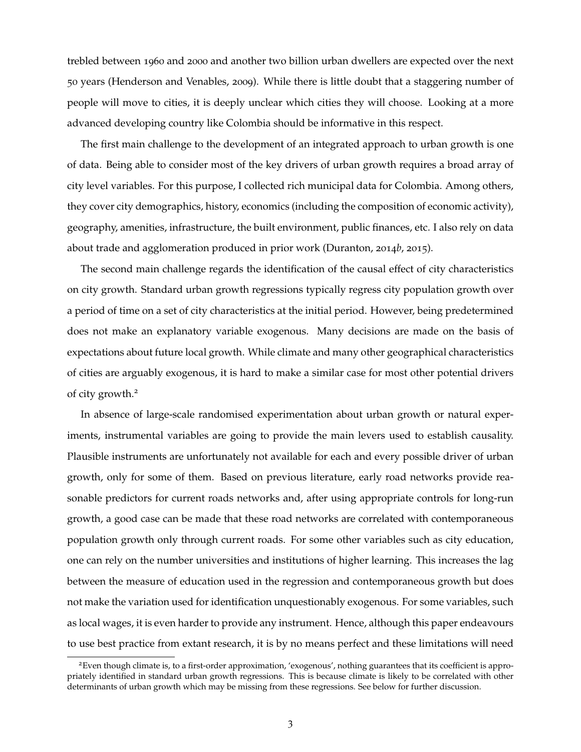trebled between 1960 and 2000 and another two billion urban dwellers are expected over the next 50 years (Henderson and Venables, 2009). While there is little doubt that a staggering number of people will move to cities, it is deeply unclear which cities they will choose. Looking at a more advanced developing country like Colombia should be informative in this respect.

The first main challenge to the development of an integrated approach to urban growth is one of data. Being able to consider most of the key drivers of urban growth requires a broad array of city level variables. For this purpose, I collected rich municipal data for Colombia. Among others, they cover city demographics, history, economics (including the composition of economic activity), geography, amenities, infrastructure, the built environment, public finances, etc. I also rely on data about trade and agglomeration produced in prior work (Duranton, 2014*b*, 2015).

The second main challenge regards the identification of the causal effect of city characteristics on city growth. Standard urban growth regressions typically regress city population growth over a period of time on a set of city characteristics at the initial period. However, being predetermined does not make an explanatory variable exogenous. Many decisions are made on the basis of expectations about future local growth. While climate and many other geographical characteristics of cities are arguably exogenous, it is hard to make a similar case for most other potential drivers of city growth.[2]

In absence of large-scale randomised experimentation about urban growth or natural experiments, instrumental variables are going to provide the main levers used to establish causality. Plausible instruments are unfortunately not available for each and every possible driver of urban growth, only for some of them. Based on previous literature, early road networks provide reasonable predictors for current roads networks and, after using appropriate controls for long-run growth, a good case can be made that these road networks are correlated with contemporaneous population growth only through current roads. For some other variables such as city education, one can rely on the number universities and institutions of higher learning. This increases the lag between the measure of education used in the regression and contemporaneous growth but does not make the variation used for identification unquestionably exogenous. For some variables, such as local wages, it is even harder to provide any instrument. Hence, although this paper endeavours to use best practice from extant research, it is by no means perfect and these limitations will need

[2]Even though climate is, to a first-order approximation, 'exogenous', nothing guarantees that its coefficient is appropriately identified in standard urban growth regressions. This is because climate is likely to be correlated with other determinants of urban growth which may be missing from these regressions. See below for further discussion.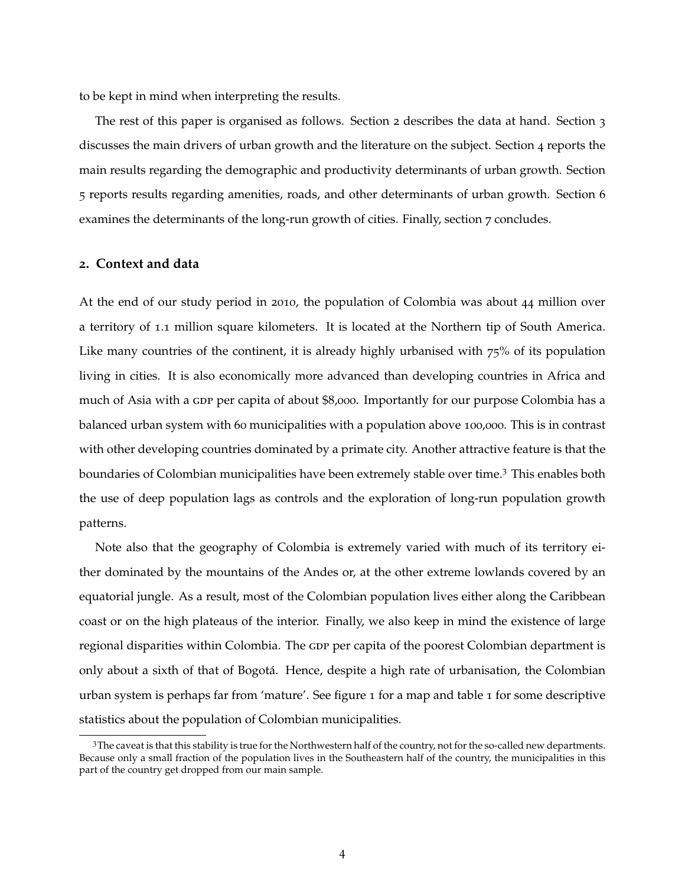to be kept in mind when interpreting the results.

The rest of this paper is organised as follows. Section 2 describes the data at hand. Section 3 discusses the main drivers of urban growth and the literature on the subject. Section 4 reports the main results regarding the demographic and productivity determinants of urban growth. Section 5 reports results regarding amenities, roads, and other determinants of urban growth. Section 6 examines the determinants of the long-run growth of cities. Finally, section 7 concludes.

## 2. Context and data

At the end of our study period in 2010, the population of Colombia was about 44 million over a territory of 1.1 million square kilometers. It is located at the Northern tip of South America. Like many countries of the continent, it is already highly urbanised with 75% of its population living in cities. It is also economically more advanced than developing countries in Africa and much of Asia with a GDP per capita of about $8,000. Importantly for our purpose Colombia has a balanced urban system with 60 municipalities with a population above 100,000. This is in contrast with other developing countries dominated by a primate city. Another attractive feature is that the boundaries of Colombian municipalities have been extremely stable over time.[3] This enables both the use of deep population lags as controls and the exploration of long-run population growth patterns.

Note also that the geography of Colombia is extremely varied with much of its territory either dominated by the mountains of the Andes or, at the other extreme lowlands covered by an equatorial jungle. As a result, most of the Colombian population lives either along the Caribbean coast or on the high plateaus of the interior. Finally, we also keep in mind the existence of large regional disparities within Colombia. The GDP per capita of the poorest Colombian department is only about a sixth of that of Bogotá. Hence, despite a high rate of urbanisation, the Colombian urban system is perhaps far from 'mature'. See figure 1 for a map and table 1 for some descriptive statistics about the population of Colombian municipalities.

[3] The caveat is that this stability is true for the Northwestern half of the country, not for the so-called new departments. Because only a small fraction of the population lives in the Southeastern half of the country, the municipalities in this part of the country get dropped from our main sample.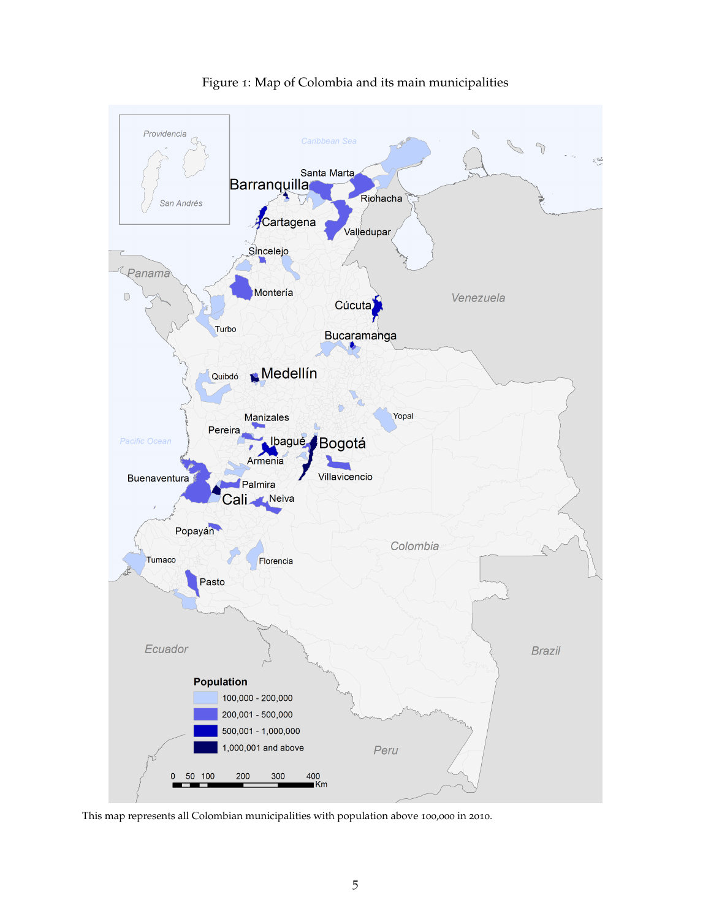Figure 1: Map of Colombia and its main municipalities

This map represents all Colombian municipalities with population above 100,000 in 2010.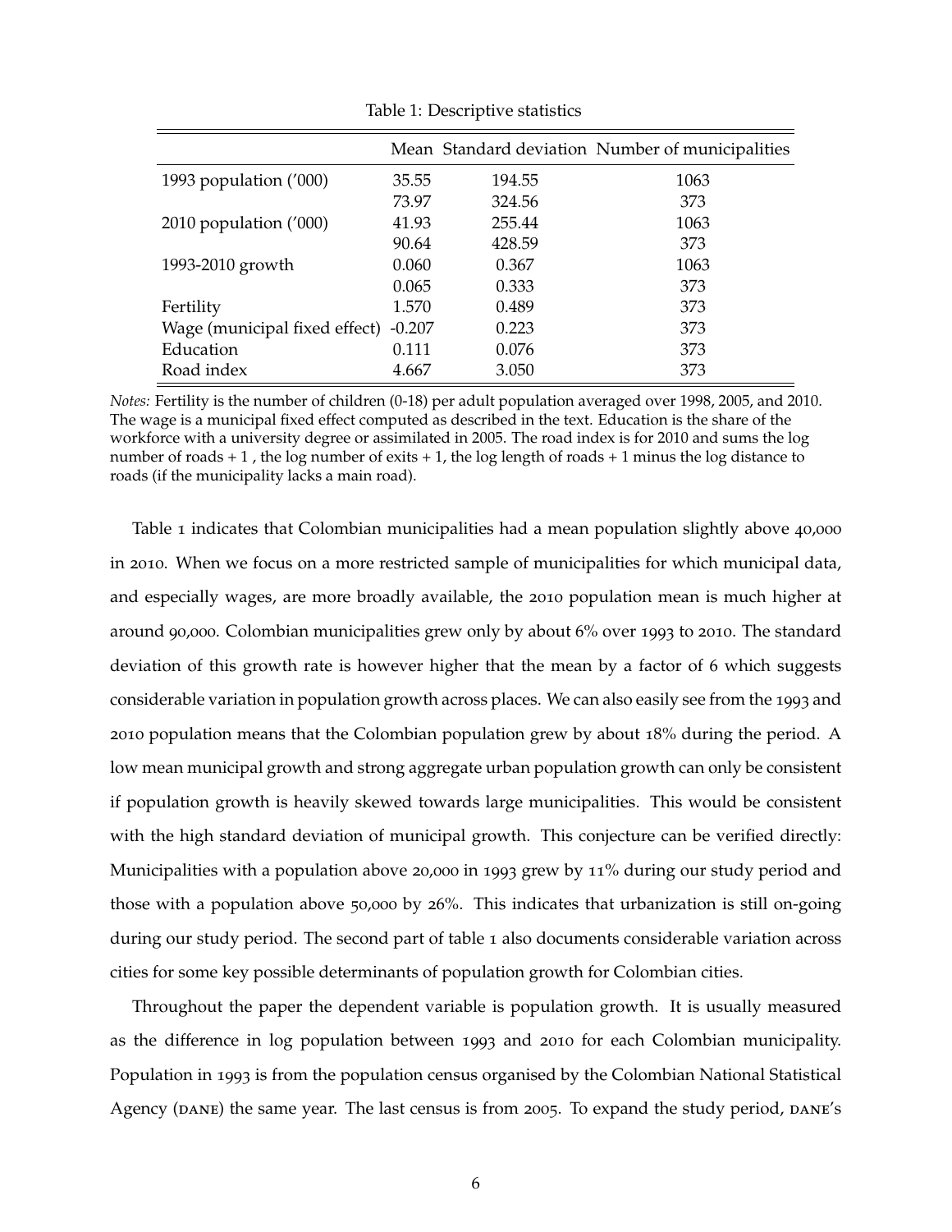Table 1: Descriptive statistics

| | Mean | Standard deviation | Number of municipalities |
|---|---|---|---|
| 1993 population ('000) | 35.55 | 194.55 | 1063 |
| | 73.97 | 324.56 | 373 |
| 2010 population ('000) | 41.93 | 255.44 | 1063 |
| | 90.64 | 428.59 | 373 |
| 1993-2010 growth | 0.060 | 0.367 | 1063 |
| | 0.065 | 0.333 | 373 |
| Fertility | 1.570 | 0.489 | 373 |
| Wage (municipal fixed effect) | -0.207 | 0.223 | 373 |
| Education | 0.111 | 0.076 | 373 |
| Road index | 4.667 | 3.050 | 373 |

*Notes:* Fertility is the number of children (0-18) per adult population averaged over 1998, 2005, and 2010. The wage is a municipal fixed effect computed as described in the text. Education is the share of the workforce with a university degree or assimilated in 2005. The road index is for 2010 and sums the log number of roads + 1 , the log number of exits + 1, the log length of roads + 1 minus the log distance to roads (if the municipality lacks a main road).

Table 1 indicates that Colombian municipalities had a mean population slightly above 40,000 in 2010. When we focus on a more restricted sample of municipalities for which municipal data, and especially wages, are more broadly available, the 2010 population mean is much higher at around 90,000. Colombian municipalities grew only by about 6% over 1993 to 2010. The standard deviation of this growth rate is however higher that the mean by a factor of 6 which suggests considerable variation in population growth across places. We can also easily see from the 1993 and 2010 population means that the Colombian population grew by about 18% during the period. A low mean municipal growth and strong aggregate urban population growth can only be consistent if population growth is heavily skewed towards large municipalities. This would be consistent with the high standard deviation of municipal growth. This conjecture can be verified directly: Municipalities with a population above 20,000 in 1993 grew by 11% during our study period and those with a population above 50,000 by 26%. This indicates that urbanization is still on-going during our study period. The second part of table 1 also documents considerable variation across cities for some key possible determinants of population growth for Colombian cities.

Throughout the paper the dependent variable is population growth. It is usually measured as the difference in log population between 1993 and 2010 for each Colombian municipality. Population in 1993 is from the population census organised by the Colombian National Statistical Agency (DANE) the same year. The last census is from 2005. To expand the study period, DANE's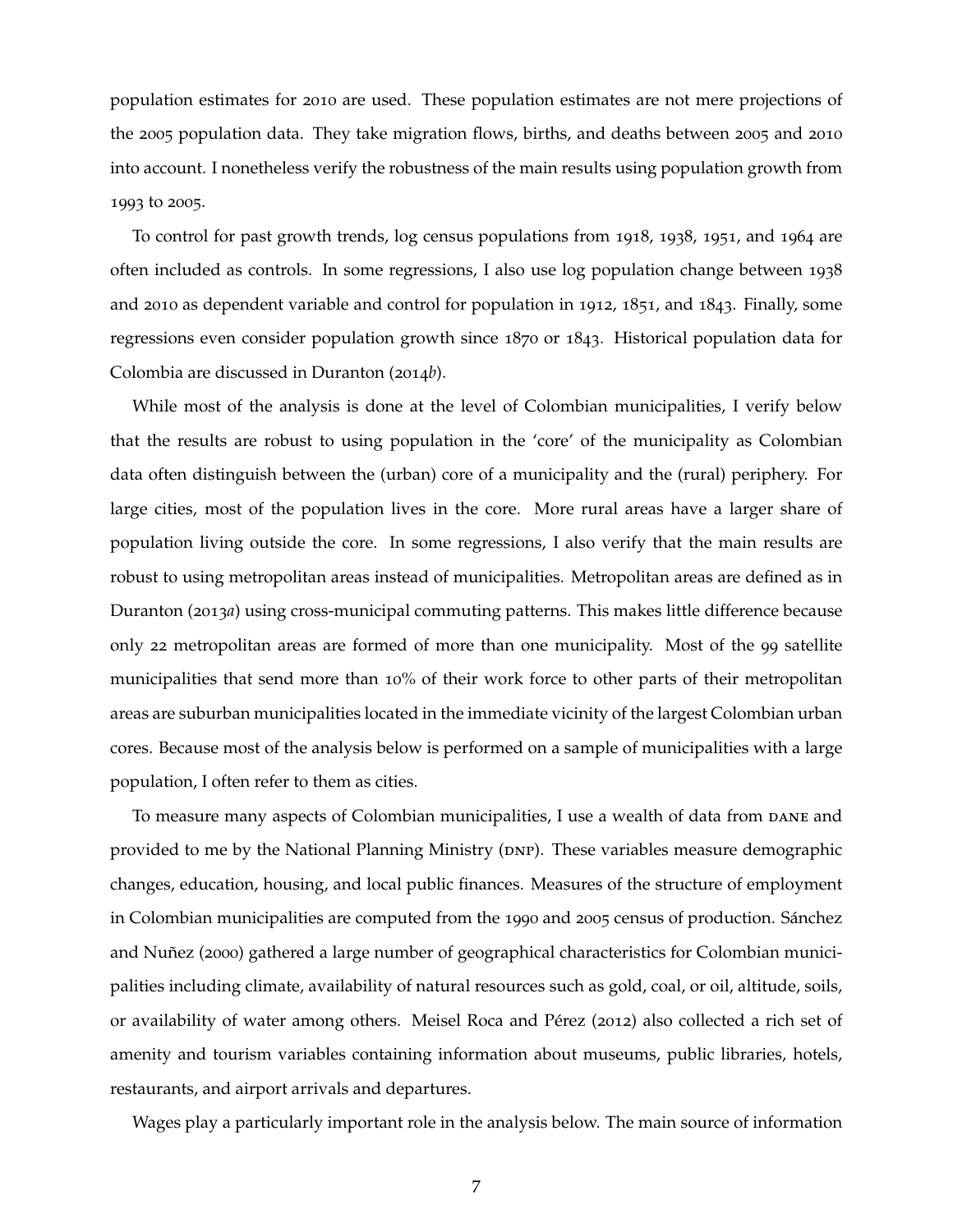population estimates for 2010 are used. These population estimates are not mere projections of the 2005 population data. They take migration flows, births, and deaths between 2005 and 2010 into account. I nonetheless verify the robustness of the main results using population growth from 1993 to 2005.

To control for past growth trends, log census populations from 1918, 1938, 1951, and 1964 are often included as controls. In some regressions, I also use log population change between 1938 and 2010 as dependent variable and control for population in 1912, 1851, and 1843. Finally, some regressions even consider population growth since 1870 or 1843. Historical population data for Colombia are discussed in Duranton (2014*b*).

While most of the analysis is done at the level of Colombian municipalities, I verify below that the results are robust to using population in the 'core' of the municipality as Colombian data often distinguish between the (urban) core of a municipality and the (rural) periphery. For large cities, most of the population lives in the core. More rural areas have a larger share of population living outside the core. In some regressions, I also verify that the main results are robust to using metropolitan areas instead of municipalities. Metropolitan areas are defined as in Duranton (2013*a*) using cross-municipal commuting patterns. This makes little difference because only 22 metropolitan areas are formed of more than one municipality. Most of the 99 satellite municipalities that send more than 10% of their work force to other parts of their metropolitan areas are suburban municipalities located in the immediate vicinity of the largest Colombian urban cores. Because most of the analysis below is performed on a sample of municipalities with a large population, I often refer to them as cities.

To measure many aspects of Colombian municipalities, I use a wealth of data from DANE and provided to me by the National Planning Ministry (DNP). These variables measure demographic changes, education, housing, and local public finances. Measures of the structure of employment in Colombian municipalities are computed from the 1990 and 2005 census of production. Sánchez and Nuñez (2000) gathered a large number of geographical characteristics for Colombian municipalities including climate, availability of natural resources such as gold, coal, or oil, altitude, soils, or availability of water among others. Meisel Roca and Pérez (2012) also collected a rich set of amenity and tourism variables containing information about museums, public libraries, hotels, restaurants, and airport arrivals and departures.

Wages play a particularly important role in the analysis below. The main source of information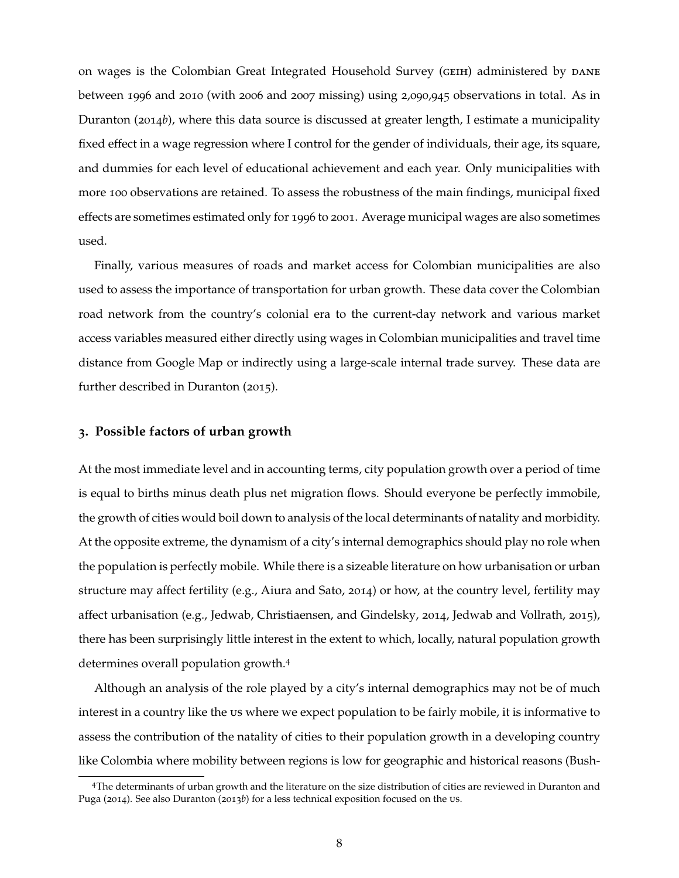on wages is the Colombian Great Integrated Household Survey (GEIH) administered by DANE between 1996 and 2010 (with 2006 and 2007 missing) using 2,090,945 observations in total. As in Duranton (2014*b*), where this data source is discussed at greater length, I estimate a municipality fixed effect in a wage regression where I control for the gender of individuals, their age, its square, and dummies for each level of educational achievement and each year. Only municipalities with more 100 observations are retained. To assess the robustness of the main findings, municipal fixed effects are sometimes estimated only for 1996 to 2001. Average municipal wages are also sometimes used.

Finally, various measures of roads and market access for Colombian municipalities are also used to assess the importance of transportation for urban growth. These data cover the Colombian road network from the country's colonial era to the current-day network and various market access variables measured either directly using wages in Colombian municipalities and travel time distance from Google Map or indirectly using a large-scale internal trade survey. These data are further described in Duranton (2015).

## 3. Possible factors of urban growth

At the most immediate level and in accounting terms, city population growth over a period of time is equal to births minus death plus net migration flows. Should everyone be perfectly immobile, the growth of cities would boil down to analysis of the local determinants of natality and morbidity. At the opposite extreme, the dynamism of a city's internal demographics should play no role when the population is perfectly mobile. While there is a sizeable literature on how urbanisation or urban structure may affect fertility (e.g., Aiura and Sato, 2014) or how, at the country level, fertility may affect urbanisation (e.g., Jedwab, Christiaensen, and Gindelsky, 2014, Jedwab and Vollrath, 2015), there has been surprisingly little interest in the extent to which, locally, natural population growth determines overall population growth.[4]

Although an analysis of the role played by a city's internal demographics may not be of much interest in a country like the US where we expect population to be fairly mobile, it is informative to assess the contribution of the natality of cities to their population growth in a developing country like Colombia where mobility between regions is low for geographic and historical reasons (Bush-

[4] The determinants of urban growth and the literature on the size distribution of cities are reviewed in Duranton and Puga (2014). See also Duranton (2013*b*) for a less technical exposition focused on the US.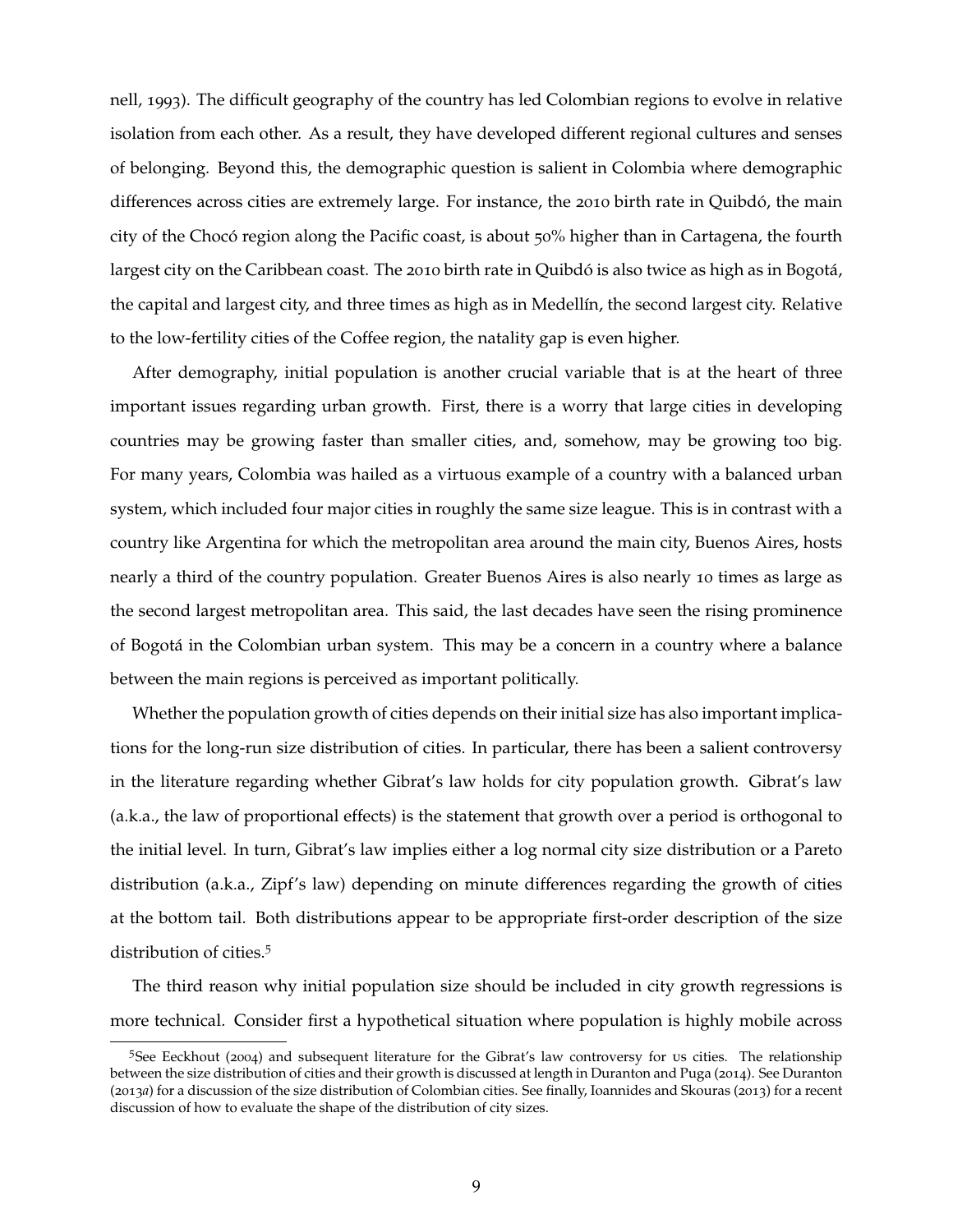nell, 1993). The difficult geography of the country has led Colombian regions to evolve in relative isolation from each other. As a result, they have developed different regional cultures and senses of belonging. Beyond this, the demographic question is salient in Colombia where demographic differences across cities are extremely large. For instance, the 2010 birth rate in Quibdó, the main city of the Chocó region along the Pacific coast, is about 50% higher than in Cartagena, the fourth largest city on the Caribbean coast. The 2010 birth rate in Quibdó is also twice as high as in Bogotá, the capital and largest city, and three times as high as in Medellín, the second largest city. Relative to the low-fertility cities of the Coffee region, the natality gap is even higher.

After demography, initial population is another crucial variable that is at the heart of three important issues regarding urban growth. First, there is a worry that large cities in developing countries may be growing faster than smaller cities, and, somehow, may be growing too big. For many years, Colombia was hailed as a virtuous example of a country with a balanced urban system, which included four major cities in roughly the same size league. This is in contrast with a country like Argentina for which the metropolitan area around the main city, Buenos Aires, hosts nearly a third of the country population. Greater Buenos Aires is also nearly 10 times as large as the second largest metropolitan area. This said, the last decades have seen the rising prominence of Bogotá in the Colombian urban system. This may be a concern in a country where a balance between the main regions is perceived as important politically.

Whether the population growth of cities depends on their initial size has also important implications for the long-run size distribution of cities. In particular, there has been a salient controversy in the literature regarding whether Gibrat's law holds for city population growth. Gibrat's law (a.k.a., the law of proportional effects) is the statement that growth over a period is orthogonal to the initial level. In turn, Gibrat's law implies either a log normal city size distribution or a Pareto distribution (a.k.a., Zipf's law) depending on minute differences regarding the growth of cities at the bottom tail. Both distributions appear to be appropriate first-order description of the size distribution of cities.[5]

The third reason why initial population size should be included in city growth regressions is more technical. Consider first a hypothetical situation where population is highly mobile across

[5] See Eeckhout (2004) and subsequent literature for the Gibrat's law controversy for US cities. The relationship between the size distribution of cities and their growth is discussed at length in Duranton and Puga (2014). See Duranton (2013*a*) for a discussion of the size distribution of Colombian cities. See finally, Ioannides and Skouras (2013) for a recent discussion of how to evaluate the shape of the distribution of city sizes.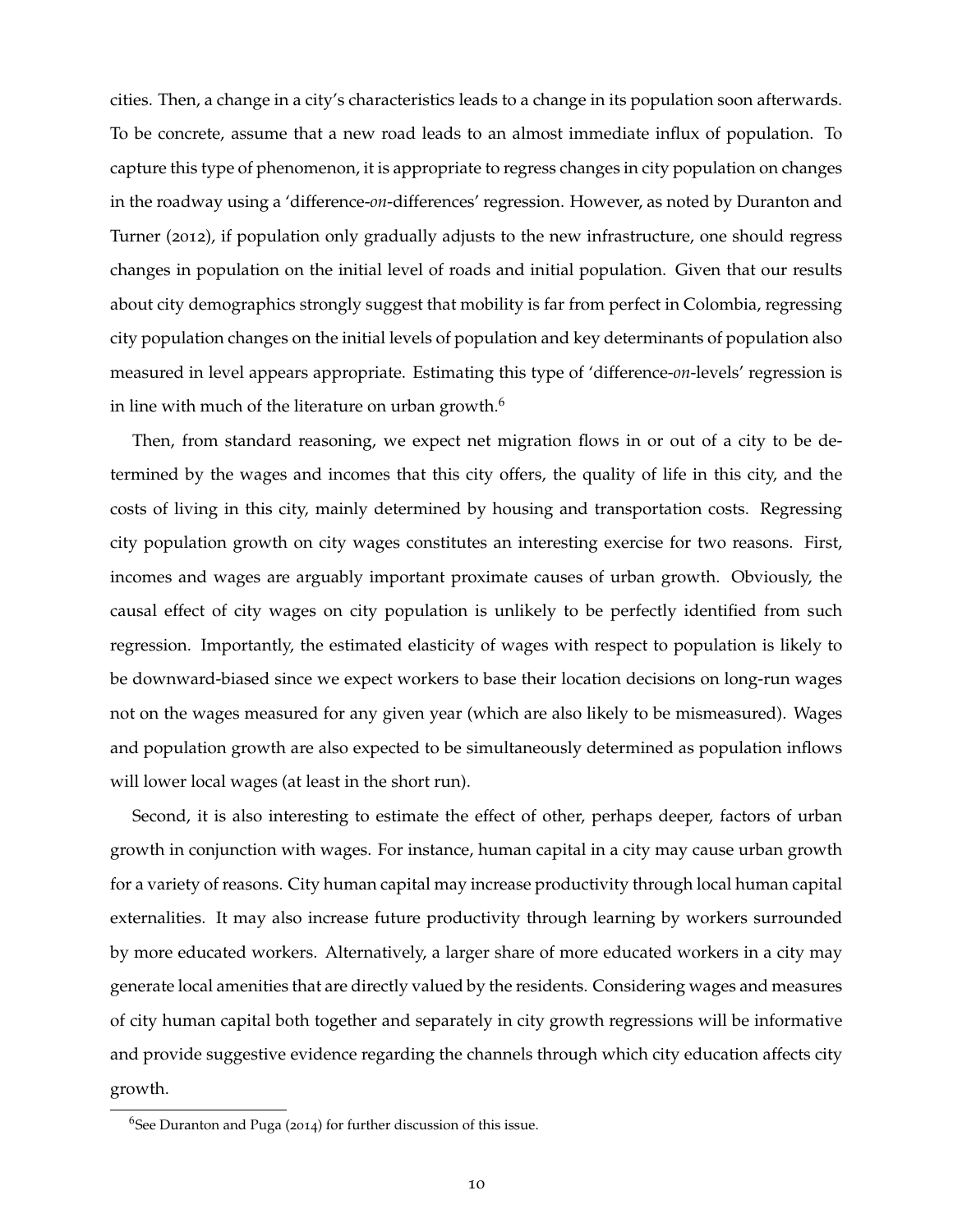cities. Then, a change in a city's characteristics leads to a change in its population soon afterwards. To be concrete, assume that a new road leads to an almost immediate influx of population. To capture this type of phenomenon, it is appropriate to regress changes in city population on changes in the roadway using a 'difference-*on*-differences' regression. However, as noted by Duranton and Turner (2012), if population only gradually adjusts to the new infrastructure, one should regress changes in population on the initial level of roads and initial population. Given that our results about city demographics strongly suggest that mobility is far from perfect in Colombia, regressing city population changes on the initial levels of population and key determinants of population also measured in level appears appropriate. Estimating this type of 'difference-*on*-levels' regression is in line with much of the literature on urban growth.[6]

Then, from standard reasoning, we expect net migration flows in or out of a city to be determined by the wages and incomes that this city offers, the quality of life in this city, and the costs of living in this city, mainly determined by housing and transportation costs. Regressing city population growth on city wages constitutes an interesting exercise for two reasons. First, incomes and wages are arguably important proximate causes of urban growth. Obviously, the causal effect of city wages on city population is unlikely to be perfectly identified from such regression. Importantly, the estimated elasticity of wages with respect to population is likely to be downward-biased since we expect workers to base their location decisions on long-run wages not on the wages measured for any given year (which are also likely to be mismeasured). Wages and population growth are also expected to be simultaneously determined as population inflows will lower local wages (at least in the short run).

Second, it is also interesting to estimate the effect of other, perhaps deeper, factors of urban growth in conjunction with wages. For instance, human capital in a city may cause urban growth for a variety of reasons. City human capital may increase productivity through local human capital externalities. It may also increase future productivity through learning by workers surrounded by more educated workers. Alternatively, a larger share of more educated workers in a city may generate local amenities that are directly valued by the residents. Considering wages and measures of city human capital both together and separately in city growth regressions will be informative and provide suggestive evidence regarding the channels through which city education affects city growth.

[6]See Duranton and Puga (2014) for further discussion of this issue.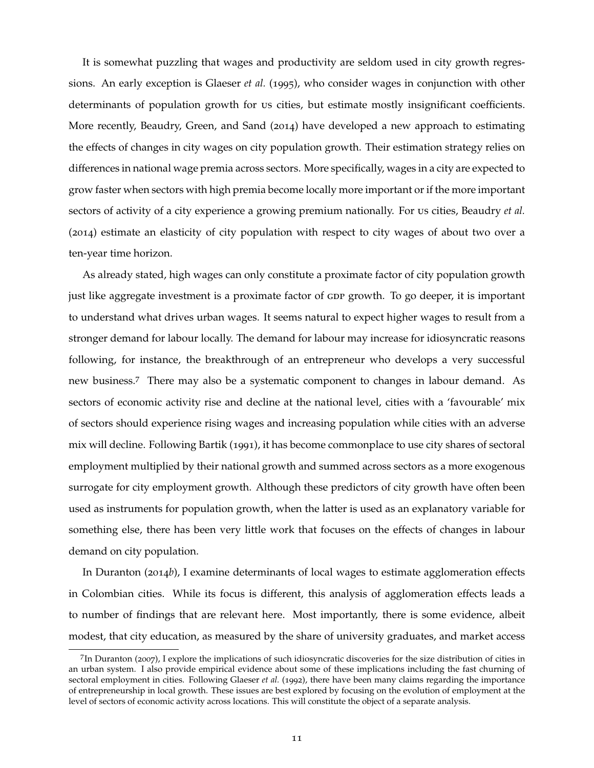It is somewhat puzzling that wages and productivity are seldom used in city growth regressions. An early exception is Glaeser *et al.* (1995), who consider wages in conjunction with other determinants of population growth for US cities, but estimate mostly insignificant coefficients. More recently, Beaudry, Green, and Sand (2014) have developed a new approach to estimating the effects of changes in city wages on city population growth. Their estimation strategy relies on differences in national wage premia across sectors. More specifically, wages in a city are expected to grow faster when sectors with high premia become locally more important or if the more important sectors of activity of a city experience a growing premium nationally. For US cities, Beaudry *et al.* (2014) estimate an elasticity of city population with respect to city wages of about two over a ten-year time horizon.

As already stated, high wages can only constitute a proximate factor of city population growth just like aggregate investment is a proximate factor of GDP growth. To go deeper, it is important to understand what drives urban wages. It seems natural to expect higher wages to result from a stronger demand for labour locally. The demand for labour may increase for idiosyncratic reasons following, for instance, the breakthrough of an entrepreneur who develops a very successful new business.[7] There may also be a systematic component to changes in labour demand. As sectors of economic activity rise and decline at the national level, cities with a 'favourable' mix of sectors should experience rising wages and increasing population while cities with an adverse mix will decline. Following Bartik (1991), it has become commonplace to use city shares of sectoral employment multiplied by their national growth and summed across sectors as a more exogenous surrogate for city employment growth. Although these predictors of city growth have often been used as instruments for population growth, when the latter is used as an explanatory variable for something else, there has been very little work that focuses on the effects of changes in labour demand on city population.

In Duranton (2014*b*), I examine determinants of local wages to estimate agglomeration effects in Colombian cities. While its focus is different, this analysis of agglomeration effects leads a to number of findings that are relevant here. Most importantly, there is some evidence, albeit modest, that city education, as measured by the share of university graduates, and market access

[7] In Duranton (2007), I explore the implications of such idiosyncratic discoveries for the size distribution of cities in an urban system. I also provide empirical evidence about some of these implications including the fast churning of sectoral employment in cities. Following Glaeser *et al.* (1992), there have been many claims regarding the importance of entrepreneurship in local growth. These issues are best explored by focusing on the evolution of employment at the level of sectors of economic activity across locations. This will constitute the object of a separate analysis.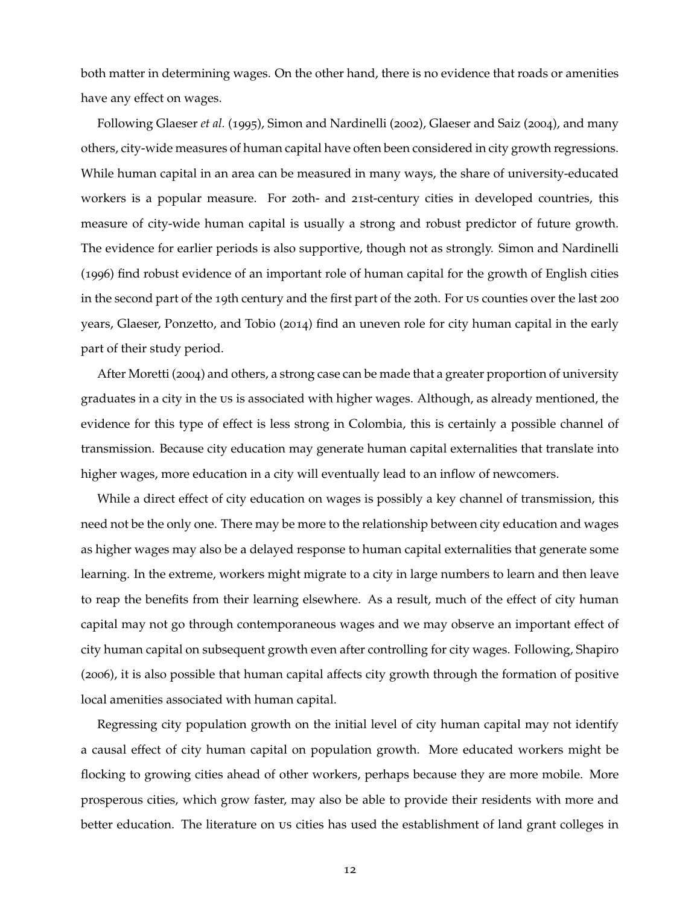both matter in determining wages. On the other hand, there is no evidence that roads or amenities have any effect on wages.

Following Glaeser *et al.* (1995), Simon and Nardinelli (2002), Glaeser and Saiz (2004), and many others, city-wide measures of human capital have often been considered in city growth regressions. While human capital in an area can be measured in many ways, the share of university-educated workers is a popular measure. For 20th- and 21st-century cities in developed countries, this measure of city-wide human capital is usually a strong and robust predictor of future growth. The evidence for earlier periods is also supportive, though not as strongly. Simon and Nardinelli (1996) find robust evidence of an important role of human capital for the growth of English cities in the second part of the 19th century and the first part of the 20th. For US counties over the last 200 years, Glaeser, Ponzetto, and Tobio (2014) find an uneven role for city human capital in the early part of their study period.

After Moretti (2004) and others, a strong case can be made that a greater proportion of university graduates in a city in the US is associated with higher wages. Although, as already mentioned, the evidence for this type of effect is less strong in Colombia, this is certainly a possible channel of transmission. Because city education may generate human capital externalities that translate into higher wages, more education in a city will eventually lead to an inflow of newcomers.

While a direct effect of city education on wages is possibly a key channel of transmission, this need not be the only one. There may be more to the relationship between city education and wages as higher wages may also be a delayed response to human capital externalities that generate some learning. In the extreme, workers might migrate to a city in large numbers to learn and then leave to reap the benefits from their learning elsewhere. As a result, much of the effect of city human capital may not go through contemporaneous wages and we may observe an important effect of city human capital on subsequent growth even after controlling for city wages. Following, Shapiro (2006), it is also possible that human capital affects city growth through the formation of positive local amenities associated with human capital.

Regressing city population growth on the initial level of city human capital may not identify a causal effect of city human capital on population growth. More educated workers might be flocking to growing cities ahead of other workers, perhaps because they are more mobile. More prosperous cities, which grow faster, may also be able to provide their residents with more and better education. The literature on US cities has used the establishment of land grant colleges in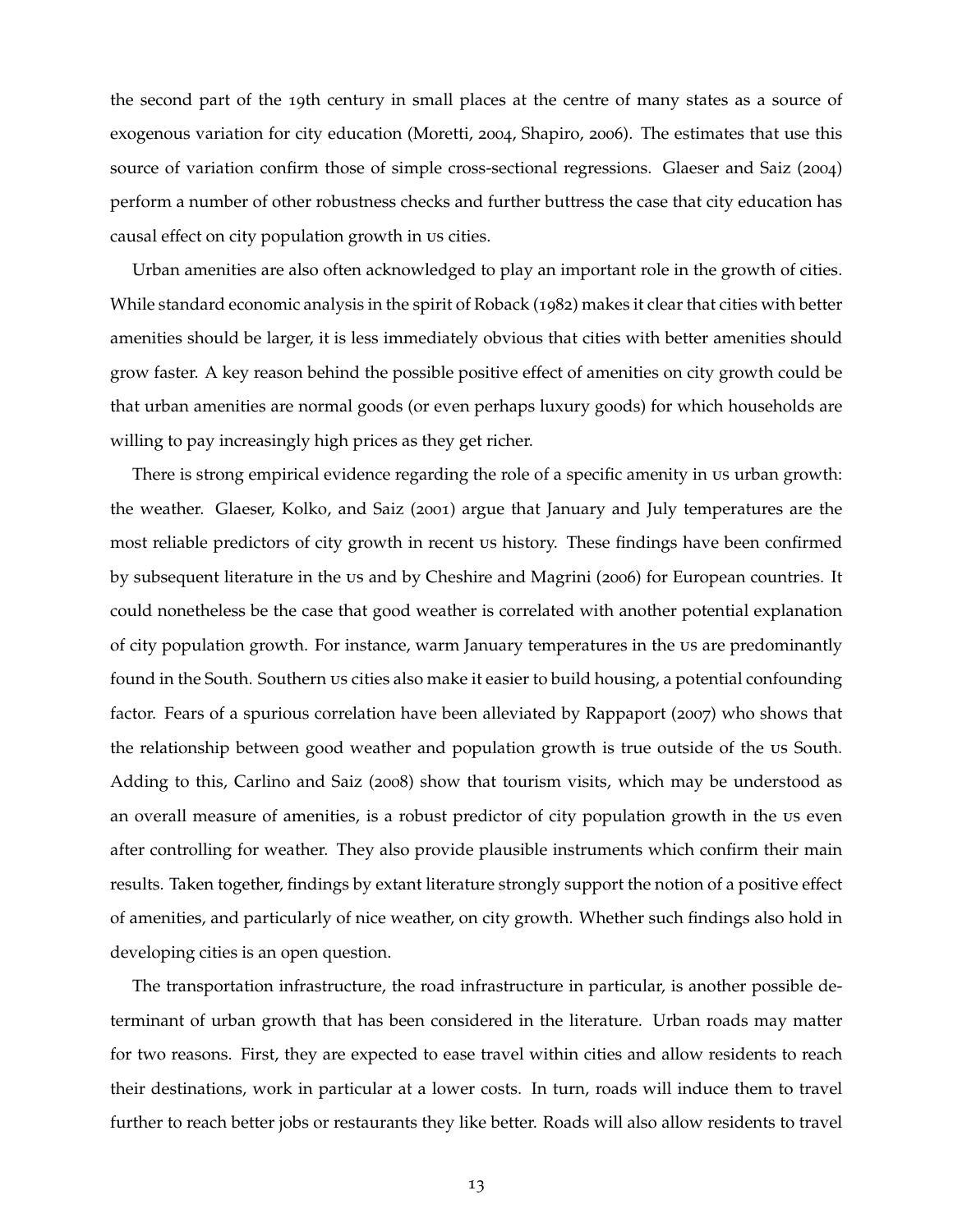the second part of the 19th century in small places at the centre of many states as a source of exogenous variation for city education (Moretti, 2004, Shapiro, 2006). The estimates that use this source of variation confirm those of simple cross-sectional regressions. Glaeser and Saiz (2004) perform a number of other robustness checks and further buttress the case that city education has causal effect on city population growth in US cities.

Urban amenities are also often acknowledged to play an important role in the growth of cities. While standard economic analysis in the spirit of Roback (1982) makes it clear that cities with better amenities should be larger, it is less immediately obvious that cities with better amenities should grow faster. A key reason behind the possible positive effect of amenities on city growth could be that urban amenities are normal goods (or even perhaps luxury goods) for which households are willing to pay increasingly high prices as they get richer.

There is strong empirical evidence regarding the role of a specific amenity in US urban growth: the weather. Glaeser, Kolko, and Saiz (2001) argue that January and July temperatures are the most reliable predictors of city growth in recent US history. These findings have been confirmed by subsequent literature in the US and by Cheshire and Magrini (2006) for European countries. It could nonetheless be the case that good weather is correlated with another potential explanation of city population growth. For instance, warm January temperatures in the US are predominantly found in the South. Southern US cities also make it easier to build housing, a potential confounding factor. Fears of a spurious correlation have been alleviated by Rappaport (2007) who shows that the relationship between good weather and population growth is true outside of the US South. Adding to this, Carlino and Saiz (2008) show that tourism visits, which may be understood as an overall measure of amenities, is a robust predictor of city population growth in the US even after controlling for weather. They also provide plausible instruments which confirm their main results. Taken together, findings by extant literature strongly support the notion of a positive effect of amenities, and particularly of nice weather, on city growth. Whether such findings also hold in developing cities is an open question.

The transportation infrastructure, the road infrastructure in particular, is another possible determinant of urban growth that has been considered in the literature. Urban roads may matter for two reasons. First, they are expected to ease travel within cities and allow residents to reach their destinations, work in particular at a lower costs. In turn, roads will induce them to travel further to reach better jobs or restaurants they like better. Roads will also allow residents to travel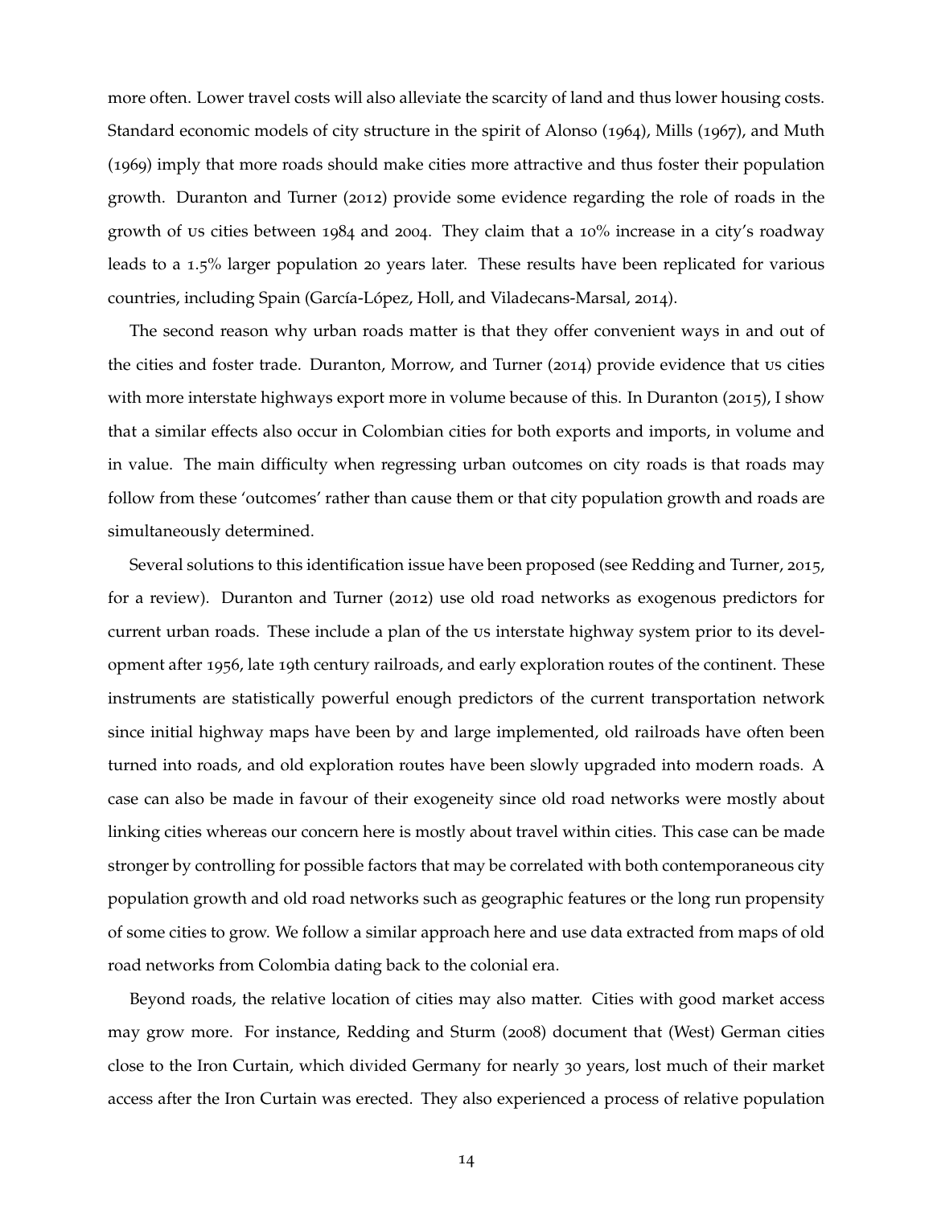more often. Lower travel costs will also alleviate the scarcity of land and thus lower housing costs. Standard economic models of city structure in the spirit of Alonso (1964), Mills (1967), and Muth (1969) imply that more roads should make cities more attractive and thus foster their population growth. Duranton and Turner (2012) provide some evidence regarding the role of roads in the growth of US cities between 1984 and 2004. They claim that a 10% increase in a city's roadway leads to a 1.5% larger population 20 years later. These results have been replicated for various countries, including Spain (García-López, Holl, and Viladecans-Marsal, 2014).

The second reason why urban roads matter is that they offer convenient ways in and out of the cities and foster trade. Duranton, Morrow, and Turner (2014) provide evidence that US cities with more interstate highways export more in volume because of this. In Duranton (2015), I show that a similar effects also occur in Colombian cities for both exports and imports, in volume and in value. The main difficulty when regressing urban outcomes on city roads is that roads may follow from these 'outcomes' rather than cause them or that city population growth and roads are simultaneously determined.

Several solutions to this identification issue have been proposed (see Redding and Turner, 2015, for a review). Duranton and Turner (2012) use old road networks as exogenous predictors for current urban roads. These include a plan of the US interstate highway system prior to its development after 1956, late 19th century railroads, and early exploration routes of the continent. These instruments are statistically powerful enough predictors of the current transportation network since initial highway maps have been by and large implemented, old railroads have often been turned into roads, and old exploration routes have been slowly upgraded into modern roads. A case can also be made in favour of their exogeneity since old road networks were mostly about linking cities whereas our concern here is mostly about travel within cities. This case can be made stronger by controlling for possible factors that may be correlated with both contemporaneous city population growth and old road networks such as geographic features or the long run propensity of some cities to grow. We follow a similar approach here and use data extracted from maps of old road networks from Colombia dating back to the colonial era.

Beyond roads, the relative location of cities may also matter. Cities with good market access may grow more. For instance, Redding and Sturm (2008) document that (West) German cities close to the Iron Curtain, which divided Germany for nearly 30 years, lost much of their market access after the Iron Curtain was erected. They also experienced a process of relative population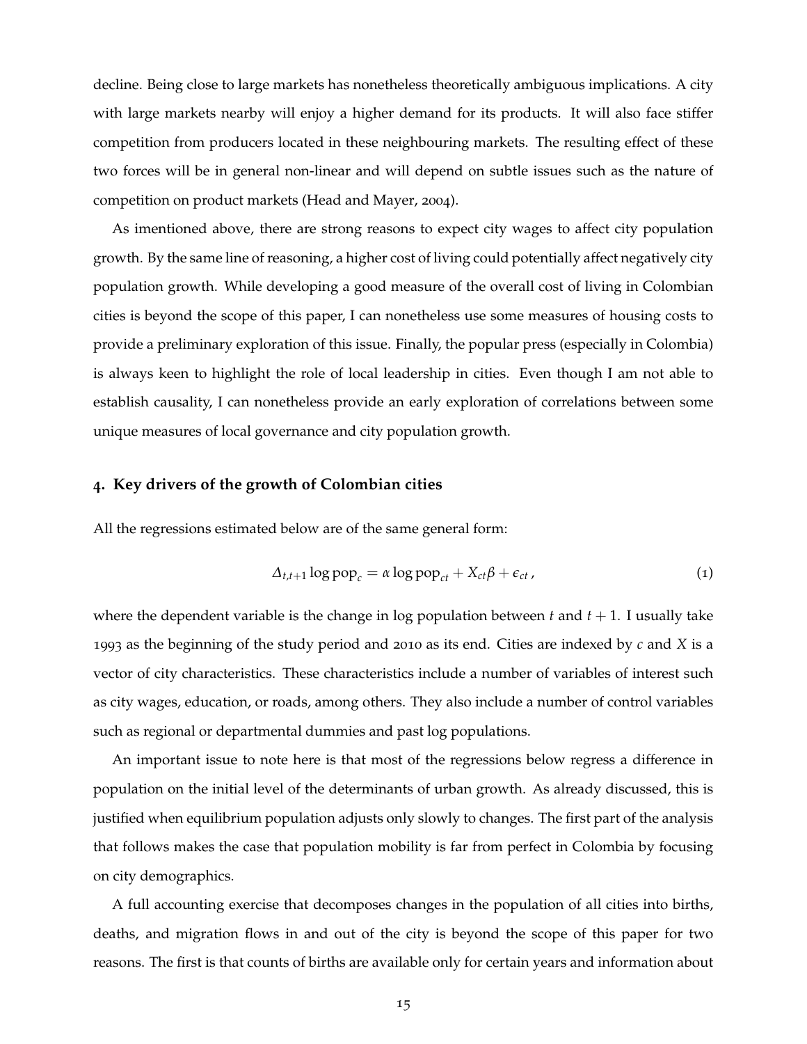decline. Being close to large markets has nonetheless theoretically ambiguous implications. A city with large markets nearby will enjoy a higher demand for its products. It will also face stiffer competition from producers located in these neighbouring markets. The resulting effect of these two forces will be in general non-linear and will depend on subtle issues such as the nature of competition on product markets (Head and Mayer, 2004).

As imentioned above, there are strong reasons to expect city wages to affect city population growth. By the same line of reasoning, a higher cost of living could potentially affect negatively city population growth. While developing a good measure of the overall cost of living in Colombian cities is beyond the scope of this paper, I can nonetheless use some measures of housing costs to provide a preliminary exploration of this issue. Finally, the popular press (especially in Colombia) is always keen to highlight the role of local leadership in cities. Even though I am not able to establish causality, I can nonetheless provide an early exploration of correlations between some unique measures of local governance and city population growth.

## 4. Key drivers of the growth of Colombian cities

All the regressions estimated below are of the same general form:

$$\Delta_{t,t+1} \log \text{pop}_c = \alpha \log \text{pop}_{ct} + X_{ct}\beta + \epsilon_{ct}\,, \tag{1}$$

where the dependent variable is the change in log population between $t$ and $t+1$. I usually take 1993 as the beginning of the study period and 2010 as its end. Cities are indexed by $c$ and $X$ is a vector of city characteristics. These characteristics include a number of variables of interest such as city wages, education, or roads, among others. They also include a number of control variables such as regional or departmental dummies and past log populations.

An important issue to note here is that most of the regressions below regress a difference in population on the initial level of the determinants of urban growth. As already discussed, this is justified when equilibrium population adjusts only slowly to changes. The first part of the analysis that follows makes the case that population mobility is far from perfect in Colombia by focusing on city demographics.

A full accounting exercise that decomposes changes in the population of all cities into births, deaths, and migration flows in and out of the city is beyond the scope of this paper for two reasons. The first is that counts of births are available only for certain years and information about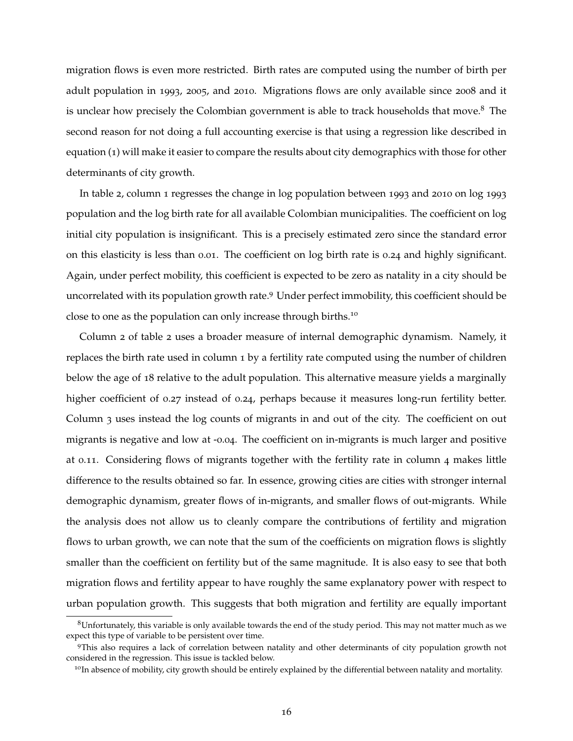migration flows is even more restricted. Birth rates are computed using the number of birth per adult population in 1993, 2005, and 2010. Migrations flows are only available since 2008 and it is unclear how precisely the Colombian government is able to track households that move.[8] The second reason for not doing a full accounting exercise is that using a regression like described in equation (1) will make it easier to compare the results about city demographics with those for other determinants of city growth.

In table 2, column 1 regresses the change in log population between 1993 and 2010 on log 1993 population and the log birth rate for all available Colombian municipalities. The coefficient on log initial city population is insignificant. This is a precisely estimated zero since the standard error on this elasticity is less than 0.01. The coefficient on log birth rate is 0.24 and highly significant. Again, under perfect mobility, this coefficient is expected to be zero as natality in a city should be uncorrelated with its population growth rate.[9] Under perfect immobility, this coefficient should be close to one as the population can only increase through births.[10]

Column 2 of table 2 uses a broader measure of internal demographic dynamism. Namely, it replaces the birth rate used in column 1 by a fertility rate computed using the number of children below the age of 18 relative to the adult population. This alternative measure yields a marginally higher coefficient of 0.27 instead of 0.24, perhaps because it measures long-run fertility better. Column 3 uses instead the log counts of migrants in and out of the city. The coefficient on out migrants is negative and low at -0.04. The coefficient on in-migrants is much larger and positive at 0.11. Considering flows of migrants together with the fertility rate in column 4 makes little difference to the results obtained so far. In essence, growing cities are cities with stronger internal demographic dynamism, greater flows of in-migrants, and smaller flows of out-migrants. While the analysis does not allow us to cleanly compare the contributions of fertility and migration flows to urban growth, we can note that the sum of the coefficients on migration flows is slightly smaller than the coefficient on fertility but of the same magnitude. It is also easy to see that both migration flows and fertility appear to have roughly the same explanatory power with respect to urban population growth. This suggests that both migration and fertility are equally important

[8] Unfortunately, this variable is only available towards the end of the study period. This may not matter much as we expect this type of variable to be persistent over time.

[9] This also requires a lack of correlation between natality and other determinants of city population growth not considered in the regression. This issue is tackled below.

[10] In absence of mobility, city growth should be entirely explained by the differential between natality and mortality.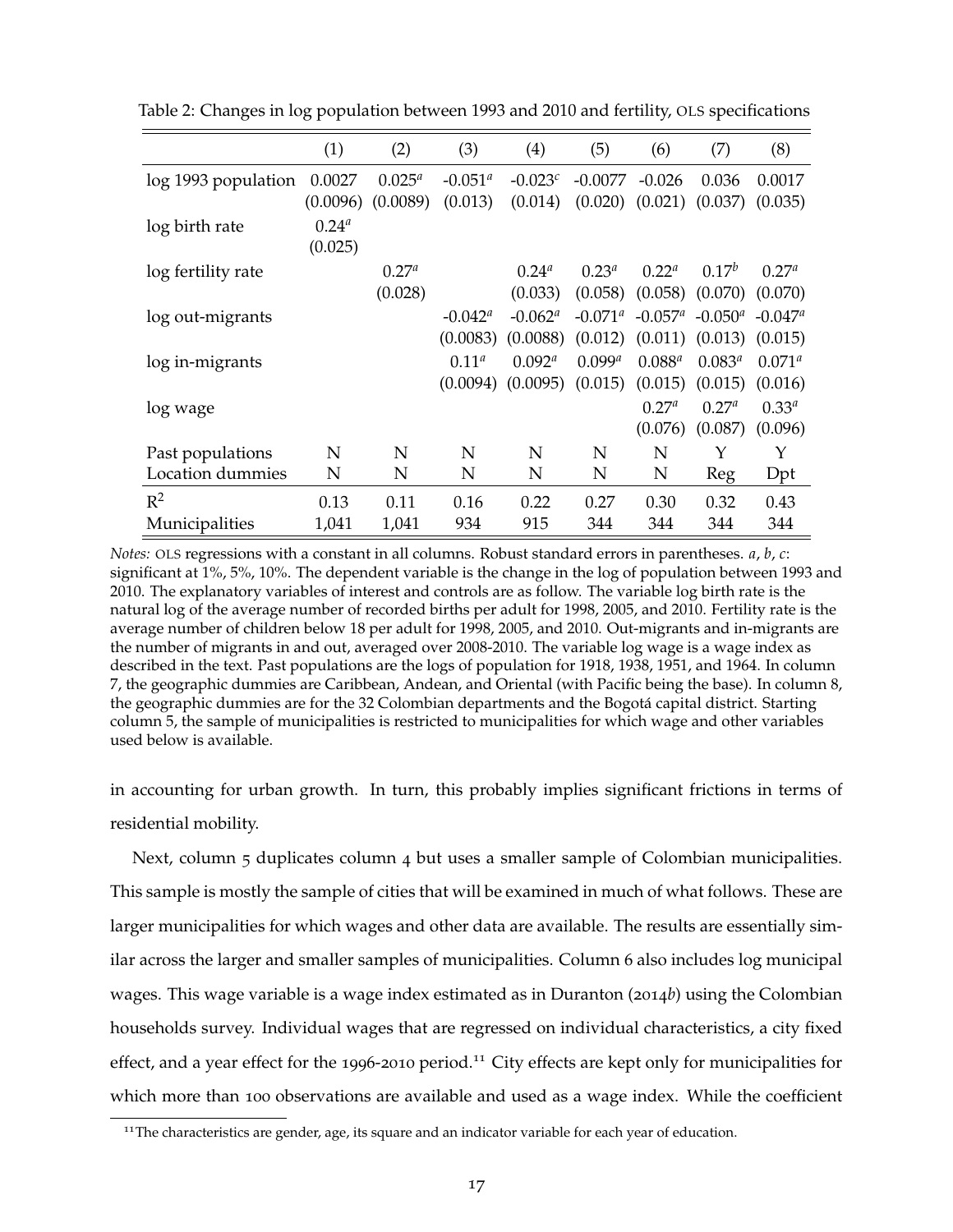Table 2: Changes in log population between 1993 and 2010 and fertility, OLS specifications

| | (1) | (2) | (3) | (4) | (5) | (6) | (7) | (8) |
|---|---|---|---|---|---|---|---|---|
| log 1993 population | 0.0027 | $0.025^{a}$ | $-0.051^{a}$ | $-0.023^{c}$ | -0.0077 | -0.026 | 0.036 | 0.0017 |
| | (0.0096) | (0.0089) | (0.013) | (0.014) | (0.020) | (0.021) | (0.037) | (0.035) |
| log birth rate | $0.24^{a}$ | | | | | | | |
| | (0.025) | | | | | | | |
| log fertility rate | | $0.27^{a}$ | | $0.24^{a}$ | $0.23^{a}$ | $0.22^{a}$ | $0.17^{b}$ | $0.27^{a}$ |
| | | (0.028) | | (0.033) | (0.058) | (0.058) | (0.070) | (0.070) |
| log out-migrants | | | $-0.042^{a}$ | $-0.062^{a}$ | $-0.071^{a}$ | $-0.057^{a}$ | $-0.050^{a}$ | $-0.047^{a}$ |
| | | | (0.0083) | (0.0088) | (0.012) | (0.011) | (0.013) | (0.015) |
| log in-migrants | | | $0.11^{a}$ | $0.092^{a}$ | $0.099^{a}$ | $0.088^{a}$ | $0.083^{a}$ | $0.071^{a}$ |
| | | | (0.0094) | (0.0095) | (0.015) | (0.015) | (0.015) | (0.016) |
| log wage | | | | | | $0.27^{a}$ | $0.27^{a}$ | $0.33^{a}$ |
| | | | | | | (0.076) | (0.087) | (0.096) |
| Past populations | N | N | N | N | N | N | Y | Y |
| Location dummies | N | N | N | N | N | N | Reg | Dpt |
| $R^2$ | 0.13 | 0.11 | 0.16 | 0.22 | 0.27 | 0.30 | 0.32 | 0.43 |
| Municipalities | 1,041 | 1,041 | 934 | 915 | 344 | 344 | 344 | 344 |

*Notes:* OLS regressions with a constant in all columns. Robust standard errors in parentheses. *a*, *b*, *c*: significant at 1%, 5%, 10%. The dependent variable is the change in the log of population between 1993 and 2010. The explanatory variables of interest and controls are as follow. The variable log birth rate is the natural log of the average number of recorded births per adult for 1998, 2005, and 2010. Fertility rate is the average number of children below 18 per adult for 1998, 2005, and 2010. Out-migrants and in-migrants are the number of migrants in and out, averaged over 2008-2010. The variable log wage is a wage index as described in the text. Past populations are the logs of population for 1918, 1938, 1951, and 1964. In column 7, the geographic dummies are Caribbean, Andean, and Oriental (with Pacific being the base). In column 8, the geographic dummies are for the 32 Colombian departments and the Bogotá capital district. Starting column 5, the sample of municipalities is restricted to municipalities for which wage and other variables used below is available.

in accounting for urban growth. In turn, this probably implies significant frictions in terms of residential mobility.

Next, column 5 duplicates column 4 but uses a smaller sample of Colombian municipalities. This sample is mostly the sample of cities that will be examined in much of what follows. These are larger municipalities for which wages and other data are available. The results are essentially similar across the larger and smaller samples of municipalities. Column 6 also includes log municipal wages. This wage variable is a wage index estimated as in Duranton (2014*b*) using the Colombian households survey. Individual wages that are regressed on individual characteristics, a city fixed effect, and a year effect for the 1996-2010 period.[11] City effects are kept only for municipalities for which more than 100 observations are available and used as a wage index. While the coefficient

[11] The characteristics are gender, age, its square and an indicator variable for each year of education.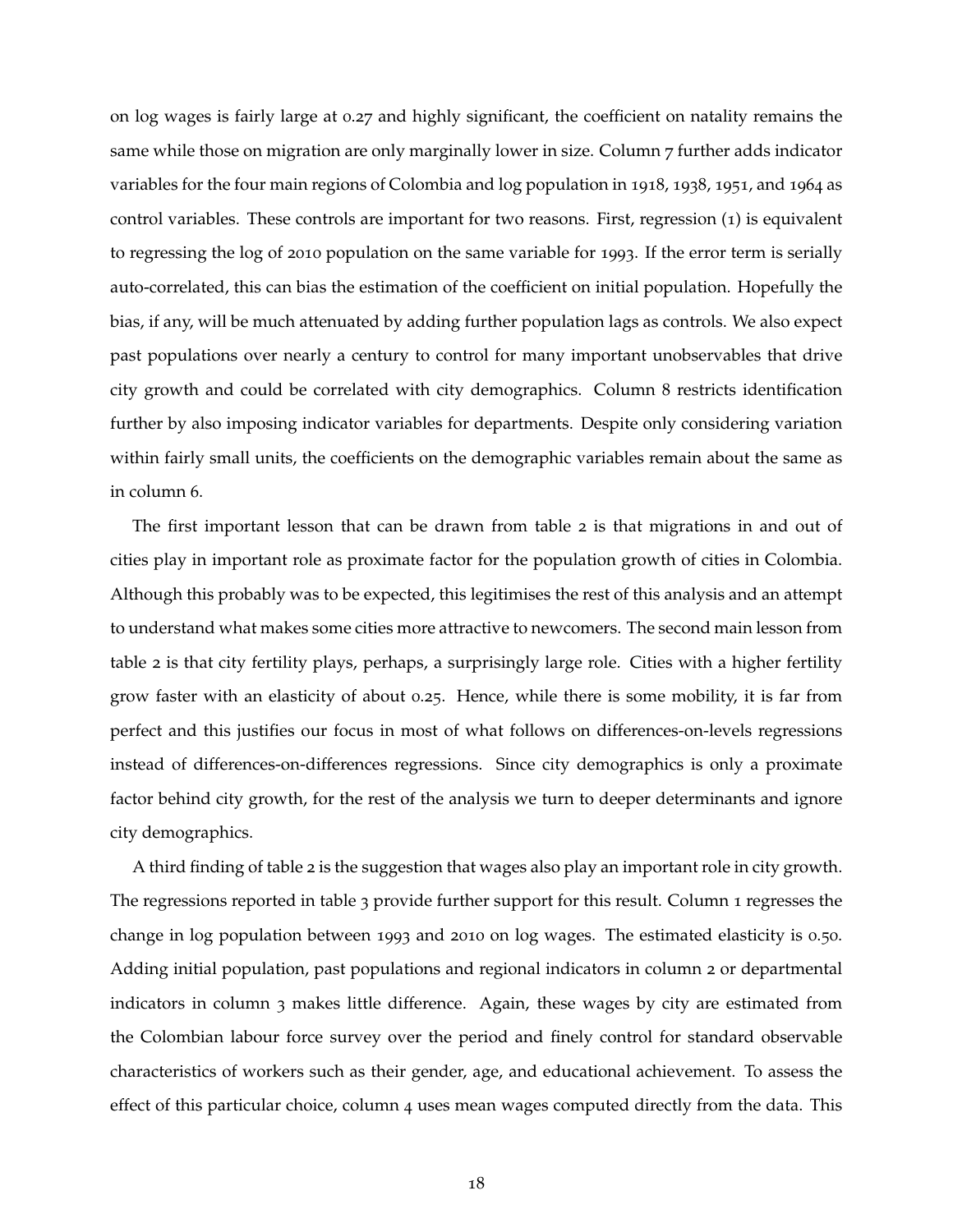on log wages is fairly large at 0.27 and highly significant, the coefficient on natality remains the same while those on migration are only marginally lower in size. Column 7 further adds indicator variables for the four main regions of Colombia and log population in 1918, 1938, 1951, and 1964 as control variables. These controls are important for two reasons. First, regression (1) is equivalent to regressing the log of 2010 population on the same variable for 1993. If the error term is serially auto-correlated, this can bias the estimation of the coefficient on initial population. Hopefully the bias, if any, will be much attenuated by adding further population lags as controls. We also expect past populations over nearly a century to control for many important unobservables that drive city growth and could be correlated with city demographics. Column 8 restricts identification further by also imposing indicator variables for departments. Despite only considering variation within fairly small units, the coefficients on the demographic variables remain about the same as in column 6.

The first important lesson that can be drawn from table 2 is that migrations in and out of cities play in important role as proximate factor for the population growth of cities in Colombia. Although this probably was to be expected, this legitimises the rest of this analysis and an attempt to understand what makes some cities more attractive to newcomers. The second main lesson from table 2 is that city fertility plays, perhaps, a surprisingly large role. Cities with a higher fertility grow faster with an elasticity of about 0.25. Hence, while there is some mobility, it is far from perfect and this justifies our focus in most of what follows on differences-on-levels regressions instead of differences-on-differences regressions. Since city demographics is only a proximate factor behind city growth, for the rest of the analysis we turn to deeper determinants and ignore city demographics.

A third finding of table 2 is the suggestion that wages also play an important role in city growth. The regressions reported in table 3 provide further support for this result. Column 1 regresses the change in log population between 1993 and 2010 on log wages. The estimated elasticity is 0.50. Adding initial population, past populations and regional indicators in column 2 or departmental indicators in column 3 makes little difference. Again, these wages by city are estimated from the Colombian labour force survey over the period and finely control for standard observable characteristics of workers such as their gender, age, and educational achievement. To assess the effect of this particular choice, column 4 uses mean wages computed directly from the data. This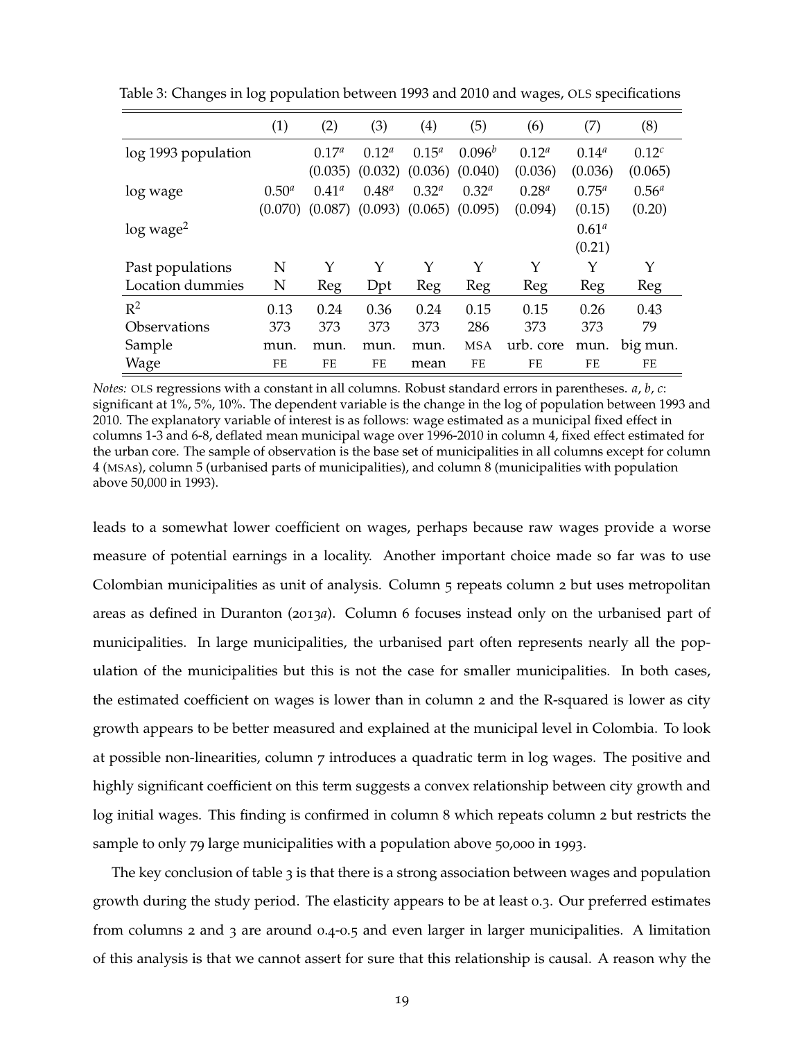Table 3: Changes in log population between 1993 and 2010 and wages, OLS specifications

| | (1) | (2) | (3) | (4) | (5) | (6) | (7) | (8) |
|---|---|---|---|---|---|---|---|---|
| log 1993 population | | $0.17^{a}$ | $0.12^{a}$ | $0.15^{a}$ | $0.096^{b}$ | $0.12^{a}$ | $0.14^{a}$ | $0.12^{c}$ |
| | | (0.035) | (0.032) | (0.036) | (0.040) | (0.036) | (0.036) | (0.065) |
| log wage | $0.50^{a}$ | $0.41^{a}$ | $0.48^{a}$ | $0.32^{a}$ | $0.32^{a}$ | $0.28^{a}$ | $0.75^{a}$ | $0.56^{a}$ |
| | (0.070) | (0.087) | (0.093) | (0.065) | (0.095) | (0.094) | (0.15) | (0.20) |
| log wage$^2$ | | | | | | | $0.61^{a}$ | |
| | | | | | | | (0.21) | |
| Past populations | N | Y | Y | Y | Y | Y | Y | Y |
| Location dummies | N | Reg | Dpt | Reg | Reg | Reg | Reg | Reg |
| $R^2$ | 0.13 | 0.24 | 0.36 | 0.24 | 0.15 | 0.15 | 0.26 | 0.43 |
| Observations | 373 | 373 | 373 | 373 | 286 | 373 | 373 | 79 |
| Sample | mun. | mun. | mun. | mun. | MSA | urb. core | mun. | big mun. |
| Wage | FE | FE | FE | mean | FE | FE | FE | FE |

*Notes:* OLS regressions with a constant in all columns. Robust standard errors in parentheses. *a*, *b*, *c*: significant at 1%, 5%, 10%. The dependent variable is the change in the log of population between 1993 and 2010. The explanatory variable of interest is as follows: wage estimated as a municipal fixed effect in columns 1-3 and 6-8, deflated mean municipal wage over 1996-2010 in column 4, fixed effect estimated for the urban core. The sample of observation is the base set of municipalities in all columns except for column 4 (MSAs), column 5 (urbanised parts of municipalities), and column 8 (municipalities with population above 50,000 in 1993).

leads to a somewhat lower coefficient on wages, perhaps because raw wages provide a worse measure of potential earnings in a locality. Another important choice made so far was to use Colombian municipalities as unit of analysis. Column 5 repeats column 2 but uses metropolitan areas as defined in Duranton (2013*a*). Column 6 focuses instead only on the urbanised part of municipalities. In large municipalities, the urbanised part often represents nearly all the population of the municipalities but this is not the case for smaller municipalities. In both cases, the estimated coefficient on wages is lower than in column 2 and the R-squared is lower as city growth appears to be better measured and explained at the municipal level in Colombia. To look at possible non-linearities, column 7 introduces a quadratic term in log wages. The positive and highly significant coefficient on this term suggests a convex relationship between city growth and log initial wages. This finding is confirmed in column 8 which repeats column 2 but restricts the sample to only 79 large municipalities with a population above 50,000 in 1993.

The key conclusion of table 3 is that there is a strong association between wages and population growth during the study period. The elasticity appears to be at least 0.3. Our preferred estimates from columns 2 and 3 are around 0.4-0.5 and even larger in larger municipalities. A limitation of this analysis is that we cannot assert for sure that this relationship is causal. A reason why the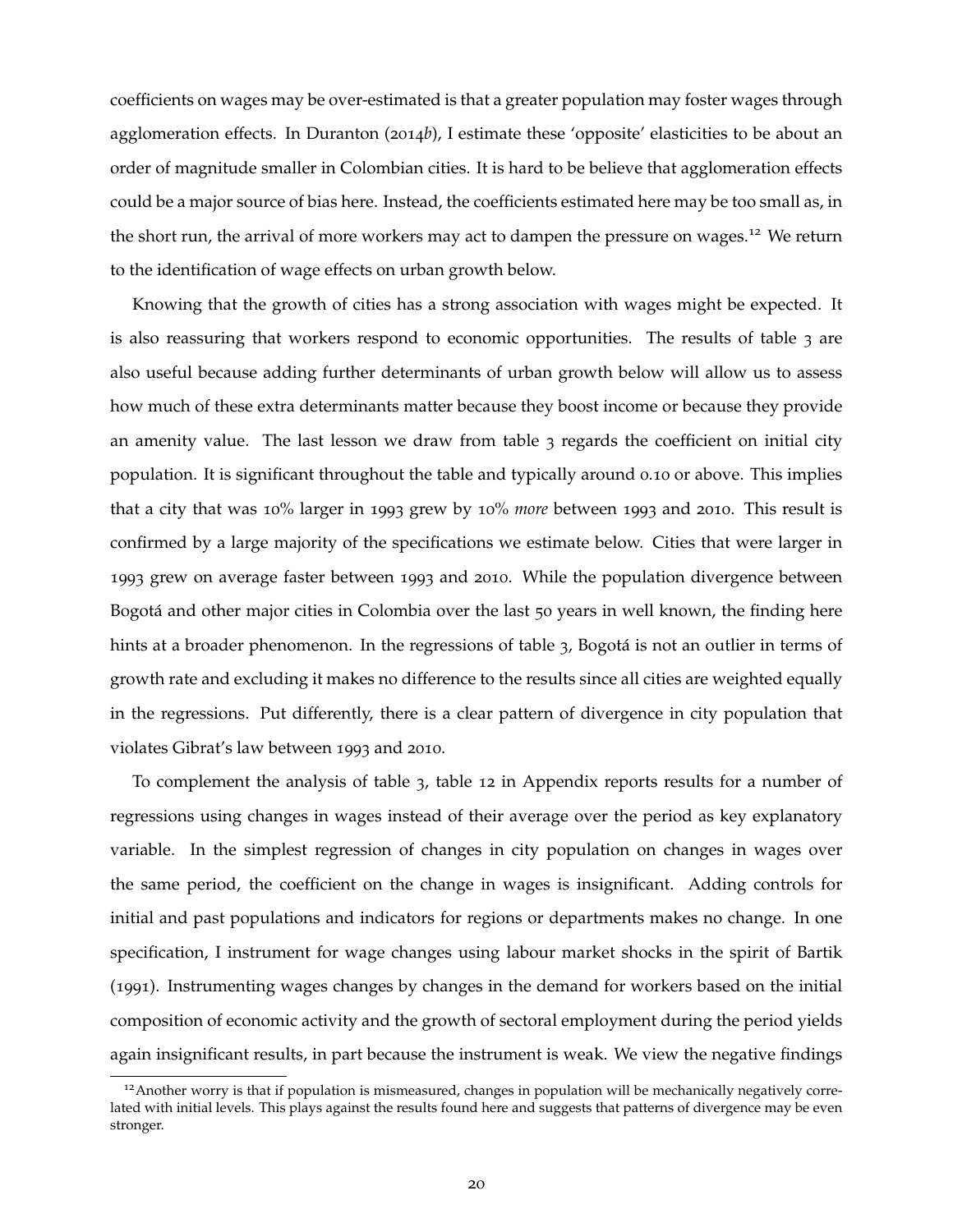coefficients on wages may be over-estimated is that a greater population may foster wages through agglomeration effects. In Duranton (2014*b*), I estimate these 'opposite' elasticities to be about an order of magnitude smaller in Colombian cities. It is hard to be believe that agglomeration effects could be a major source of bias here. Instead, the coefficients estimated here may be too small as, in the short run, the arrival of more workers may act to dampen the pressure on wages.[12] We return to the identification of wage effects on urban growth below.

Knowing that the growth of cities has a strong association with wages might be expected. It is also reassuring that workers respond to economic opportunities. The results of table 3 are also useful because adding further determinants of urban growth below will allow us to assess how much of these extra determinants matter because they boost income or because they provide an amenity value. The last lesson we draw from table 3 regards the coefficient on initial city population. It is significant throughout the table and typically around 0.10 or above. This implies that a city that was 10% larger in 1993 grew by 10% *more* between 1993 and 2010. This result is confirmed by a large majority of the specifications we estimate below. Cities that were larger in 1993 grew on average faster between 1993 and 2010. While the population divergence between Bogotá and other major cities in Colombia over the last 50 years in well known, the finding here hints at a broader phenomenon. In the regressions of table 3, Bogotá is not an outlier in terms of growth rate and excluding it makes no difference to the results since all cities are weighted equally in the regressions. Put differently, there is a clear pattern of divergence in city population that violates Gibrat's law between 1993 and 2010.

To complement the analysis of table 3, table 12 in Appendix reports results for a number of regressions using changes in wages instead of their average over the period as key explanatory variable. In the simplest regression of changes in city population on changes in wages over the same period, the coefficient on the change in wages is insignificant. Adding controls for initial and past populations and indicators for regions or departments makes no change. In one specification, I instrument for wage changes using labour market shocks in the spirit of Bartik (1991). Instrumenting wages changes by changes in the demand for workers based on the initial composition of economic activity and the growth of sectoral employment during the period yields again insignificant results, in part because the instrument is weak. We view the negative findings

[12] Another worry is that if population is mismeasured, changes in population will be mechanically negatively correlated with initial levels. This plays against the results found here and suggests that patterns of divergence may be even stronger.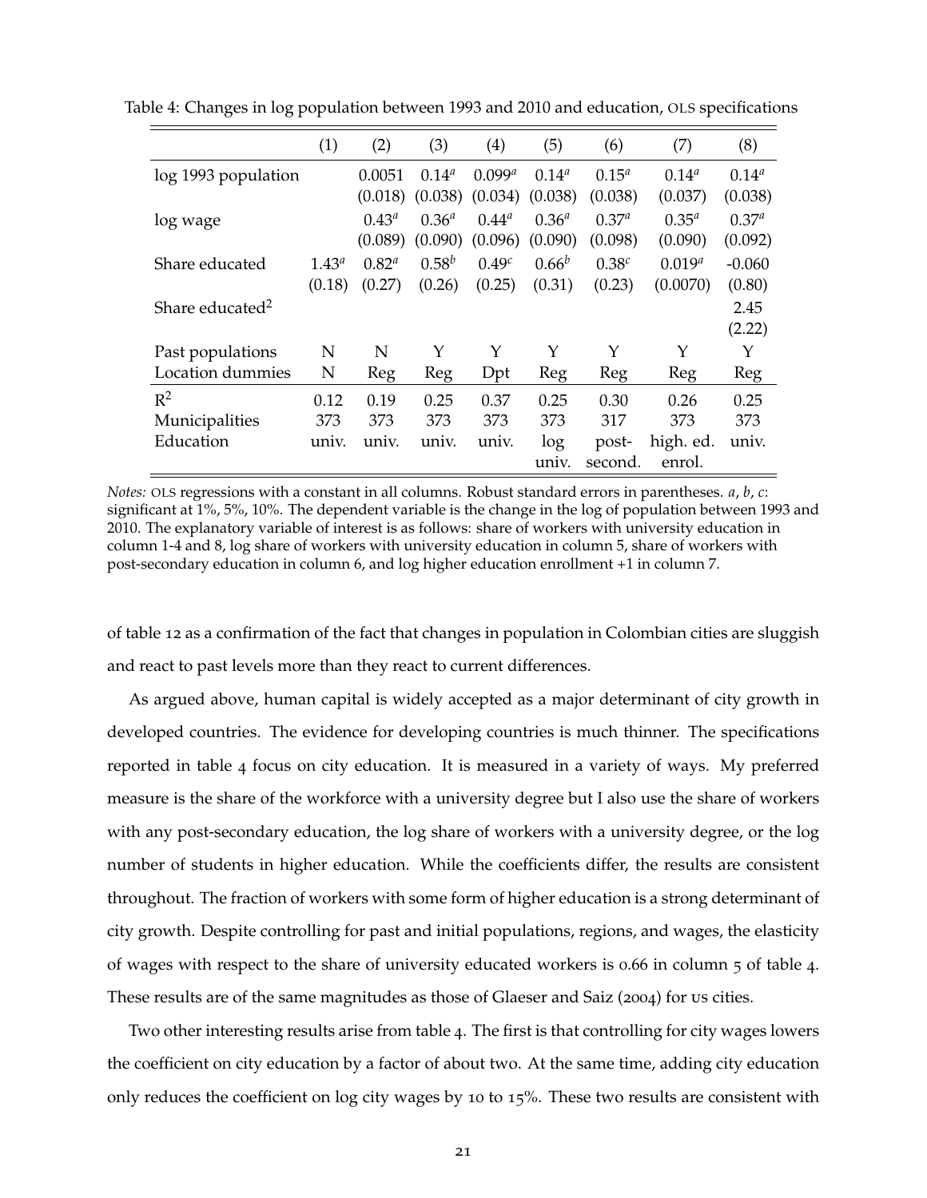Table 4: Changes in log population between 1993 and 2010 and education, OLS specifications

| | (1) | (2) | (3) | (4) | (5) | (6) | (7) | (8) |
|---|---|---|---|---|---|---|---|---|
| log 1993 population | | 0.0051 | $0.14^a$ | $0.099^a$ | $0.14^a$ | $0.15^a$ | $0.14^a$ | $0.14^a$ |
| | | (0.018) | (0.038) | (0.034) | (0.038) | (0.038) | (0.037) | (0.038) |
| log wage | | $0.43^a$ | $0.36^a$ | $0.44^a$ | $0.36^a$ | $0.37^a$ | $0.35^a$ | $0.37^a$ |
| | | (0.089) | (0.090) | (0.096) | (0.090) | (0.098) | (0.090) | (0.092) |
| Share educated | $1.43^a$ | $0.82^a$ | $0.58^b$ | $0.49^c$ | $0.66^b$ | $0.38^c$ | $0.019^a$ | -0.060 |
| | (0.18) | (0.27) | (0.26) | (0.25) | (0.31) | (0.23) | (0.0070) | (0.80) |
| Share educated$^2$ | | | | | | | | 2.45 |
| | | | | | | | | (2.22) |
| Past populations | N | N | Y | Y | Y | Y | Y | Y |
| Location dummies | N | Reg | Reg | Dpt | Reg | Reg | Reg | Reg |
| $R^2$ | 0.12 | 0.19 | 0.25 | 0.37 | 0.25 | 0.30 | 0.26 | 0.25 |
| Municipalities | 373 | 373 | 373 | 373 | 373 | 317 | 373 | 373 |
| Education | univ. | univ. | univ. | univ. | log univ. | post-second. | high. ed. enrol. | univ. |

*Notes:* OLS regressions with a constant in all columns. Robust standard errors in parentheses. *a*, *b*, *c*: significant at 1%, 5%, 10%. The dependent variable is the change in the log of population between 1993 and 2010. The explanatory variable of interest is as follows: share of workers with university education in column 1-4 and 8, log share of workers with university education in column 5, share of workers with post-secondary education in column 6, and log higher education enrollment +1 in column 7.

of table 12 as a confirmation of the fact that changes in population in Colombian cities are sluggish and react to past levels more than they react to current differences.

As argued above, human capital is widely accepted as a major determinant of city growth in developed countries. The evidence for developing countries is much thinner. The specifications reported in table 4 focus on city education. It is measured in a variety of ways. My preferred measure is the share of the workforce with a university degree but I also use the share of workers with any post-secondary education, the log share of workers with a university degree, or the log number of students in higher education. While the coefficients differ, the results are consistent throughout. The fraction of workers with some form of higher education is a strong determinant of city growth. Despite controlling for past and initial populations, regions, and wages, the elasticity of wages with respect to the share of university educated workers is 0.66 in column 5 of table 4. These results are of the same magnitudes as those of Glaeser and Saiz (2004) for US cities.

Two other interesting results arise from table 4. The first is that controlling for city wages lowers the coefficient on city education by a factor of about two. At the same time, adding city education only reduces the coefficient on log city wages by 10 to 15%. These two results are consistent with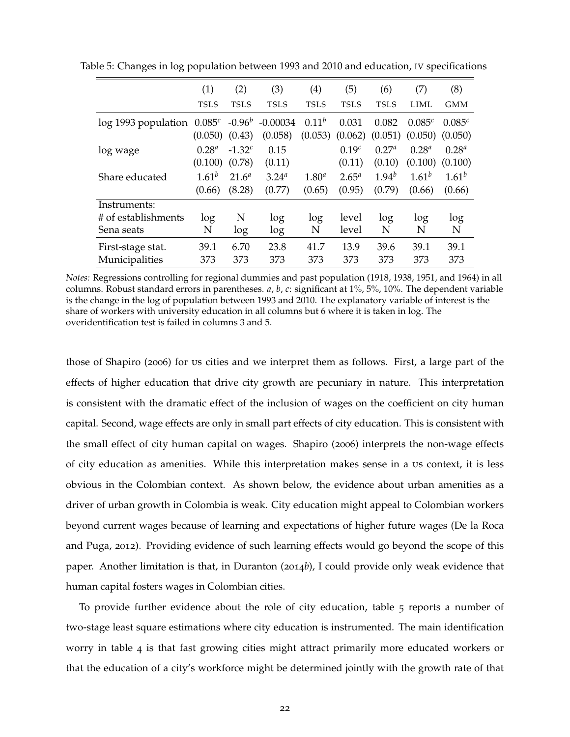Table 5: Changes in log population between 1993 and 2010 and education, IV specifications

| | (1) | (2) | (3) | (4) | (5) | (6) | (7) | (8) |
|---|---|---|---|---|---|---|---|---|
| | TSLS | TSLS | TSLS | TSLS | TSLS | TSLS | LIML | GMM |
| log 1993 population | $0.085^{c}$ | $-0.96^{b}$ | -0.00034 | $0.11^{b}$ | 0.031 | 0.082 | $0.085^{c}$ | $0.085^{c}$ |
| | (0.050) | (0.43) | (0.058) | (0.053) | (0.062) | (0.051) | (0.050) | (0.050) |
| log wage | $0.28^{a}$ | $-1.32^{c}$ | 0.15 | | $0.19^{c}$ | $0.27^{a}$ | $0.28^{a}$ | $0.28^{a}$ |
| | (0.100) | (0.78) | (0.11) | | (0.11) | (0.10) | (0.100) | (0.100) |
| Share educated | $1.61^{b}$ | $21.6^{a}$ | $3.24^{a}$ | $1.80^{a}$ | $2.65^{a}$ | $1.94^{b}$ | $1.61^{b}$ | $1.61^{b}$ |
| | (0.66) | (8.28) | (0.77) | (0.65) | (0.95) | (0.79) | (0.66) | (0.66) |
| Instruments: | | | | | | | | |
| # of establishments | log | N | log | log | level | log | log | log |
| Sena seats | N | log | log | N | level | N | N | N |
| First-stage stat. | 39.1 | 6.70 | 23.8 | 41.7 | 13.9 | 39.6 | 39.1 | 39.1 |
| Municipalities | 373 | 373 | 373 | 373 | 373 | 373 | 373 | 373 |

*Notes:* Regressions controlling for regional dummies and past population (1918, 1938, 1951, and 1964) in all columns. Robust standard errors in parentheses. *a*, *b*, *c*: significant at 1%, 5%, 10%. The dependent variable is the change in the log of population between 1993 and 2010. The explanatory variable of interest is the share of workers with university education in all columns but 6 where it is taken in log. The overidentification test is failed in columns 3 and 5.

those of Shapiro (2006) for US cities and we interpret them as follows. First, a large part of the effects of higher education that drive city growth are pecuniary in nature. This interpretation is consistent with the dramatic effect of the inclusion of wages on the coefficient on city human capital. Second, wage effects are only in small part effects of city education. This is consistent with the small effect of city human capital on wages. Shapiro (2006) interprets the non-wage effects of city education as amenities. While this interpretation makes sense in a US context, it is less obvious in the Colombian context. As shown below, the evidence about urban amenities as a driver of urban growth in Colombia is weak. City education might appeal to Colombian workers beyond current wages because of learning and expectations of higher future wages (De la Roca and Puga, 2012). Providing evidence of such learning effects would go beyond the scope of this paper. Another limitation is that, in Duranton (2014*b*), I could provide only weak evidence that human capital fosters wages in Colombian cities.

To provide further evidence about the role of city education, table 5 reports a number of two-stage least square estimations where city education is instrumented. The main identification worry in table 4 is that fast growing cities might attract primarily more educated workers or that the education of a city's workforce might be determined jointly with the growth rate of that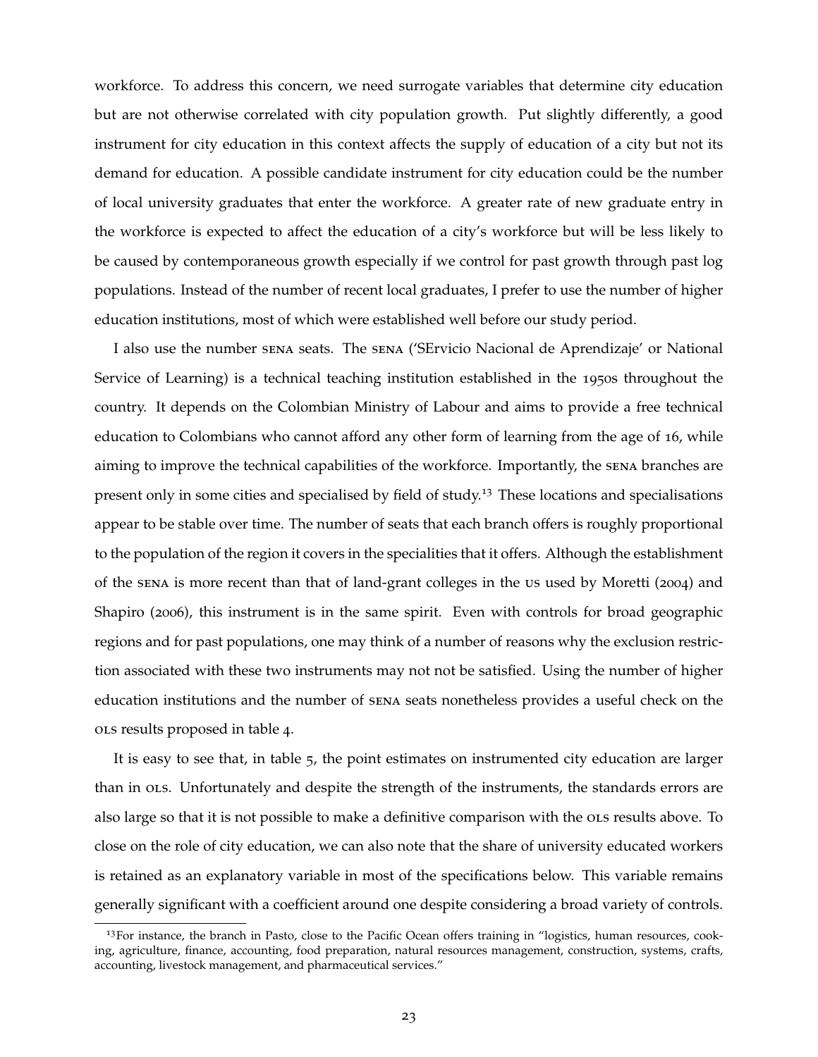workforce. To address this concern, we need surrogate variables that determine city education but are not otherwise correlated with city population growth. Put slightly differently, a good instrument for city education in this context affects the supply of education of a city but not its demand for education. A possible candidate instrument for city education could be the number of local university graduates that enter the workforce. A greater rate of new graduate entry in the workforce is expected to affect the education of a city's workforce but will be less likely to be caused by contemporaneous growth especially if we control for past growth through past log populations. Instead of the number of recent local graduates, I prefer to use the number of higher education institutions, most of which were established well before our study period.

I also use the number SENA seats. The SENA ('SErvicio Nacional de Aprendizaje' or National Service of Learning) is a technical teaching institution established in the 1950s throughout the country. It depends on the Colombian Ministry of Labour and aims to provide a free technical education to Colombians who cannot afford any other form of learning from the age of 16, while aiming to improve the technical capabilities of the workforce. Importantly, the SENA branches are present only in some cities and specialised by field of study.[13] These locations and specialisations appear to be stable over time. The number of seats that each branch offers is roughly proportional to the population of the region it covers in the specialities that it offers. Although the establishment of the SENA is more recent than that of land-grant colleges in the US used by Moretti (2004) and Shapiro (2006), this instrument is in the same spirit. Even with controls for broad geographic regions and for past populations, one may think of a number of reasons why the exclusion restriction associated with these two instruments may not not be satisfied. Using the number of higher education institutions and the number of SENA seats nonetheless provides a useful check on the OLS results proposed in table 4.

It is easy to see that, in table 5, the point estimates on instrumented city education are larger than in OLS. Unfortunately and despite the strength of the instruments, the standards errors are also large so that it is not possible to make a definitive comparison with the OLS results above. To close on the role of city education, we can also note that the share of university educated workers is retained as an explanatory variable in most of the specifications below. This variable remains generally significant with a coefficient around one despite considering a broad variety of controls.

[13] For instance, the branch in Pasto, close to the Pacific Ocean offers training in "logistics, human resources, cooking, agriculture, finance, accounting, food preparation, natural resources management, construction, systems, crafts, accounting, livestock management, and pharmaceutical services."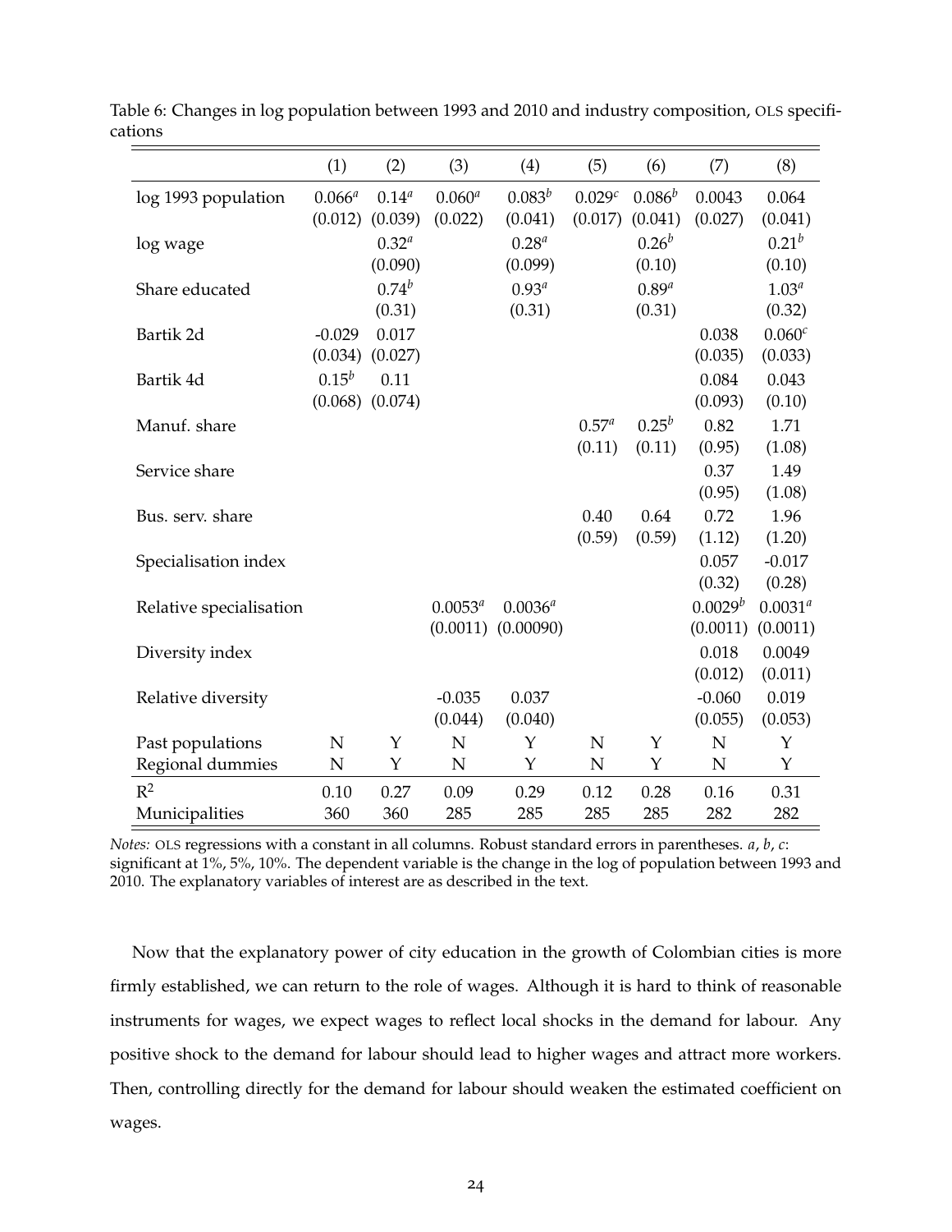Table 6: Changes in log population between 1993 and 2010 and industry composition, OLS specifications

| | (1) | (2) | (3) | (4) | (5) | (6) | (7) | (8) |
|---|---|---|---|---|---|---|---|---|
| log 1993 population | $0.066^a$ | $0.14^a$ | $0.060^a$ | $0.083^b$ | $0.029^c$ | $0.086^b$ | 0.0043 | 0.064 |
| | (0.012) | (0.039) | (0.022) | (0.041) | (0.017) | (0.041) | (0.027) | (0.041) |
| log wage | | $0.32^a$ | | $0.28^a$ | | $0.26^b$ | | $0.21^b$ |
| | | (0.090) | | (0.099) | | (0.10) | | (0.10) |
| Share educated | | $0.74^b$ | | $0.93^a$ | | $0.89^a$ | | $1.03^a$ |
| | | (0.31) | | (0.31) | | (0.31) | | (0.32) |
| Bartik 2d | -0.029 | 0.017 | | | | | 0.038 | $0.060^c$ |
| | (0.034) | (0.027) | | | | | (0.035) | (0.033) |
| Bartik 4d | $0.15^b$ | 0.11 | | | | | 0.084 | 0.043 |
| | (0.068) | (0.074) | | | | | (0.093) | (0.10) |
| Manuf. share | | | | | $0.57^a$ | $0.25^b$ | 0.82 | 1.71 |
| | | | | | (0.11) | (0.11) | (0.95) | (1.08) |
| Service share | | | | | | | 0.37 | 1.49 |
| | | | | | | | (0.95) | (1.08) |
| Bus. serv. share | | | | | 0.40 | 0.64 | 0.72 | 1.96 |
| | | | | | (0.59) | (0.59) | (1.12) | (1.20) |
| Specialisation index | | | | | | | 0.057 | -0.017 |
| | | | | | | | (0.32) | (0.28) |
| Relative specialisation | | | $0.0053^a$ | $0.0036^a$ | | | $0.0029^b$ | $0.0031^a$ |
| | | | (0.0011) | (0.00090) | | | (0.0011) | (0.0011) |
| Diversity index | | | | | | | 0.018 | 0.0049 |
| | | | | | | | (0.012) | (0.011) |
| Relative diversity | | | -0.035 | 0.037 | | | -0.060 | 0.019 |
| | | | (0.044) | (0.040) | | | (0.055) | (0.053) |
| Past populations | N | Y | N | Y | N | Y | N | Y |
| Regional dummies | N | Y | N | Y | N | Y | N | Y |
| $R^2$ | 0.10 | 0.27 | 0.09 | 0.29 | 0.12 | 0.28 | 0.16 | 0.31 |
| Municipalities | 360 | 360 | 285 | 285 | 285 | 285 | 282 | 282 |

*Notes:* OLS regressions with a constant in all columns. Robust standard errors in parentheses. *a*, *b*, *c*: significant at 1%, 5%, 10%. The dependent variable is the change in the log of population between 1993 and 2010. The explanatory variables of interest are as described in the text.

Now that the explanatory power of city education in the growth of Colombian cities is more firmly established, we can return to the role of wages. Although it is hard to think of reasonable instruments for wages, we expect wages to reflect local shocks in the demand for labour. Any positive shock to the demand for labour should lead to higher wages and attract more workers. Then, controlling directly for the demand for labour should weaken the estimated coefficient on wages.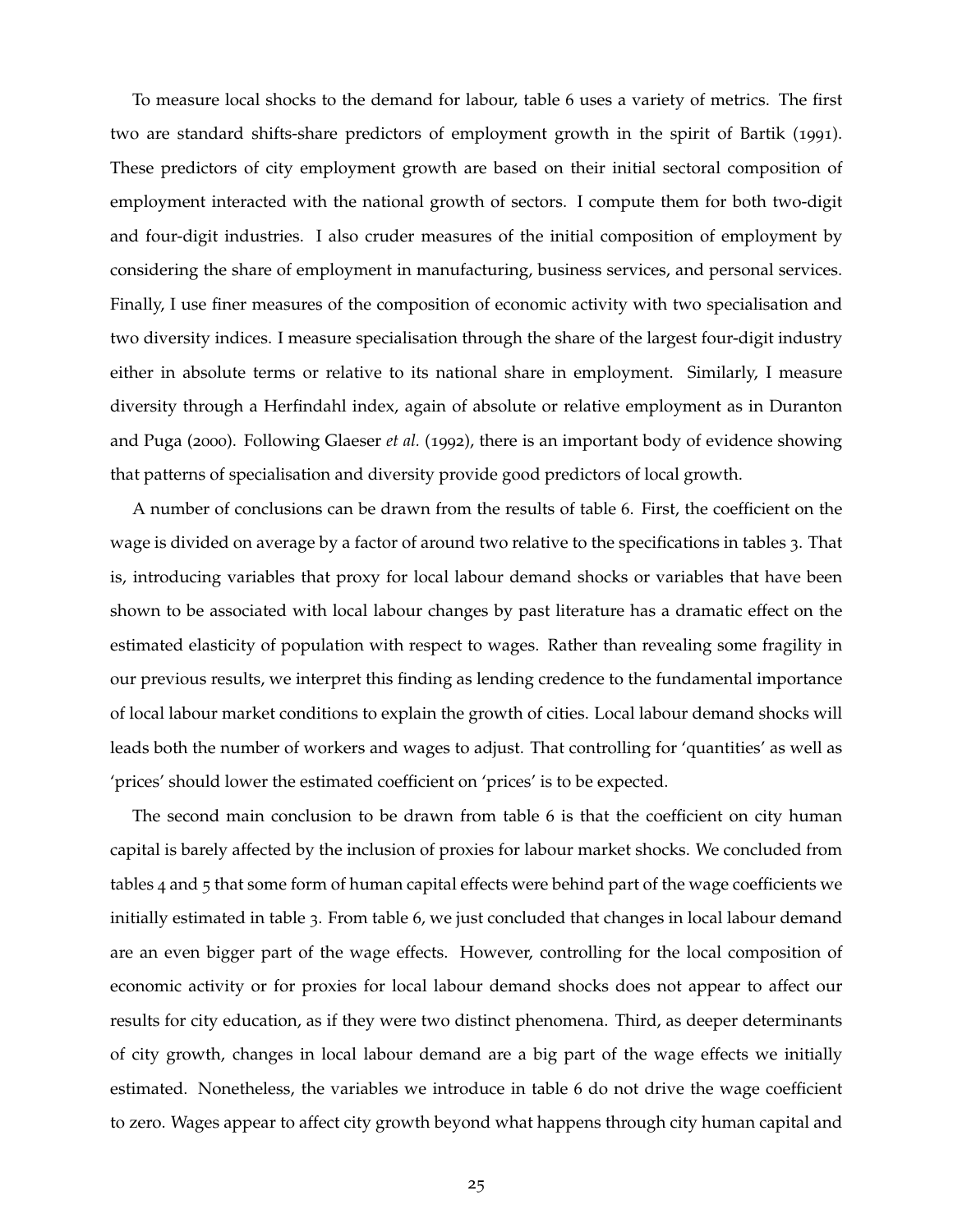To measure local shocks to the demand for labour, table 6 uses a variety of metrics. The first two are standard shifts-share predictors of employment growth in the spirit of Bartik (1991). These predictors of city employment growth are based on their initial sectoral composition of employment interacted with the national growth of sectors. I compute them for both two-digit and four-digit industries. I also cruder measures of the initial composition of employment by considering the share of employment in manufacturing, business services, and personal services. Finally, I use finer measures of the composition of economic activity with two specialisation and two diversity indices. I measure specialisation through the share of the largest four-digit industry either in absolute terms or relative to its national share in employment. Similarly, I measure diversity through a Herfindahl index, again of absolute or relative employment as in Duranton and Puga (2000). Following Glaeser *et al.* (1992), there is an important body of evidence showing that patterns of specialisation and diversity provide good predictors of local growth.

A number of conclusions can be drawn from the results of table 6. First, the coefficient on the wage is divided on average by a factor of around two relative to the specifications in tables 3. That is, introducing variables that proxy for local labour demand shocks or variables that have been shown to be associated with local labour changes by past literature has a dramatic effect on the estimated elasticity of population with respect to wages. Rather than revealing some fragility in our previous results, we interpret this finding as lending credence to the fundamental importance of local labour market conditions to explain the growth of cities. Local labour demand shocks will leads both the number of workers and wages to adjust. That controlling for 'quantities' as well as 'prices' should lower the estimated coefficient on 'prices' is to be expected.

The second main conclusion to be drawn from table 6 is that the coefficient on city human capital is barely affected by the inclusion of proxies for labour market shocks. We concluded from tables 4 and 5 that some form of human capital effects were behind part of the wage coefficients we initially estimated in table 3. From table 6, we just concluded that changes in local labour demand are an even bigger part of the wage effects. However, controlling for the local composition of economic activity or for proxies for local labour demand shocks does not appear to affect our results for city education, as if they were two distinct phenomena. Third, as deeper determinants of city growth, changes in local labour demand are a big part of the wage effects we initially estimated. Nonetheless, the variables we introduce in table 6 do not drive the wage coefficient to zero. Wages appear to affect city growth beyond what happens through city human capital and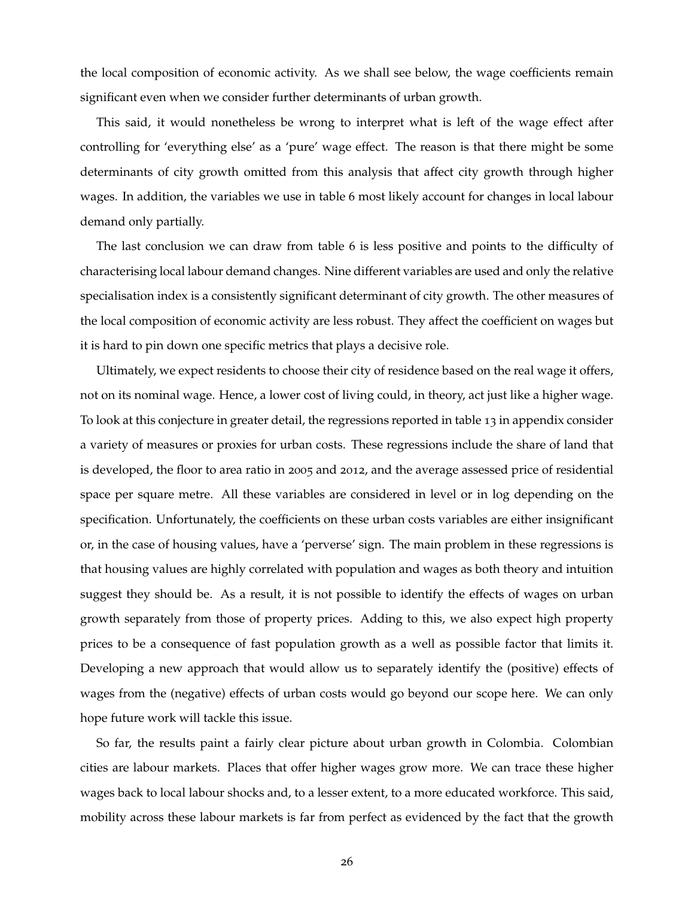the local composition of economic activity. As we shall see below, the wage coefficients remain significant even when we consider further determinants of urban growth.

This said, it would nonetheless be wrong to interpret what is left of the wage effect after controlling for 'everything else' as a 'pure' wage effect. The reason is that there might be some determinants of city growth omitted from this analysis that affect city growth through higher wages. In addition, the variables we use in table 6 most likely account for changes in local labour demand only partially.

The last conclusion we can draw from table 6 is less positive and points to the difficulty of characterising local labour demand changes. Nine different variables are used and only the relative specialisation index is a consistently significant determinant of city growth. The other measures of the local composition of economic activity are less robust. They affect the coefficient on wages but it is hard to pin down one specific metrics that plays a decisive role.

Ultimately, we expect residents to choose their city of residence based on the real wage it offers, not on its nominal wage. Hence, a lower cost of living could, in theory, act just like a higher wage. To look at this conjecture in greater detail, the regressions reported in table 13 in appendix consider a variety of measures or proxies for urban costs. These regressions include the share of land that is developed, the floor to area ratio in 2005 and 2012, and the average assessed price of residential space per square metre. All these variables are considered in level or in log depending on the specification. Unfortunately, the coefficients on these urban costs variables are either insignificant or, in the case of housing values, have a 'perverse' sign. The main problem in these regressions is that housing values are highly correlated with population and wages as both theory and intuition suggest they should be. As a result, it is not possible to identify the effects of wages on urban growth separately from those of property prices. Adding to this, we also expect high property prices to be a consequence of fast population growth as a well as possible factor that limits it. Developing a new approach that would allow us to separately identify the (positive) effects of wages from the (negative) effects of urban costs would go beyond our scope here. We can only hope future work will tackle this issue.

So far, the results paint a fairly clear picture about urban growth in Colombia. Colombian cities are labour markets. Places that offer higher wages grow more. We can trace these higher wages back to local labour shocks and, to a lesser extent, to a more educated workforce. This said, mobility across these labour markets is far from perfect as evidenced by the fact that the growth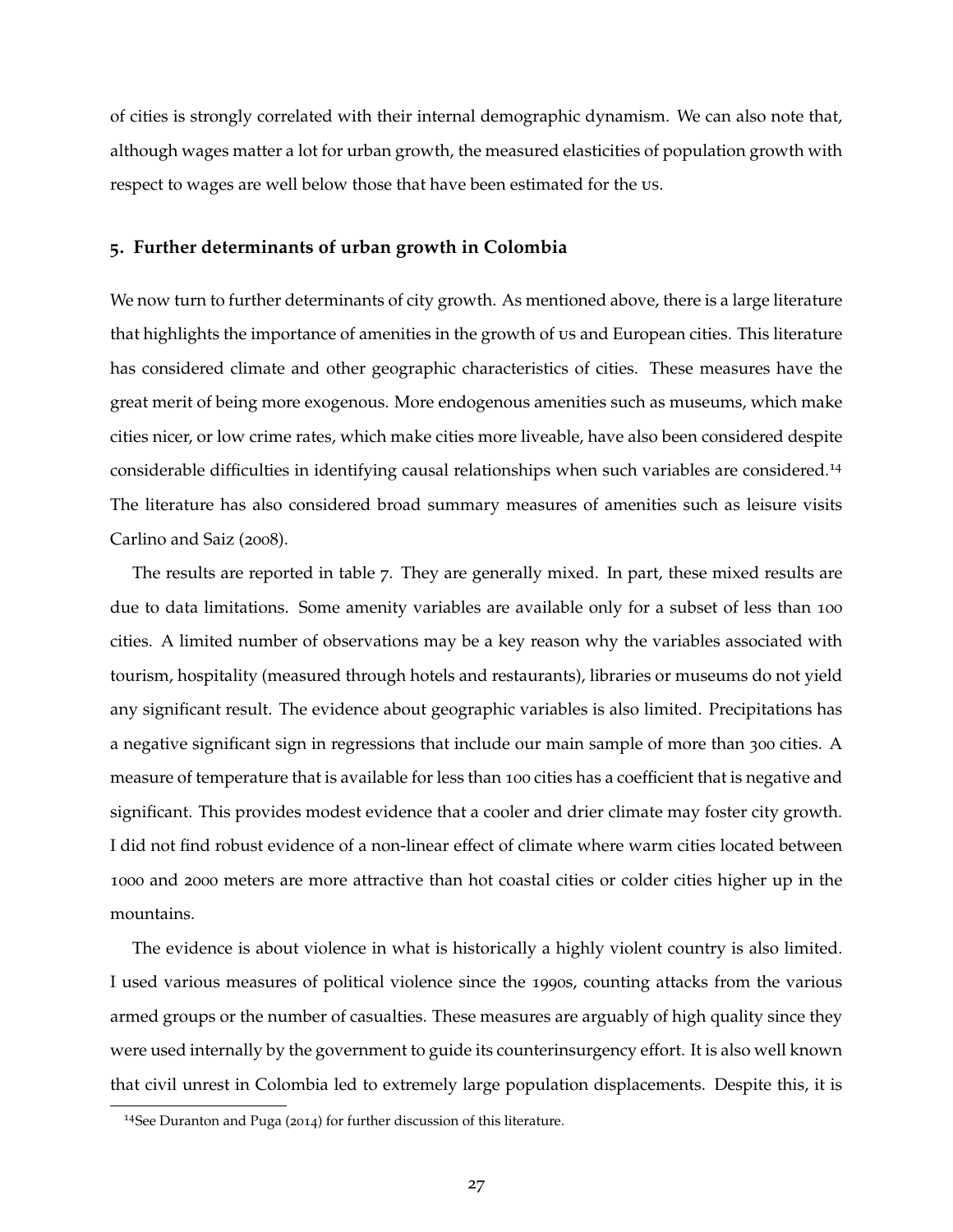of cities is strongly correlated with their internal demographic dynamism. We can also note that, although wages matter a lot for urban growth, the measured elasticities of population growth with respect to wages are well below those that have been estimated for the US.

## 5. Further determinants of urban growth in Colombia

We now turn to further determinants of city growth. As mentioned above, there is a large literature that highlights the importance of amenities in the growth of US and European cities. This literature has considered climate and other geographic characteristics of cities. These measures have the great merit of being more exogenous. More endogenous amenities such as museums, which make cities nicer, or low crime rates, which make cities more liveable, have also been considered despite considerable difficulties in identifying causal relationships when such variables are considered.[14] The literature has also considered broad summary measures of amenities such as leisure visits Carlino and Saiz (2008).

The results are reported in table 7. They are generally mixed. In part, these mixed results are due to data limitations. Some amenity variables are available only for a subset of less than 100 cities. A limited number of observations may be a key reason why the variables associated with tourism, hospitality (measured through hotels and restaurants), libraries or museums do not yield any significant result. The evidence about geographic variables is also limited. Precipitations has a negative significant sign in regressions that include our main sample of more than 300 cities. A measure of temperature that is available for less than 100 cities has a coefficient that is negative and significant. This provides modest evidence that a cooler and drier climate may foster city growth. I did not find robust evidence of a non-linear effect of climate where warm cities located between 1000 and 2000 meters are more attractive than hot coastal cities or colder cities higher up in the mountains.

The evidence is about violence in what is historically a highly violent country is also limited. I used various measures of political violence since the 1990s, counting attacks from the various armed groups or the number of casualties. These measures are arguably of high quality since they were used internally by the government to guide its counterinsurgency effort. It is also well known that civil unrest in Colombia led to extremely large population displacements. Despite this, it is

[14] See Duranton and Puga (2014) for further discussion of this literature.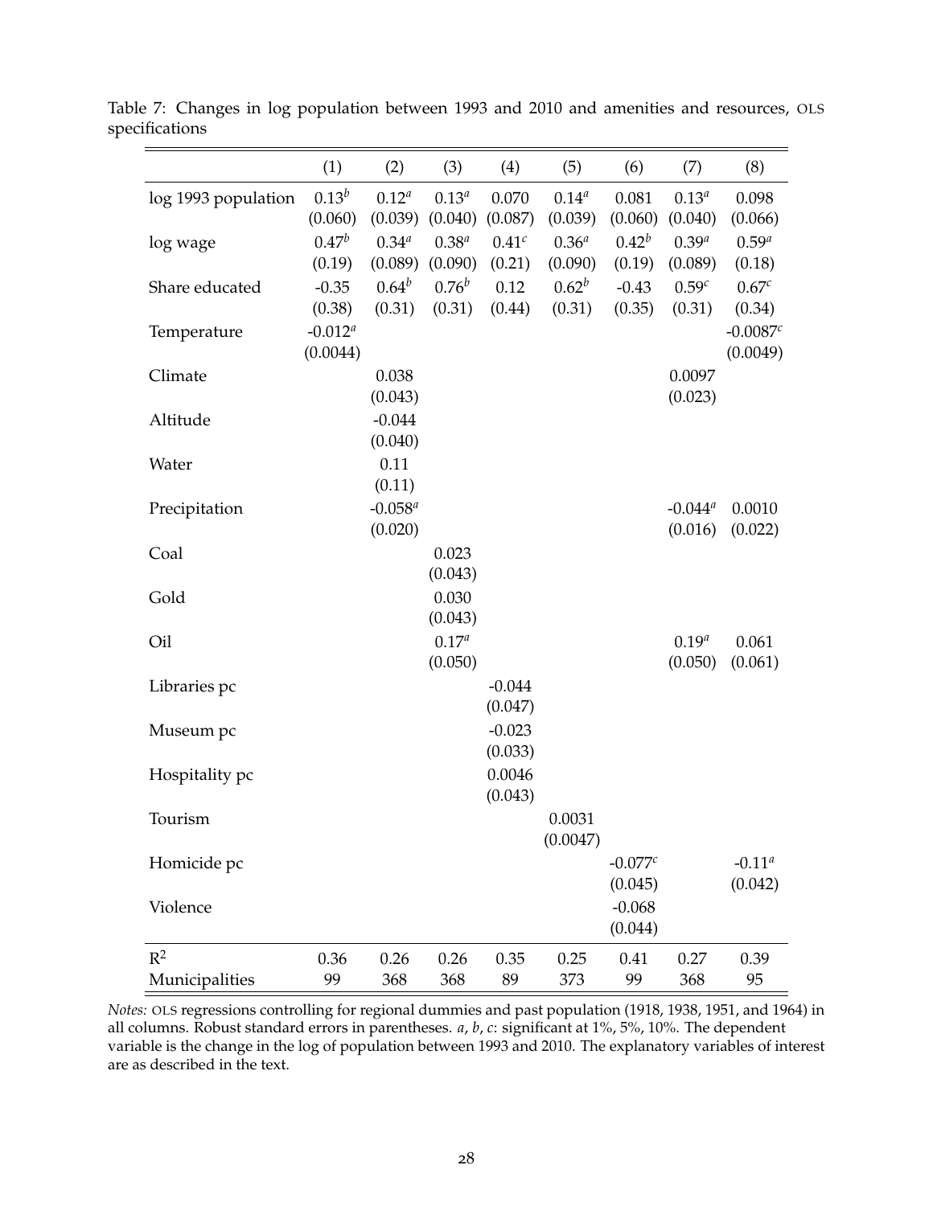Table 7: Changes in log population between 1993 and 2010 and amenities and resources, OLS specifications

| | (1) | (2) | (3) | (4) | (5) | (6) | (7) | (8) |
|---|---|---|---|---|---|---|---|---|
| log 1993 population | $0.13^b$ | $0.12^a$ | $0.13^a$ | 0.070 | $0.14^a$ | 0.081 | $0.13^a$ | 0.098 |
| | (0.060) | (0.039) | (0.040) | (0.087) | (0.039) | (0.060) | (0.040) | (0.066) |
| log wage | $0.47^b$ | $0.34^a$ | $0.38^a$ | $0.41^c$ | $0.36^a$ | $0.42^b$ | $0.39^a$ | $0.59^a$ |
| | (0.19) | (0.089) | (0.090) | (0.21) | (0.090) | (0.19) | (0.089) | (0.18) |
| Share educated | -0.35 | $0.64^b$ | $0.76^b$ | 0.12 | $0.62^b$ | -0.43 | $0.59^c$ | $0.67^c$ |
| | (0.38) | (0.31) | (0.31) | (0.44) | (0.31) | (0.35) | (0.31) | (0.34) |
| Temperature | $-0.012^a$ | | | | | | | $-0.0087^c$ |
| | (0.0044) | | | | | | | (0.0049) |
| Climate | | 0.038 | | | | | 0.0097 | |
| | | (0.043) | | | | | (0.023) | |
| Altitude | | -0.044 | | | | | | |
| | | (0.040) | | | | | | |
| Water | | 0.11 | | | | | | |
| | | (0.11) | | | | | | |
| Precipitation | | $-0.058^a$ | | | | | $-0.044^a$ | 0.0010 |
| | | (0.020) | | | | | (0.016) | (0.022) |
| Coal | | | 0.023 | | | | | |
| | | | (0.043) | | | | | |
| Gold | | | 0.030 | | | | | |
| | | | (0.043) | | | | | |
| Oil | | | $0.17^a$ | | | | $0.19^a$ | 0.061 |
| | | | (0.050) | | | | (0.050) | (0.061) |
| Libraries pc | | | | -0.044 | | | | |
| | | | | (0.047) | | | | |
| Museum pc | | | | -0.023 | | | | |
| | | | | (0.033) | | | | |
| Hospitality pc | | | | 0.0046 | | | | |
| | | | | (0.043) | | | | |
| Tourism | | | | | 0.0031 | | | |
| | | | | | (0.0047) | | | |
| Homicide pc | | | | | | $-0.077^c$ | | $-0.11^a$ |
| | | | | | | (0.045) | | (0.042) |
| Violence | | | | | | -0.068 | | |
| | | | | | | (0.044) | | |
| $R^2$ | 0.36 | 0.26 | 0.26 | 0.35 | 0.25 | 0.41 | 0.27 | 0.39 |
| Municipalities | 99 | 368 | 368 | 89 | 373 | 99 | 368 | 95 |

*Notes:* OLS regressions controlling for regional dummies and past population (1918, 1938, 1951, and 1964) in all columns. Robust standard errors in parentheses. *a*, *b*, *c*: significant at 1%, 5%, 10%. The dependent variable is the change in the log of population between 1993 and 2010. The explanatory variables of interest are as described in the text.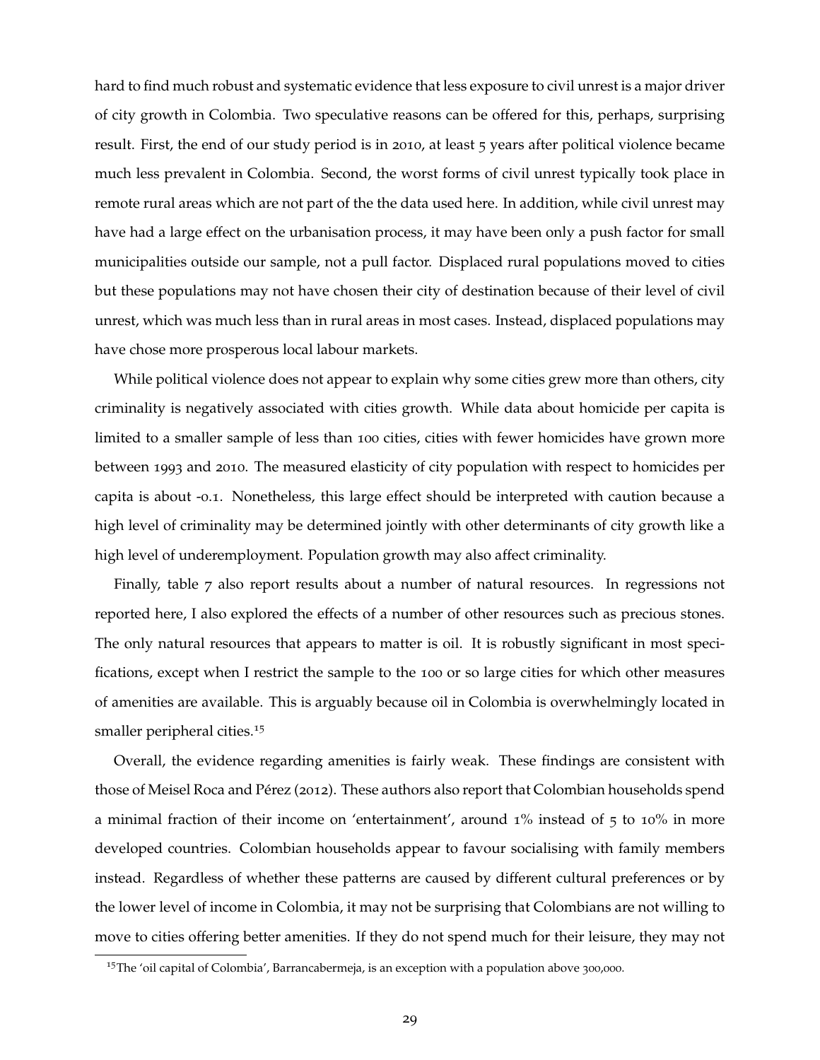hard to find much robust and systematic evidence that less exposure to civil unrest is a major driver of city growth in Colombia. Two speculative reasons can be offered for this, perhaps, surprising result. First, the end of our study period is in 2010, at least 5 years after political violence became much less prevalent in Colombia. Second, the worst forms of civil unrest typically took place in remote rural areas which are not part of the the data used here. In addition, while civil unrest may have had a large effect on the urbanisation process, it may have been only a push factor for small municipalities outside our sample, not a pull factor. Displaced rural populations moved to cities but these populations may not have chosen their city of destination because of their level of civil unrest, which was much less than in rural areas in most cases. Instead, displaced populations may have chose more prosperous local labour markets.

While political violence does not appear to explain why some cities grew more than others, city criminality is negatively associated with cities growth. While data about homicide per capita is limited to a smaller sample of less than 100 cities, cities with fewer homicides have grown more between 1993 and 2010. The measured elasticity of city population with respect to homicides per capita is about -0.1. Nonetheless, this large effect should be interpreted with caution because a high level of criminality may be determined jointly with other determinants of city growth like a high level of underemployment. Population growth may also affect criminality.

Finally, table 7 also report results about a number of natural resources. In regressions not reported here, I also explored the effects of a number of other resources such as precious stones. The only natural resources that appears to matter is oil. It is robustly significant in most specifications, except when I restrict the sample to the 100 or so large cities for which other measures of amenities are available. This is arguably because oil in Colombia is overwhelmingly located in smaller peripheral cities.[15]

Overall, the evidence regarding amenities is fairly weak. These findings are consistent with those of Meisel Roca and Pérez (2012). These authors also report that Colombian households spend a minimal fraction of their income on 'entertainment', around 1% instead of 5 to 10% in more developed countries. Colombian households appear to favour socialising with family members instead. Regardless of whether these patterns are caused by different cultural preferences or by the lower level of income in Colombia, it may not be surprising that Colombians are not willing to move to cities offering better amenities. If they do not spend much for their leisure, they may not

[15] The 'oil capital of Colombia', Barrancabermeja, is an exception with a population above 300,000.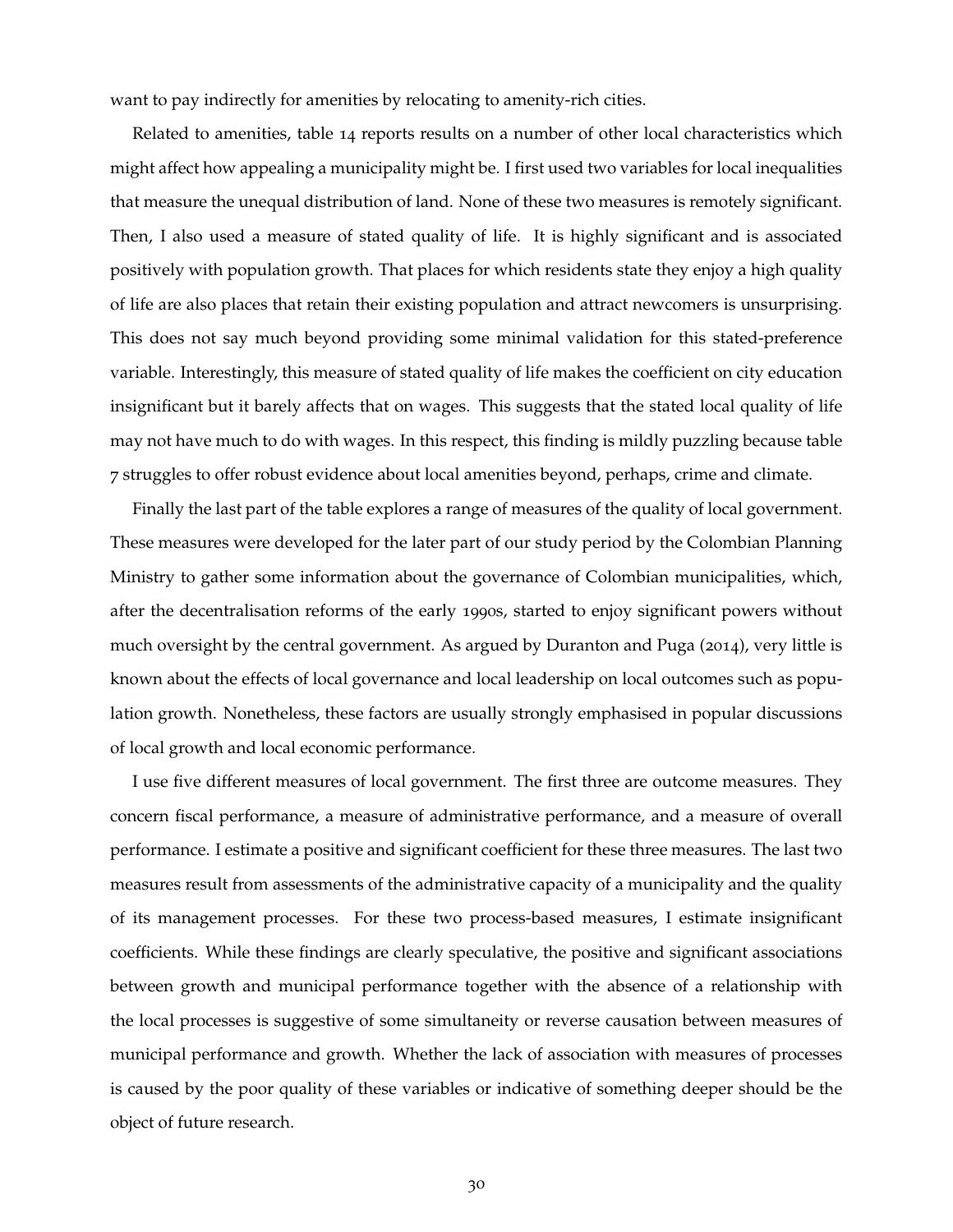want to pay indirectly for amenities by relocating to amenity-rich cities.

Related to amenities, table 14 reports results on a number of other local characteristics which might affect how appealing a municipality might be. I first used two variables for local inequalities that measure the unequal distribution of land. None of these two measures is remotely significant. Then, I also used a measure of stated quality of life. It is highly significant and is associated positively with population growth. That places for which residents state they enjoy a high quality of life are also places that retain their existing population and attract newcomers is unsurprising. This does not say much beyond providing some minimal validation for this stated-preference variable. Interestingly, this measure of stated quality of life makes the coefficient on city education insignificant but it barely affects that on wages. This suggests that the stated local quality of life may not have much to do with wages. In this respect, this finding is mildly puzzling because table 7 struggles to offer robust evidence about local amenities beyond, perhaps, crime and climate.

Finally the last part of the table explores a range of measures of the quality of local government. These measures were developed for the later part of our study period by the Colombian Planning Ministry to gather some information about the governance of Colombian municipalities, which, after the decentralisation reforms of the early 1990s, started to enjoy significant powers without much oversight by the central government. As argued by Duranton and Puga (2014), very little is known about the effects of local governance and local leadership on local outcomes such as population growth. Nonetheless, these factors are usually strongly emphasised in popular discussions of local growth and local economic performance.

I use five different measures of local government. The first three are outcome measures. They concern fiscal performance, a measure of administrative performance, and a measure of overall performance. I estimate a positive and significant coefficient for these three measures. The last two measures result from assessments of the administrative capacity of a municipality and the quality of its management processes. For these two process-based measures, I estimate insignificant coefficients. While these findings are clearly speculative, the positive and significant associations between growth and municipal performance together with the absence of a relationship with the local processes is suggestive of some simultaneity or reverse causation between measures of municipal performance and growth. Whether the lack of association with measures of processes is caused by the poor quality of these variables or indicative of something deeper should be the object of future research.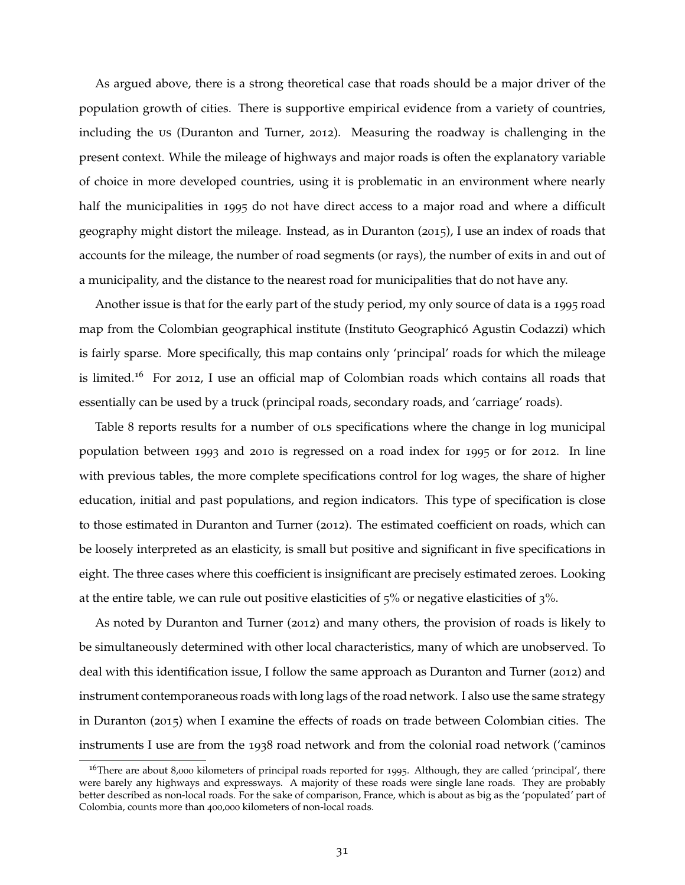As argued above, there is a strong theoretical case that roads should be a major driver of the population growth of cities. There is supportive empirical evidence from a variety of countries, including the US (Duranton and Turner, 2012). Measuring the roadway is challenging in the present context. While the mileage of highways and major roads is often the explanatory variable of choice in more developed countries, using it is problematic in an environment where nearly half the municipalities in 1995 do not have direct access to a major road and where a difficult geography might distort the mileage. Instead, as in Duranton (2015), I use an index of roads that accounts for the mileage, the number of road segments (or rays), the number of exits in and out of a municipality, and the distance to the nearest road for municipalities that do not have any.

Another issue is that for the early part of the study period, my only source of data is a 1995 road map from the Colombian geographical institute (Instituto Geographicó Agustin Codazzi) which is fairly sparse. More specifically, this map contains only 'principal' roads for which the mileage is limited.[16] For 2012, I use an official map of Colombian roads which contains all roads that essentially can be used by a truck (principal roads, secondary roads, and 'carriage' roads).

Table 8 reports results for a number of OLS specifications where the change in log municipal population between 1993 and 2010 is regressed on a road index for 1995 or for 2012. In line with previous tables, the more complete specifications control for log wages, the share of higher education, initial and past populations, and region indicators. This type of specification is close to those estimated in Duranton and Turner (2012). The estimated coefficient on roads, which can be loosely interpreted as an elasticity, is small but positive and significant in five specifications in eight. The three cases where this coefficient is insignificant are precisely estimated zeroes. Looking at the entire table, we can rule out positive elasticities of 5% or negative elasticities of 3%.

As noted by Duranton and Turner (2012) and many others, the provision of roads is likely to be simultaneously determined with other local characteristics, many of which are unobserved. To deal with this identification issue, I follow the same approach as Duranton and Turner (2012) and instrument contemporaneous roads with long lags of the road network. I also use the same strategy in Duranton (2015) when I examine the effects of roads on trade between Colombian cities. The instruments I use are from the 1938 road network and from the colonial road network ('caminos

[16] There are about 8,000 kilometers of principal roads reported for 1995. Although, they are called 'principal', there were barely any highways and expressways. A majority of these roads were single lane roads. They are probably better described as non-local roads. For the sake of comparison, France, which is about as big as the 'populated' part of Colombia, counts more than 400,000 kilometers of non-local roads.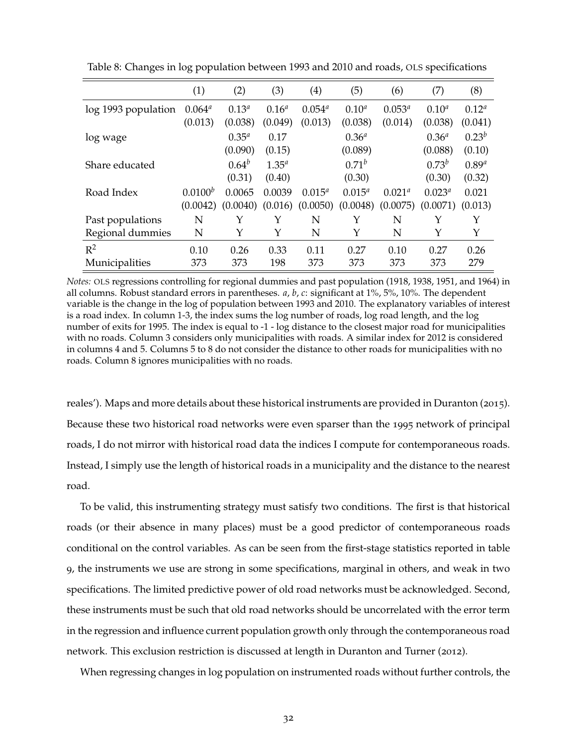Table 8: Changes in log population between 1993 and 2010 and roads, OLS specifications

| | (1) | (2) | (3) | (4) | (5) | (6) | (7) | (8) |
|---|---|---|---|---|---|---|---|---|
| log 1993 population | $0.064^a$ | $0.13^a$ | $0.16^a$ | $0.054^a$ | $0.10^a$ | $0.053^a$ | $0.10^a$ | $0.12^a$ |
| | (0.013) | (0.038) | (0.049) | (0.013) | (0.038) | (0.014) | (0.038) | (0.041) |
| log wage | | $0.35^a$ | 0.17 | | $0.36^a$ | | $0.36^a$ | $0.23^b$ |
| | | (0.090) | (0.15) | | (0.089) | | (0.088) | (0.10) |
| Share educated | | $0.64^b$ | $1.35^a$ | | $0.71^b$ | | $0.73^b$ | $0.89^a$ |
| | | (0.31) | (0.40) | | (0.30) | | (0.30) | (0.32) |
| Road Index | $0.0100^b$ | 0.0065 | 0.0039 | $0.015^a$ | $0.015^a$ | $0.021^a$ | $0.023^a$ | 0.021 |
| | (0.0042) | (0.0040) | (0.016) | (0.0050) | (0.0048) | (0.0075) | (0.0071) | (0.013) |
| Past populations | N | Y | Y | N | Y | N | Y | Y |
| Regional dummies | N | Y | Y | N | Y | N | Y | Y |
| $R^2$ | 0.10 | 0.26 | 0.33 | 0.11 | 0.27 | 0.10 | 0.27 | 0.26 |
| Municipalities | 373 | 373 | 198 | 373 | 373 | 373 | 373 | 279 |

*Notes:* OLS regressions controlling for regional dummies and past population (1918, 1938, 1951, and 1964) in all columns. Robust standard errors in parentheses. *a*, *b*, *c*: significant at 1%, 5%, 10%. The dependent variable is the change in the log of population between 1993 and 2010. The explanatory variables of interest is a road index. In column 1-3, the index sums the log number of roads, log road length, and the log number of exits for 1995. The index is equal to -1 - log distance to the closest major road for municipalities with no roads. Column 3 considers only municipalities with roads. A similar index for 2012 is considered in columns 4 and 5. Columns 5 to 8 do not consider the distance to other roads for municipalities with no roads. Column 8 ignores municipalities with no roads.

reales'). Maps and more details about these historical instruments are provided in Duranton (2015). Because these two historical road networks were even sparser than the 1995 network of principal roads, I do not mirror with historical road data the indices I compute for contemporaneous roads. Instead, I simply use the length of historical roads in a municipality and the distance to the nearest road.

To be valid, this instrumenting strategy must satisfy two conditions. The first is that historical roads (or their absence in many places) must be a good predictor of contemporaneous roads conditional on the control variables. As can be seen from the first-stage statistics reported in table 9, the instruments we use are strong in some specifications, marginal in others, and weak in two specifications. The limited predictive power of old road networks must be acknowledged. Second, these instruments must be such that old road networks should be uncorrelated with the error term in the regression and influence current population growth only through the contemporaneous road network. This exclusion restriction is discussed at length in Duranton and Turner (2012).

When regressing changes in log population on instrumented roads without further controls, the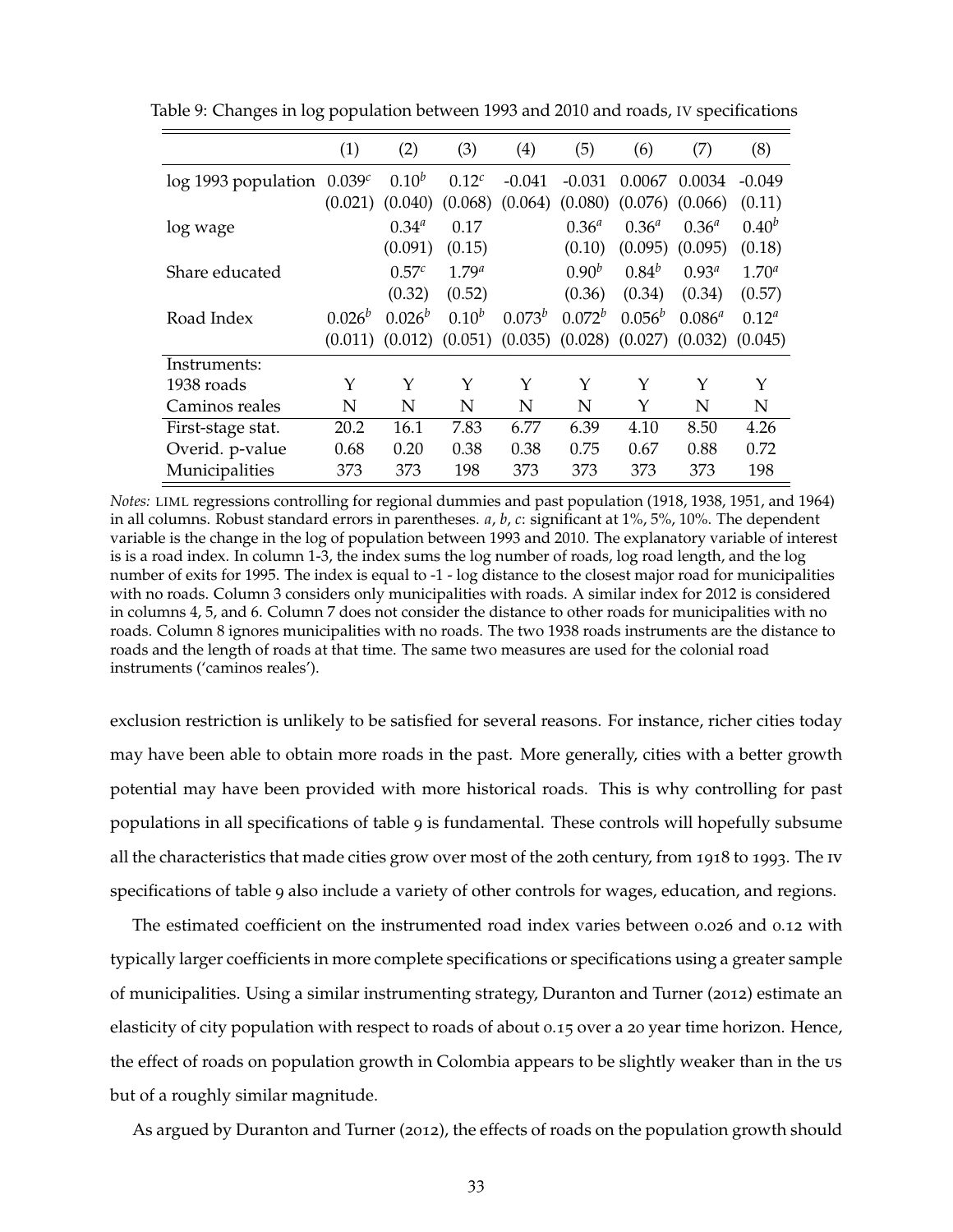Table 9: Changes in log population between 1993 and 2010 and roads, IV specifications

| | (1) | (2) | (3) | (4) | (5) | (6) | (7) | (8) |
|---|---|---|---|---|---|---|---|---|
| log 1993 population | $0.039^{c}$ | $0.10^{b}$ | $0.12^{c}$ | -0.041 | -0.031 | 0.0067 | 0.0034 | -0.049 |
| | (0.021) | (0.040) | (0.068) | (0.064) | (0.080) | (0.076) | (0.066) | (0.11) |
| log wage | | $0.34^{a}$ | 0.17 | | $0.36^{a}$ | $0.36^{a}$ | $0.36^{a}$ | $0.40^{b}$ |
| | | (0.091) | (0.15) | | (0.10) | (0.095) | (0.095) | (0.18) |
| Share educated | | $0.57^{c}$ | $1.79^{a}$ | | $0.90^{b}$ | $0.84^{b}$ | $0.93^{a}$ | $1.70^{a}$ |
| | | (0.32) | (0.52) | | (0.36) | (0.34) | (0.34) | (0.57) |
| Road Index | $0.026^{b}$ | $0.026^{b}$ | $0.10^{b}$ | $0.073^{b}$ | $0.072^{b}$ | $0.056^{b}$ | $0.086^{a}$ | $0.12^{a}$ |
| | (0.011) | (0.012) | (0.051) | (0.035) | (0.028) | (0.027) | (0.032) | (0.045) |
| Instruments: | | | | | | | | |
| 1938 roads | Y | Y | Y | Y | Y | Y | Y | Y |
| Caminos reales | N | N | N | N | N | Y | N | N |
| First-stage stat. | 20.2 | 16.1 | 7.83 | 6.77 | 6.39 | 4.10 | 8.50 | 4.26 |
| Overid. p-value | 0.68 | 0.20 | 0.38 | 0.38 | 0.75 | 0.67 | 0.88 | 0.72 |
| Municipalities | 373 | 373 | 198 | 373 | 373 | 373 | 373 | 198 |

*Notes:* LIML regressions controlling for regional dummies and past population (1918, 1938, 1951, and 1964) in all columns. Robust standard errors in parentheses. *a*, *b*, *c*: significant at 1%, 5%, 10%. The dependent variable is the change in the log of population between 1993 and 2010. The explanatory variable of interest is is a road index. In column 1-3, the index sums the log number of roads, log road length, and the log number of exits for 1995. The index is equal to -1 - log distance to the closest major road for municipalities with no roads. Column 3 considers only municipalities with roads. A similar index for 2012 is considered in columns 4, 5, and 6. Column 7 does not consider the distance to other roads for municipalities with no roads. Column 8 ignores municipalities with no roads. The two 1938 roads instruments are the distance to roads and the length of roads at that time. The same two measures are used for the colonial road instruments ('caminos reales').

exclusion restriction is unlikely to be satisfied for several reasons. For instance, richer cities today may have been able to obtain more roads in the past. More generally, cities with a better growth potential may have been provided with more historical roads. This is why controlling for past populations in all specifications of table 9 is fundamental. These controls will hopefully subsume all the characteristics that made cities grow over most of the 20th century, from 1918 to 1993. The IV specifications of table 9 also include a variety of other controls for wages, education, and regions.

The estimated coefficient on the instrumented road index varies between 0.026 and 0.12 with typically larger coefficients in more complete specifications or specifications using a greater sample of municipalities. Using a similar instrumenting strategy, Duranton and Turner (2012) estimate an elasticity of city population with respect to roads of about 0.15 over a 20 year time horizon. Hence, the effect of roads on population growth in Colombia appears to be slightly weaker than in the US but of a roughly similar magnitude.

As argued by Duranton and Turner (2012), the effects of roads on the population growth should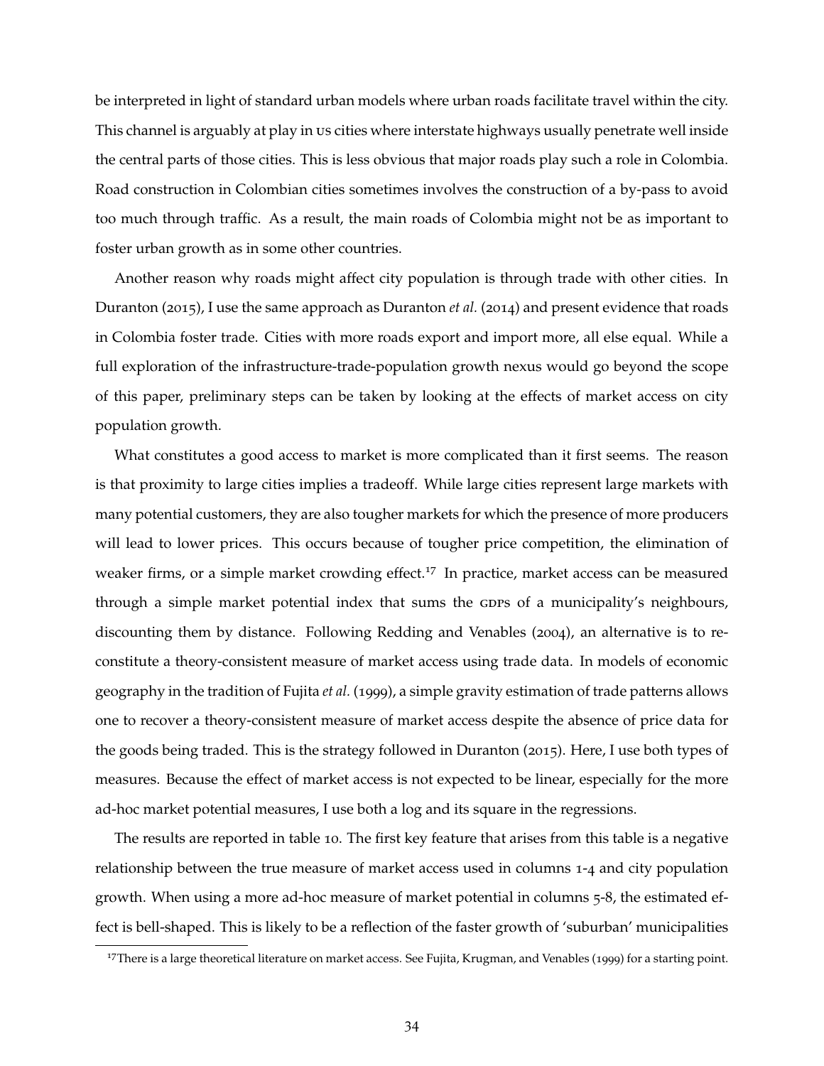be interpreted in light of standard urban models where urban roads facilitate travel within the city. This channel is arguably at play in US cities where interstate highways usually penetrate well inside the central parts of those cities. This is less obvious that major roads play such a role in Colombia. Road construction in Colombian cities sometimes involves the construction of a by-pass to avoid too much through traffic. As a result, the main roads of Colombia might not be as important to foster urban growth as in some other countries.

Another reason why roads might affect city population is through trade with other cities. In Duranton (2015), I use the same approach as Duranton *et al.* (2014) and present evidence that roads in Colombia foster trade. Cities with more roads export and import more, all else equal. While a full exploration of the infrastructure-trade-population growth nexus would go beyond the scope of this paper, preliminary steps can be taken by looking at the effects of market access on city population growth.

What constitutes a good access to market is more complicated than it first seems. The reason is that proximity to large cities implies a tradeoff. While large cities represent large markets with many potential customers, they are also tougher markets for which the presence of more producers will lead to lower prices. This occurs because of tougher price competition, the elimination of weaker firms, or a simple market crowding effect.[17] In practice, market access can be measured through a simple market potential index that sums the GDPs of a municipality's neighbours, discounting them by distance. Following Redding and Venables (2004), an alternative is to reconstitute a theory-consistent measure of market access using trade data. In models of economic geography in the tradition of Fujita *et al.* (1999), a simple gravity estimation of trade patterns allows one to recover a theory-consistent measure of market access despite the absence of price data for the goods being traded. This is the strategy followed in Duranton (2015). Here, I use both types of measures. Because the effect of market access is not expected to be linear, especially for the more ad-hoc market potential measures, I use both a log and its square in the regressions.

The results are reported in table 10. The first key feature that arises from this table is a negative relationship between the true measure of market access used in columns 1-4 and city population growth. When using a more ad-hoc measure of market potential in columns 5-8, the estimated effect is bell-shaped. This is likely to be a reflection of the faster growth of 'suburban' municipalities

[17] There is a large theoretical literature on market access. See Fujita, Krugman, and Venables (1999) for a starting point.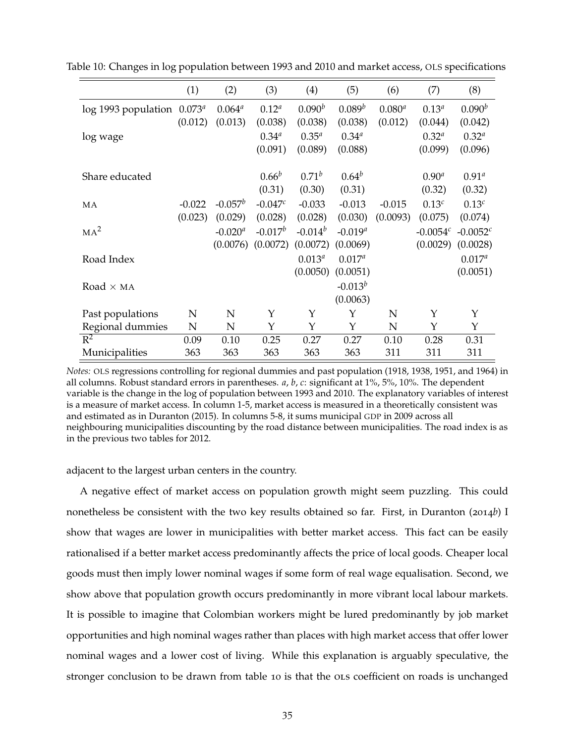Table 10: Changes in log population between 1993 and 2010 and market access, OLS specifications

| | (1) | (2) | (3) | (4) | (5) | (6) | (7) | (8) |
|---|---|---|---|---|---|---|---|---|
| log 1993 population | $0.073^a$ | $0.064^a$ | $0.12^a$ | $0.090^b$ | $0.089^b$ | $0.080^a$ | $0.13^a$ | $0.090^b$ |
| | (0.012) | (0.013) | (0.038) | (0.038) | (0.038) | (0.012) | (0.044) | (0.042) |
| log wage | | | $0.34^a$ | $0.35^a$ | $0.34^a$ | | $0.32^a$ | $0.32^a$ |
| | | | (0.091) | (0.089) | (0.088) | | (0.099) | (0.096) |
| Share educated | | | $0.66^b$ | $0.71^b$ | $0.64^b$ | | $0.90^a$ | $0.91^a$ |
| | | | (0.31) | (0.30) | (0.31) | | (0.32) | (0.32) |
| MA | -0.022 | $-0.057^b$ | $-0.047^c$ | -0.033 | -0.013 | -0.015 | $0.13^c$ | $0.13^c$ |
| | (0.023) | (0.029) | (0.028) | (0.028) | (0.030) | (0.0093) | (0.075) | (0.074) |
| $\text{MA}^2$ | | $-0.020^a$ | $-0.017^b$ | $-0.014^b$ | $-0.019^a$ | | $-0.0054^c$ | $-0.0052^c$ |
| | | (0.0076) | (0.0072) | (0.0072) | (0.0069) | | (0.0029) | (0.0028) |
| Road Index | | | | $0.013^a$ | $0.017^a$ | | | $0.017^a$ |
| | | | | (0.0050) | (0.0051) | | | (0.0051) |
| Road × MA | | | | | $-0.013^b$ | | | |
| | | | | | (0.0063) | | | |
| Past populations | N | N | Y | Y | Y | N | Y | Y |
| Regional dummies | N | N | Y | Y | Y | N | Y | Y |
| $R^2$ | 0.09 | 0.10 | 0.25 | 0.27 | 0.27 | 0.10 | 0.28 | 0.31 |
| Municipalities | 363 | 363 | 363 | 363 | 363 | 311 | 311 | 311 |

*Notes:* OLS regressions controlling for regional dummies and past population (1918, 1938, 1951, and 1964) in all columns. Robust standard errors in parentheses. *a*, *b*, *c*: significant at 1%, 5%, 10%. The dependent variable is the change in the log of population between 1993 and 2010. The explanatory variables of interest is a measure of market access. In column 1-5, market access is measured in a theoretically consistent was and estimated as in Duranton (2015). In columns 5-8, it sums municipal GDP in 2009 across all neighbouring municipalities discounting by the road distance between municipalities. The road index is as in the previous two tables for 2012.

adjacent to the largest urban centers in the country.

A negative effect of market access on population growth might seem puzzling. This could nonetheless be consistent with the two key results obtained so far. First, in Duranton (2014*b*) I show that wages are lower in municipalities with better market access. This fact can be easily rationalised if a better market access predominantly affects the price of local goods. Cheaper local goods must then imply lower nominal wages if some form of real wage equalisation. Second, we show above that population growth occurs predominantly in more vibrant local labour markets. It is possible to imagine that Colombian workers might be lured predominantly by job market opportunities and high nominal wages rather than places with high market access that offer lower nominal wages and a lower cost of living. While this explanation is arguably speculative, the stronger conclusion to be drawn from table 10 is that the OLS coefficient on roads is unchanged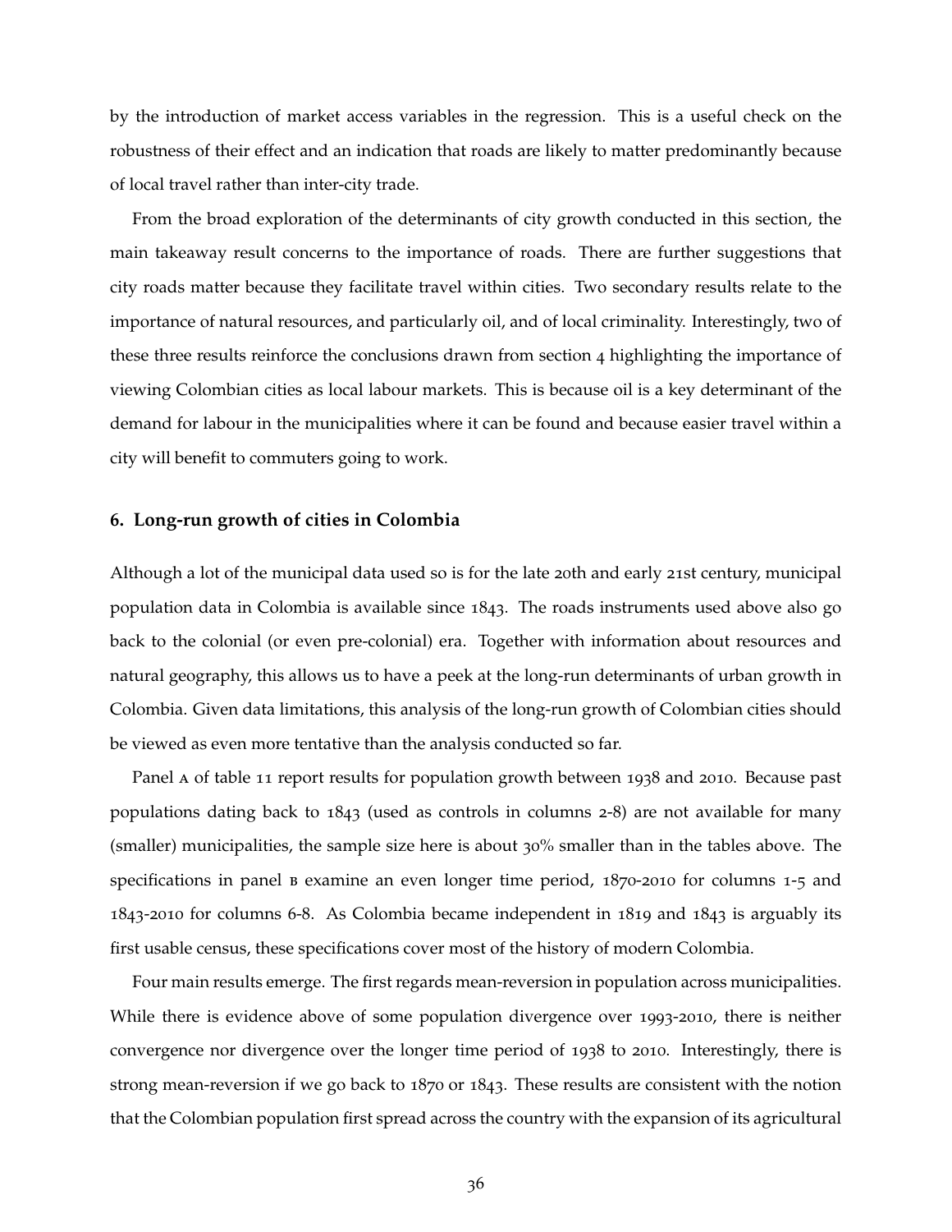by the introduction of market access variables in the regression. This is a useful check on the robustness of their effect and an indication that roads are likely to matter predominantly because of local travel rather than inter-city trade.

From the broad exploration of the determinants of city growth conducted in this section, the main takeaway result concerns to the importance of roads. There are further suggestions that city roads matter because they facilitate travel within cities. Two secondary results relate to the importance of natural resources, and particularly oil, and of local criminality. Interestingly, two of these three results reinforce the conclusions drawn from section 4 highlighting the importance of viewing Colombian cities as local labour markets. This is because oil is a key determinant of the demand for labour in the municipalities where it can be found and because easier travel within a city will benefit to commuters going to work.

## 6. Long-run growth of cities in Colombia

Although a lot of the municipal data used so is for the late 20th and early 21st century, municipal population data in Colombia is available since 1843. The roads instruments used above also go back to the colonial (or even pre-colonial) era. Together with information about resources and natural geography, this allows us to have a peek at the long-run determinants of urban growth in Colombia. Given data limitations, this analysis of the long-run growth of Colombian cities should be viewed as even more tentative than the analysis conducted so far.

Panel A of table 11 report results for population growth between 1938 and 2010. Because past populations dating back to 1843 (used as controls in columns 2-8) are not available for many (smaller) municipalities, the sample size here is about 30% smaller than in the tables above. The specifications in panel B examine an even longer time period, 1870-2010 for columns 1-5 and 1843-2010 for columns 6-8. As Colombia became independent in 1819 and 1843 is arguably its first usable census, these specifications cover most of the history of modern Colombia.

Four main results emerge. The first regards mean-reversion in population across municipalities. While there is evidence above of some population divergence over 1993-2010, there is neither convergence nor divergence over the longer time period of 1938 to 2010. Interestingly, there is strong mean-reversion if we go back to 1870 or 1843. These results are consistent with the notion that the Colombian population first spread across the country with the expansion of its agricultural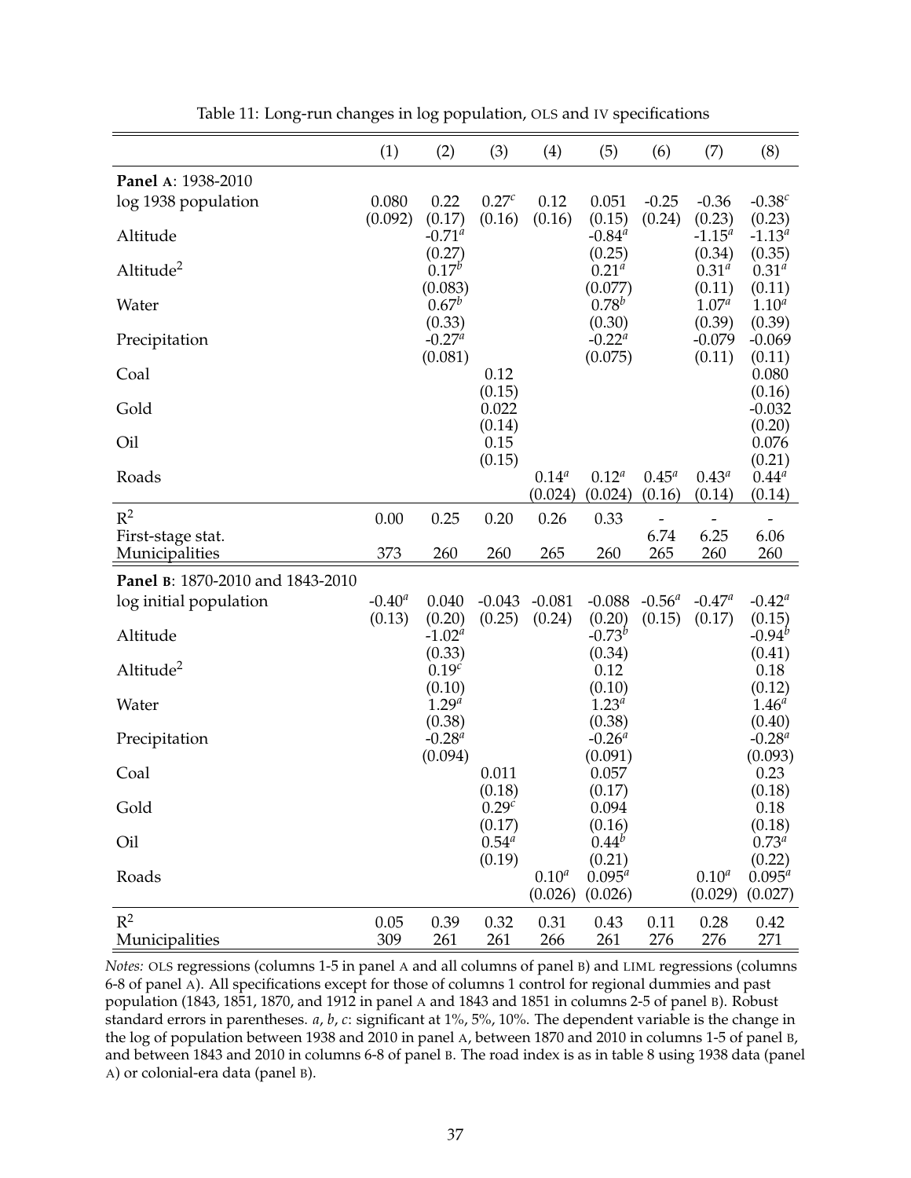Table 11: Long-run changes in log population, OLS and IV specifications

| | (1) | (2) | (3) | (4) | (5) | (6) | (7) | (8) |
|---|---|---|---|---|---|---|---|---|
| **Panel A**: 1938-2010 | | | | | | | | |
| log 1938 population | 0.080 | 0.22 | $0.27^c$ | 0.12 | 0.051 | -0.25 | -0.36 | $-0.38^c$ |
| | (0.092) | (0.17) | (0.16) | (0.16) | (0.15) | (0.24) | (0.23) | (0.23) |
| Altitude | | $-0.71^a$ | | | $-0.84^a$ | | $-1.15^a$ | $-1.13^a$ |
| | | (0.27) | | | (0.25) | | (0.34) | (0.35) |
| Altitude$^2$ | | $0.17^b$ | | | $0.21^a$ | | $0.31^a$ | $0.31^a$ |
| | | (0.083) | | | (0.077) | | (0.11) | (0.11) |
| Water | | $0.67^b$ | | | $0.78^b$ | | $1.07^a$ | $1.10^a$ |
| | | (0.33) | | | (0.30) | | (0.39) | (0.39) |
| Precipitation | | $-0.27^a$ | | | $-0.22^a$ | | -0.079 | -0.069 |
| | | (0.081) | | | (0.075) | | (0.11) | (0.11) |
| Coal | | | 0.12 | | | | | 0.080 |
| | | | (0.15) | | | | | (0.16) |
| Gold | | | 0.022 | | | | | -0.032 |
| | | | (0.14) | | | | | (0.20) |
| Oil | | | 0.15 | | | | | 0.076 |
| | | | (0.15) | | | | | (0.21) |
| Roads | | | | $0.14^a$ | $0.12^a$ | $0.45^a$ | $0.43^a$ | $0.44^a$ |
| | | | | (0.024) | (0.024) | (0.16) | (0.14) | (0.14) |
| $R^2$ | 0.00 | 0.25 | 0.20 | 0.26 | 0.33 | - | - | - |
| First-stage stat. | | | | | | 6.74 | 6.25 | 6.06 |
| Municipalities | 373 | 260 | 260 | 265 | 260 | 265 | 260 | 260 |
| **Panel B**: 1870-2010 and 1843-2010 | | | | | | | | |
| log initial population | $-0.40^a$ | 0.040 | -0.043 | -0.081 | -0.088 | $-0.56^a$ | $-0.47^a$ | $-0.42^a$ |
| | (0.13) | (0.20) | (0.25) | (0.24) | (0.20) | (0.15) | (0.17) | (0.15) |
| Altitude | | $-1.02^a$ | | | $-0.73^b$ | | | $-0.94^b$ |
| | | (0.33) | | | (0.34) | | | (0.41) |
| Altitude$^2$ | | $0.19^c$ | | | 0.12 | | | 0.18 |
| | | (0.10) | | | (0.10) | | | (0.12) |
| Water | | $1.29^a$ | | | $1.23^a$ | | | $1.46^a$ |
| | | (0.38) | | | (0.38) | | | (0.40) |
| Precipitation | | $-0.28^a$ | | | $-0.26^a$ | | | $-0.28^a$ |
| | | (0.094) | | | (0.091) | | | (0.093) |
| Coal | | | 0.011 | | 0.057 | | | 0.23 |
| | | | (0.18) | | (0.17) | | | (0.18) |
| Gold | | | $0.29^c$ | | 0.094 | | | 0.18 |
| | | | (0.17) | | (0.16) | | | (0.18) |
| Oil | | | $0.54^a$ | | $0.44^b$ | | | $0.73^a$ |
| | | | (0.19) | | (0.21) | | | (0.22) |
| Roads | | | | $0.10^a$ | $0.095^a$ | | $0.10^a$ | $0.095^a$ |
| | | | | (0.026) | (0.026) | | (0.029) | (0.027) |
| $R^2$ | 0.05 | 0.39 | 0.32 | 0.31 | 0.43 | 0.11 | 0.28 | 0.42 |
| Municipalities | 309 | 261 | 261 | 266 | 261 | 276 | 276 | 271 |

*Notes:* OLS regressions (columns 1-5 in panel A and all columns of panel B) and LIML regressions (columns 6-8 of panel A). All specifications except for those of columns 1 control for regional dummies and past population (1843, 1851, 1870, and 1912 in panel A and 1843 and 1851 in columns 2-5 of panel B). Robust standard errors in parentheses. *a*, *b*, *c*: significant at 1%, 5%, 10%. The dependent variable is the change in the log of population between 1938 and 2010 in panel A, between 1870 and 2010 in columns 1-5 of panel B, and between 1843 and 2010 in columns 6-8 of panel B. The road index is as in table 8 using 1938 data (panel A) or colonial-era data (panel B).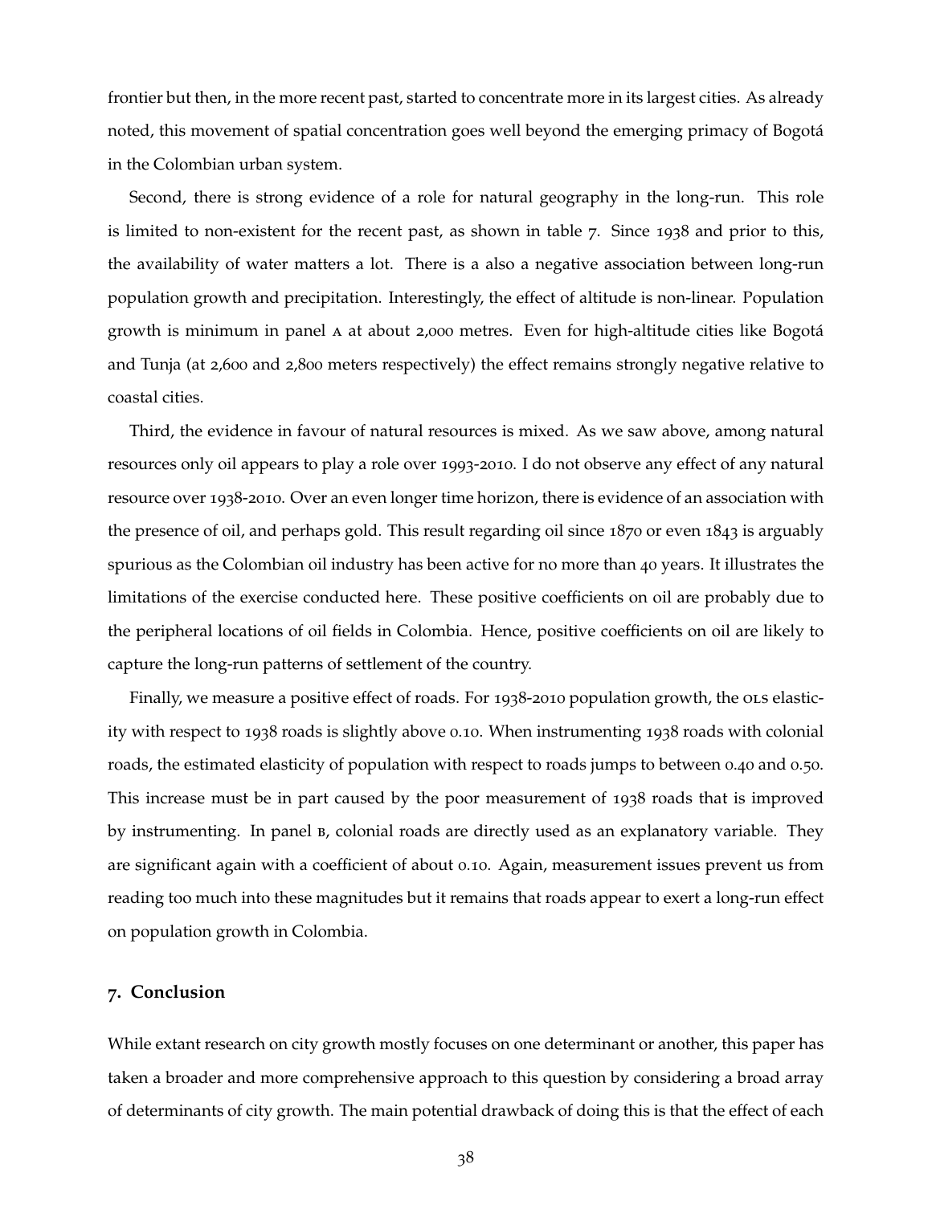frontier but then, in the more recent past, started to concentrate more in its largest cities. As already noted, this movement of spatial concentration goes well beyond the emerging primacy of Bogotá in the Colombian urban system.

Second, there is strong evidence of a role for natural geography in the long-run. This role is limited to non-existent for the recent past, as shown in table 7. Since 1938 and prior to this, the availability of water matters a lot. There is a also a negative association between long-run population growth and precipitation. Interestingly, the effect of altitude is non-linear. Population growth is minimum in panel A at about 2,000 metres. Even for high-altitude cities like Bogotá and Tunja (at 2,600 and 2,800 meters respectively) the effect remains strongly negative relative to coastal cities.

Third, the evidence in favour of natural resources is mixed. As we saw above, among natural resources only oil appears to play a role over 1993-2010. I do not observe any effect of any natural resource over 1938-2010. Over an even longer time horizon, there is evidence of an association with the presence of oil, and perhaps gold. This result regarding oil since 1870 or even 1843 is arguably spurious as the Colombian oil industry has been active for no more than 40 years. It illustrates the limitations of the exercise conducted here. These positive coefficients on oil are probably due to the peripheral locations of oil fields in Colombia. Hence, positive coefficients on oil are likely to capture the long-run patterns of settlement of the country.

Finally, we measure a positive effect of roads. For 1938-2010 population growth, the OLS elasticity with respect to 1938 roads is slightly above 0.10. When instrumenting 1938 roads with colonial roads, the estimated elasticity of population with respect to roads jumps to between 0.40 and 0.50. This increase must be in part caused by the poor measurement of 1938 roads that is improved by instrumenting. In panel B, colonial roads are directly used as an explanatory variable. They are significant again with a coefficient of about 0.10. Again, measurement issues prevent us from reading too much into these magnitudes but it remains that roads appear to exert a long-run effect on population growth in Colombia.

## 7. Conclusion

While extant research on city growth mostly focuses on one determinant or another, this paper has taken a broader and more comprehensive approach to this question by considering a broad array of determinants of city growth. The main potential drawback of doing this is that the effect of each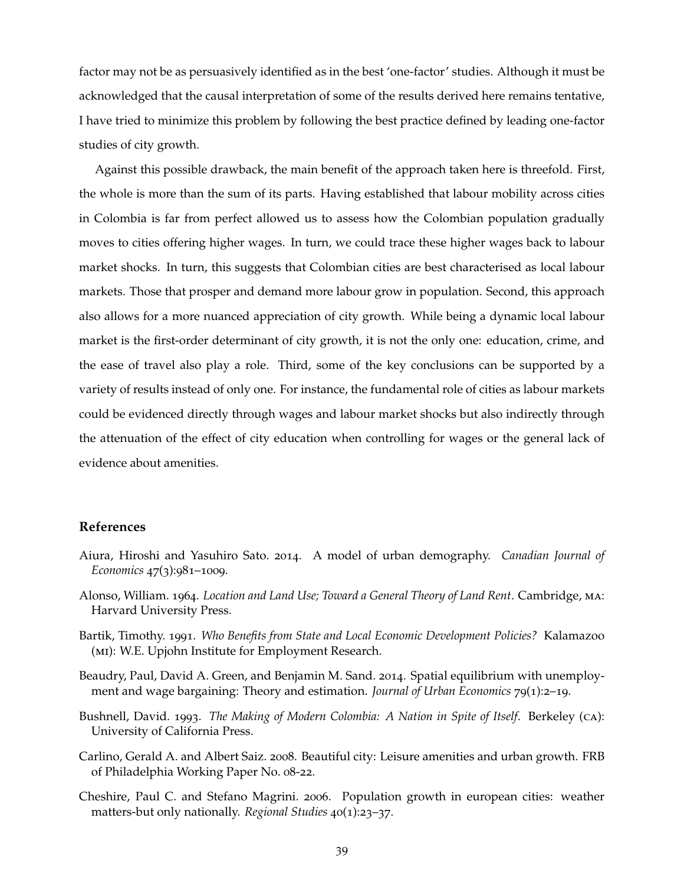factor may not be as persuasively identified as in the best 'one-factor' studies. Although it must be acknowledged that the causal interpretation of some of the results derived here remains tentative, I have tried to minimize this problem by following the best practice defined by leading one-factor studies of city growth.

Against this possible drawback, the main benefit of the approach taken here is threefold. First, the whole is more than the sum of its parts. Having established that labour mobility across cities in Colombia is far from perfect allowed us to assess how the Colombian population gradually moves to cities offering higher wages. In turn, we could trace these higher wages back to labour market shocks. In turn, this suggests that Colombian cities are best characterised as local labour markets. Those that prosper and demand more labour grow in population. Second, this approach also allows for a more nuanced appreciation of city growth. While being a dynamic local labour market is the first-order determinant of city growth, it is not the only one: education, crime, and the ease of travel also play a role. Third, some of the key conclusions can be supported by a variety of results instead of only one. For instance, the fundamental role of cities as labour markets could be evidenced directly through wages and labour market shocks but also indirectly through the attenuation of the effect of city education when controlling for wages or the general lack of evidence about amenities.

## References

Aiura, Hiroshi and Yasuhiro Sato. 2014. A model of urban demography. *Canadian Journal of Economics* 47(3):981–1009.

Alonso, William. 1964. *Location and Land Use; Toward a General Theory of Land Rent*. Cambridge, MA: Harvard University Press.

Bartik, Timothy. 1991. *Who Benefits from State and Local Economic Development Policies?* Kalamazoo (MI): W.E. Upjohn Institute for Employment Research.

Beaudry, Paul, David A. Green, and Benjamin M. Sand. 2014. Spatial equilibrium with unemployment and wage bargaining: Theory and estimation. *Journal of Urban Economics* 79(1):2–19.

Bushnell, David. 1993. *The Making of Modern Colombia: A Nation in Spite of Itself*. Berkeley (CA): University of California Press.

Carlino, Gerald A. and Albert Saiz. 2008. Beautiful city: Leisure amenities and urban growth. FRB of Philadelphia Working Paper No. 08-22.

Cheshire, Paul C. and Stefano Magrini. 2006. Population growth in european cities: weather matters-but only nationally. *Regional Studies* 40(1):23–37.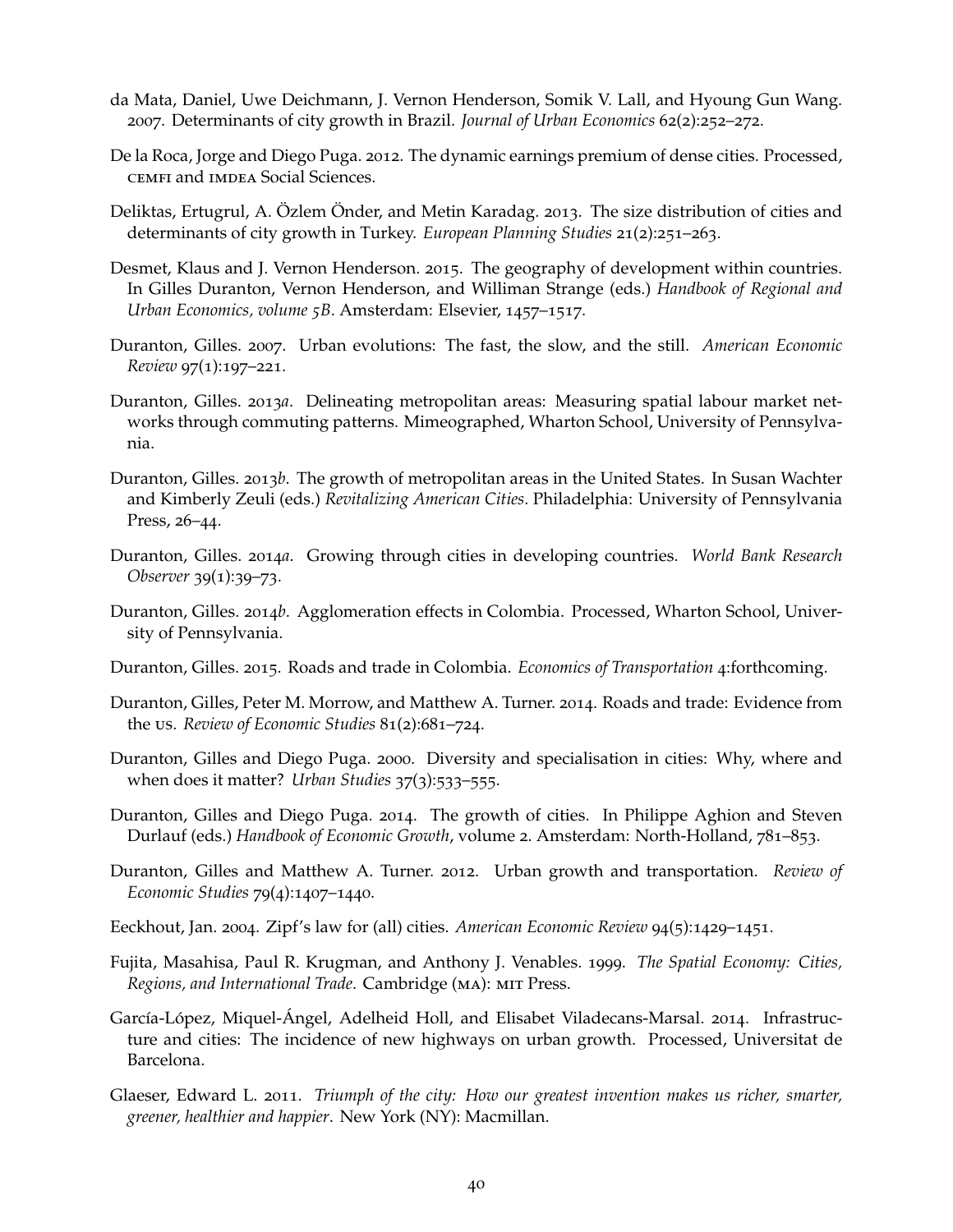da Mata, Daniel, Uwe Deichmann, J. Vernon Henderson, Somik V. Lall, and Hyoung Gun Wang. 2007. Determinants of city growth in Brazil. *Journal of Urban Economics* 62(2):252–272.

De la Roca, Jorge and Diego Puga. 2012. The dynamic earnings premium of dense cities. Processed, CEMFI and IMDEA Social Sciences.

Deliktas, Ertugrul, A. Özlem Önder, and Metin Karadag. 2013. The size distribution of cities and determinants of city growth in Turkey. *European Planning Studies* 21(2):251–263.

Desmet, Klaus and J. Vernon Henderson. 2015. The geography of development within countries. In Gilles Duranton, Vernon Henderson, and Williman Strange (eds.) *Handbook of Regional and Urban Economics, volume 5B*. Amsterdam: Elsevier, 1457–1517.

Duranton, Gilles. 2007. Urban evolutions: The fast, the slow, and the still. *American Economic Review* 97(1):197–221.

Duranton, Gilles. 2013*a*. Delineating metropolitan areas: Measuring spatial labour market networks through commuting patterns. Mimeographed, Wharton School, University of Pennsylvania.

Duranton, Gilles. 2013*b*. The growth of metropolitan areas in the United States. In Susan Wachter and Kimberly Zeuli (eds.) *Revitalizing American Cities*. Philadelphia: University of Pennsylvania Press, 26–44.

Duranton, Gilles. 2014*a*. Growing through cities in developing countries. *World Bank Research Observer* 39(1):39–73.

Duranton, Gilles. 2014*b*. Agglomeration effects in Colombia. Processed, Wharton School, University of Pennsylvania.

Duranton, Gilles. 2015. Roads and trade in Colombia. *Economics of Transportation* 4:forthcoming.

Duranton, Gilles, Peter M. Morrow, and Matthew A. Turner. 2014. Roads and trade: Evidence from the US. *Review of Economic Studies* 81(2):681–724.

Duranton, Gilles and Diego Puga. 2000. Diversity and specialisation in cities: Why, where and when does it matter? *Urban Studies* 37(3):533–555.

Duranton, Gilles and Diego Puga. 2014. The growth of cities. In Philippe Aghion and Steven Durlauf (eds.) *Handbook of Economic Growth*, volume 2. Amsterdam: North-Holland, 781–853.

Duranton, Gilles and Matthew A. Turner. 2012. Urban growth and transportation. *Review of Economic Studies* 79(4):1407–1440.

Eeckhout, Jan. 2004. Zipf's law for (all) cities. *American Economic Review* 94(5):1429–1451.

Fujita, Masahisa, Paul R. Krugman, and Anthony J. Venables. 1999. *The Spatial Economy: Cities, Regions, and International Trade*. Cambridge (MA): MIT Press.

García-López, Miquel-Ángel, Adelheid Holl, and Elisabet Viladecans-Marsal. 2014. Infrastructure and cities: The incidence of new highways on urban growth. Processed, Universitat de Barcelona.

Glaeser, Edward L. 2011. *Triumph of the city: How our greatest invention makes us richer, smarter, greener, healthier and happier*. New York (NY): Macmillan.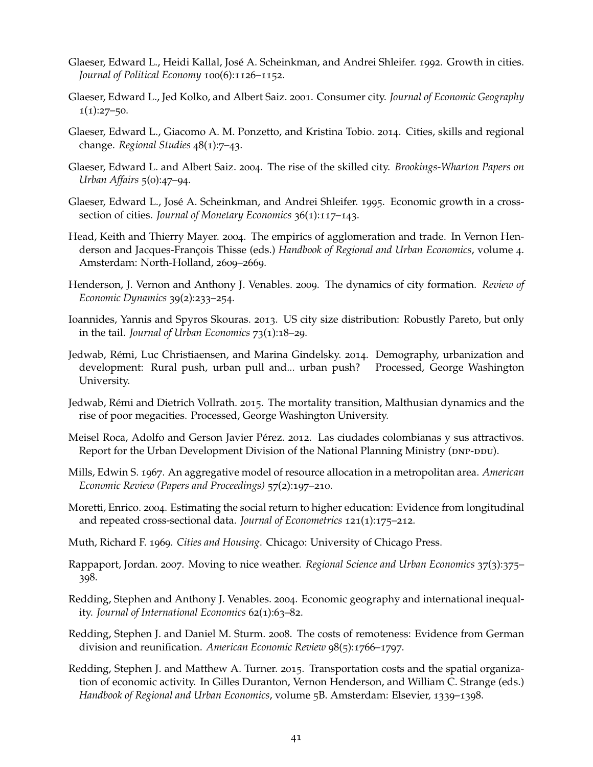Glaeser, Edward L., Heidi Kallal, José A. Scheinkman, and Andrei Shleifer. 1992. Growth in cities. *Journal of Political Economy* 100(6):1126–1152.

Glaeser, Edward L., Jed Kolko, and Albert Saiz. 2001. Consumer city. *Journal of Economic Geography* 1(1):27–50.

Glaeser, Edward L., Giacomo A. M. Ponzetto, and Kristina Tobio. 2014. Cities, skills and regional change. *Regional Studies* 48(1):7–43.

Glaeser, Edward L. and Albert Saiz. 2004. The rise of the skilled city. *Brookings-Wharton Papers on Urban Affairs* 5(0):47–94.

Glaeser, Edward L., José A. Scheinkman, and Andrei Shleifer. 1995. Economic growth in a cross-section of cities. *Journal of Monetary Economics* 36(1):117–143.

Head, Keith and Thierry Mayer. 2004. The empirics of agglomeration and trade. In Vernon Henderson and Jacques-François Thisse (eds.) *Handbook of Regional and Urban Economics*, volume 4. Amsterdam: North-Holland, 2609–2669.

Henderson, J. Vernon and Anthony J. Venables. 2009. The dynamics of city formation. *Review of Economic Dynamics* 39(2):233–254.

Ioannides, Yannis and Spyros Skouras. 2013. US city size distribution: Robustly Pareto, but only in the tail. *Journal of Urban Economics* 73(1):18–29.

Jedwab, Rémi, Luc Christiaensen, and Marina Gindelsky. 2014. Demography, urbanization and development: Rural push, urban pull and... urban push? Processed, George Washington University.

Jedwab, Rémi and Dietrich Vollrath. 2015. The mortality transition, Malthusian dynamics and the rise of poor megacities. Processed, George Washington University.

Meisel Roca, Adolfo and Gerson Javier Pérez. 2012. Las ciudades colombianas y sus attractivos. Report for the Urban Development Division of the National Planning Ministry (DNP-DDU).

Mills, Edwin S. 1967. An aggregative model of resource allocation in a metropolitan area. *American Economic Review (Papers and Proceedings)* 57(2):197–210.

Moretti, Enrico. 2004. Estimating the social return to higher education: Evidence from longitudinal and repeated cross-sectional data. *Journal of Econometrics* 121(1):175–212.

Muth, Richard F. 1969. *Cities and Housing*. Chicago: University of Chicago Press.

Rappaport, Jordan. 2007. Moving to nice weather. *Regional Science and Urban Economics* 37(3):375–398.

Redding, Stephen and Anthony J. Venables. 2004. Economic geography and international inequality. *Journal of International Economics* 62(1):63–82.

Redding, Stephen J. and Daniel M. Sturm. 2008. The costs of remoteness: Evidence from German division and reunification. *American Economic Review* 98(5):1766–1797.

Redding, Stephen J. and Matthew A. Turner. 2015. Transportation costs and the spatial organization of economic activity. In Gilles Duranton, Vernon Henderson, and William C. Strange (eds.) *Handbook of Regional and Urban Economics*, volume 5B. Amsterdam: Elsevier, 1339–1398.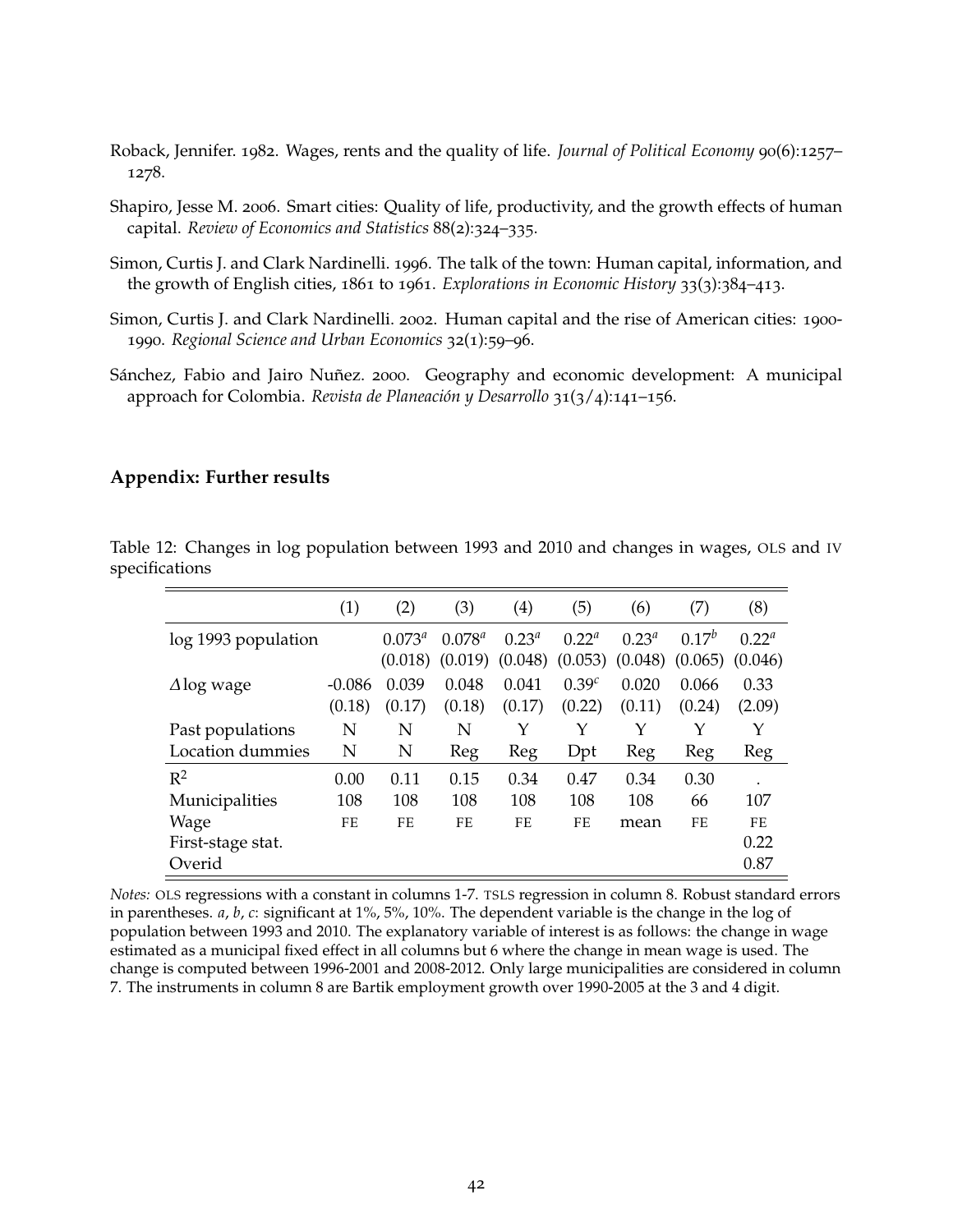Roback, Jennifer. 1982. Wages, rents and the quality of life. *Journal of Political Economy* 90(6):1257–1278.

Shapiro, Jesse M. 2006. Smart cities: Quality of life, productivity, and the growth effects of human capital. *Review of Economics and Statistics* 88(2):324–335.

Simon, Curtis J. and Clark Nardinelli. 1996. The talk of the town: Human capital, information, and the growth of English cities, 1861 to 1961. *Explorations in Economic History* 33(3):384–413.

Simon, Curtis J. and Clark Nardinelli. 2002. Human capital and the rise of American cities: 1900-1990. *Regional Science and Urban Economics* 32(1):59–96.

Sánchez, Fabio and Jairo Nuñez. 2000. Geography and economic development: A municipal approach for Colombia. *Revista de Planeación y Desarrollo* 31(3/4):141–156.

## Appendix: Further results

Table 12: Changes in log population between 1993 and 2010 and changes in wages, OLS and IV specifications

| | (1) | (2) | (3) | (4) | (5) | (6) | (7) | (8) |
|---|---|---|---|---|---|---|---|---|
| log 1993 population | | $0.073^a$ | $0.078^a$ | $0.23^a$ | $0.22^a$ | $0.23^a$ | $0.17^b$ | $0.22^a$ |
| | | (0.018) | (0.019) | (0.048) | (0.053) | (0.048) | (0.065) | (0.046) |
| $\Delta$log wage | -0.086 | 0.039 | 0.048 | 0.041 | $0.39^c$ | 0.020 | 0.066 | 0.33 |
| | (0.18) | (0.17) | (0.18) | (0.17) | (0.22) | (0.11) | (0.24) | (2.09) |
| Past populations | N | N | N | Y | Y | Y | Y | Y |
| Location dummies | N | N | Reg | Reg | Dpt | Reg | Reg | Reg |
| $R^2$ | 0.00 | 0.11 | 0.15 | 0.34 | 0.47 | 0.34 | 0.30 | . |
| Municipalities | 108 | 108 | 108 | 108 | 108 | 108 | 66 | 107 |
| Wage | FE | FE | FE | FE | FE | mean | FE | FE |
| First-stage stat. | | | | | | | | 0.22 |
| Overid | | | | | | | | 0.87 |

*Notes:* OLS regressions with a constant in columns 1-7. TSLS regression in column 8. Robust standard errors in parentheses. *a*, *b*, *c*: significant at 1%, 5%, 10%. The dependent variable is the change in the log of population between 1993 and 2010. The explanatory variable of interest is as follows: the change in wage estimated as a municipal fixed effect in all columns but 6 where the change in mean wage is used. The change is computed between 1996-2001 and 2008-2012. Only large municipalities are considered in column 7. The instruments in column 8 are Bartik employment growth over 1990-2005 at the 3 and 4 digit.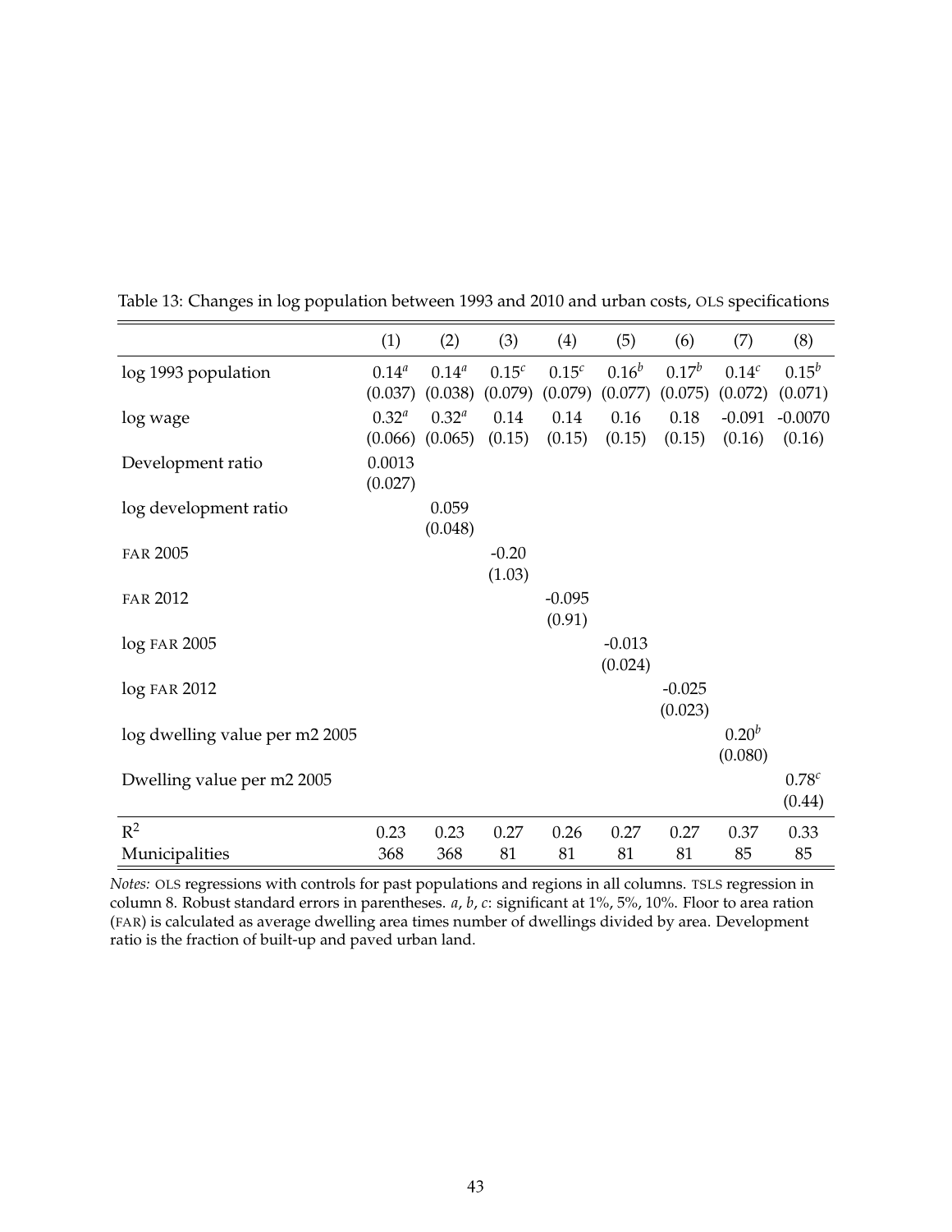Table 13: Changes in log population between 1993 and 2010 and urban costs, OLS specifications

| | (1) | (2) | (3) | (4) | (5) | (6) | (7) | (8) |
|---|---|---|---|---|---|---|---|---|
| log 1993 population | $0.14^a$ | $0.14^a$ | $0.15^c$ | $0.15^c$ | $0.16^b$ | $0.17^b$ | $0.14^c$ | $0.15^b$ |
| | (0.037) | (0.038) | (0.079) | (0.079) | (0.077) | (0.075) | (0.072) | (0.071) |
| log wage | $0.32^a$ | $0.32^a$ | 0.14 | 0.14 | 0.16 | 0.18 | -0.091 | -0.0070 |
| | (0.066) | (0.065) | (0.15) | (0.15) | (0.15) | (0.15) | (0.16) | (0.16) |
| Development ratio | 0.0013 | | | | | | | |
| | (0.027) | | | | | | | |
| log development ratio | | 0.059 | | | | | | |
| | | (0.048) | | | | | | |
| FAR 2005 | | | -0.20 | | | | | |
| | | | (1.03) | | | | | |
| FAR 2012 | | | | -0.095 | | | | |
| | | | | (0.91) | | | | |
| log FAR 2005 | | | | | -0.013 | | | |
| | | | | | (0.024) | | | |
| log FAR 2012 | | | | | | -0.025 | | |
| | | | | | | (0.023) | | |
| log dwelling value per m2 2005 | | | | | | | $0.20^b$ | |
| | | | | | | | (0.080) | |
| Dwelling value per m2 2005 | | | | | | | | $0.78^c$ |
| | | | | | | | | (0.44) |
| $R^2$ | 0.23 | 0.23 | 0.27 | 0.26 | 0.27 | 0.27 | 0.37 | 0.33 |
| Municipalities | 368 | 368 | 81 | 81 | 81 | 81 | 85 | 85 |

*Notes:* OLS regressions with controls for past populations and regions in all columns. TSLS regression in column 8. Robust standard errors in parentheses. *a*, *b*, *c*: significant at 1%, 5%, 10%. Floor to area ration (FAR) is calculated as average dwelling area times number of dwellings divided by area. Development ratio is the fraction of built-up and paved urban land.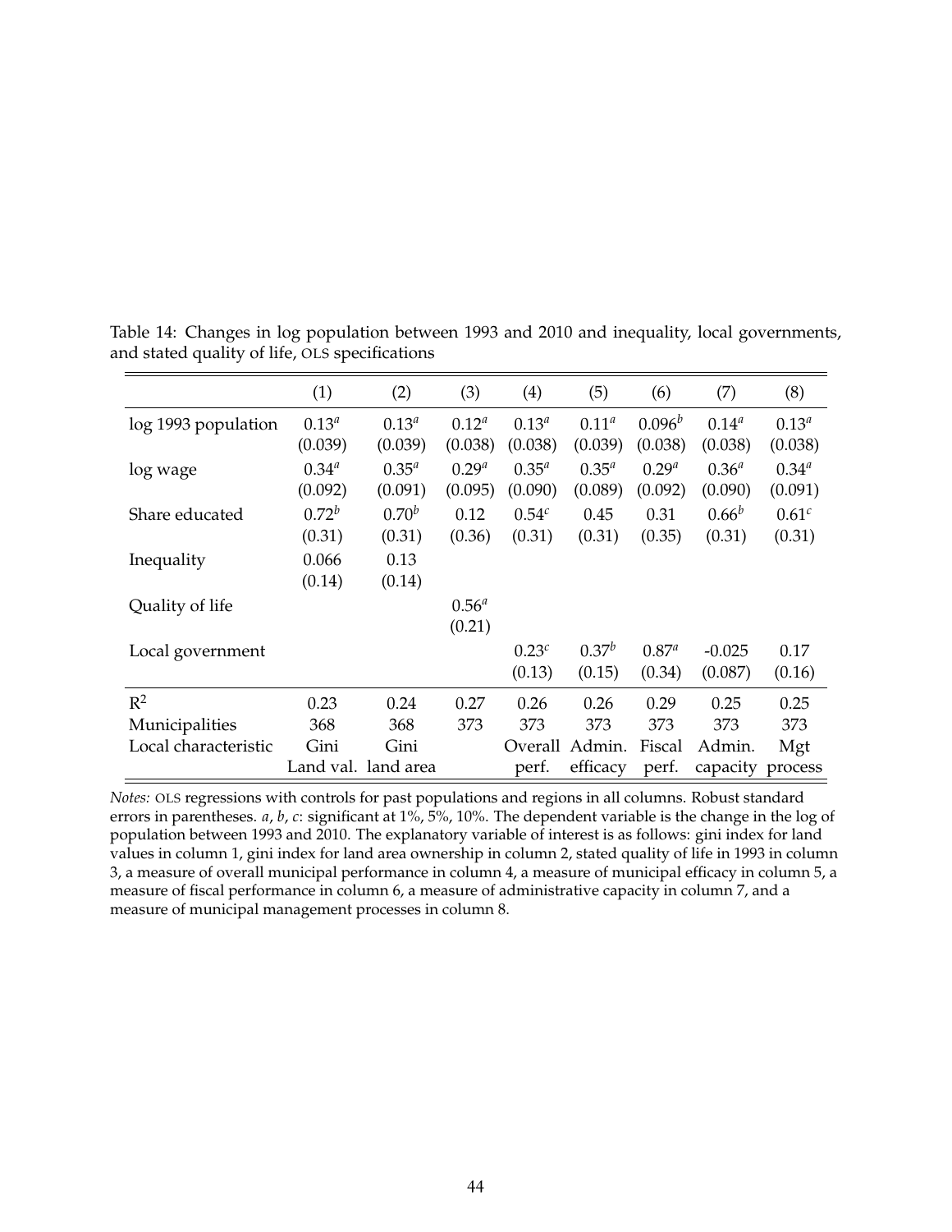Table 14: Changes in log population between 1993 and 2010 and inequality, local governments, and stated quality of life, OLS specifications

| | (1) | (2) | (3) | (4) | (5) | (6) | (7) | (8) |
|---|---|---|---|---|---|---|---|---|
| log 1993 population | $0.13^a$ | $0.13^a$ | $0.12^a$ | $0.13^a$ | $0.11^a$ | $0.096^b$ | $0.14^a$ | $0.13^a$ |
| | (0.039) | (0.039) | (0.038) | (0.038) | (0.039) | (0.038) | (0.038) | (0.038) |
| log wage | $0.34^a$ | $0.35^a$ | $0.29^a$ | $0.35^a$ | $0.35^a$ | $0.29^a$ | $0.36^a$ | $0.34^a$ |
| | (0.092) | (0.091) | (0.095) | (0.090) | (0.089) | (0.092) | (0.090) | (0.091) |
| Share educated | $0.72^b$ | $0.70^b$ | 0.12 | $0.54^c$ | 0.45 | 0.31 | $0.66^b$ | $0.61^c$ |
| | (0.31) | (0.31) | (0.36) | (0.31) | (0.31) | (0.35) | (0.31) | (0.31) |
| Inequality | 0.066 | 0.13 | | | | | | |
| | (0.14) | (0.14) | | | | | | |
| Quality of life | | | $0.56^a$ | | | | | |
| | | | (0.21) | | | | | |
| Local government | | | | $0.23^c$ | $0.37^b$ | $0.87^a$ | -0.025 | 0.17 |
| | | | | (0.13) | (0.15) | (0.34) | (0.087) | (0.16) |
| $R^2$ | 0.23 | 0.24 | 0.27 | 0.26 | 0.26 | 0.29 | 0.25 | 0.25 |
| Municipalities | 368 | 368 | 373 | 373 | 373 | 373 | 373 | 373 |
| Local characteristic | Gini Land val. | Gini land area | | Overall perf. | Admin. efficacy | Fiscal perf. | Admin. capacity | Mgt process |

*Notes:* OLS regressions with controls for past populations and regions in all columns. Robust standard errors in parentheses. *a*, *b*, *c*: significant at 1%, 5%, 10%. The dependent variable is the change in the log of population between 1993 and 2010. The explanatory variable of interest is as follows: gini index for land values in column 1, gini index for land area ownership in column 2, stated quality of life in 1993 in column 3, a measure of overall municipal performance in column 4, a measure of municipal efficacy in column 5, a measure of fiscal performance in column 6, a measure of administrative capacity in column 7, and a measure of municipal management processes in column 8.